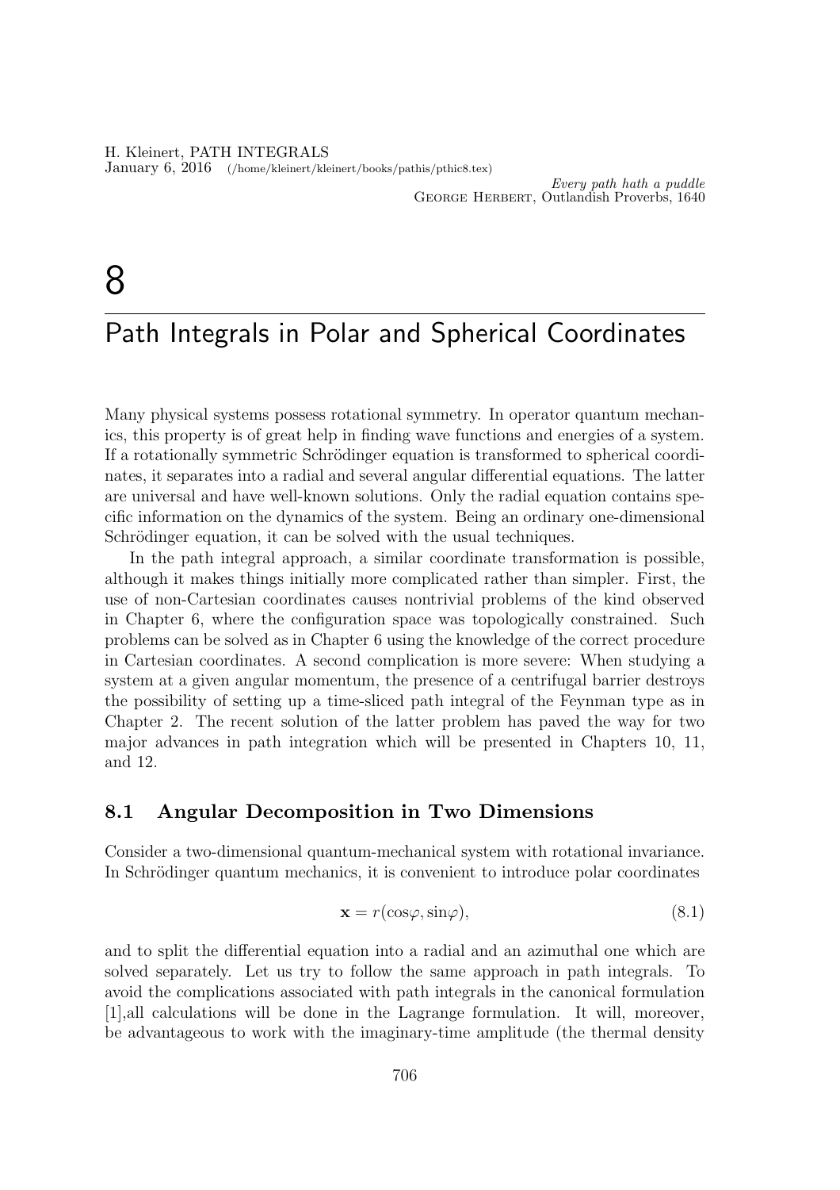*Every path hath a puddle*
George Herbert, Outlandish Proverbs, 1640

# 8

# Path Integrals in Polar and Spherical Coordinates

Many physical systems possess rotational symmetry. In operator quantum mechanics, this property is of great help in finding wave functions and energies of a system. If a rotationally symmetric Schrödinger equation is transformed to spherical coordinates, it separates into a radial and several angular differential equations. The latter are universal and have well-known solutions. Only the radial equation contains specific information on the dynamics of the system. Being an ordinary one-dimensional Schrödinger equation, it can be solved with the usual techniques.

In the path integral approach, a similar coordinate transformation is possible, although it makes things initially more complicated rather than simpler. First, the use of non-Cartesian coordinates causes nontrivial problems of the kind observed in Chapter 6, where the configuration space was topologically constrained. Such problems can be solved as in Chapter 6 using the knowledge of the correct procedure in Cartesian coordinates. A second complication is more severe: When studying a system at a given angular momentum, the presence of a centrifugal barrier destroys the possibility of setting up a time-sliced path integral of the Feynman type as in Chapter 2. The recent solution of the latter problem has paved the way for two major advances in path integration which will be presented in Chapters 10, 11, and 12.

## 8.1 Angular Decomposition in Two Dimensions

Consider a two-dimensional quantum-mechanical system with rotational invariance. In Schrödinger quantum mechanics, it is convenient to introduce polar coordinates

$$\mathbf{x} = r(\cos\varphi, \sin\varphi), \tag{8.1}$$

and to split the differential equation into a radial and an azimuthal one which are solved separately. Let us try to follow the same approach in path integrals. To avoid the complications associated with path integrals in the canonical formulation [1],all calculations will be done in the Lagrange formulation. It will, moreover, be advantageous to work with the imaginary-time amplitude (the thermal density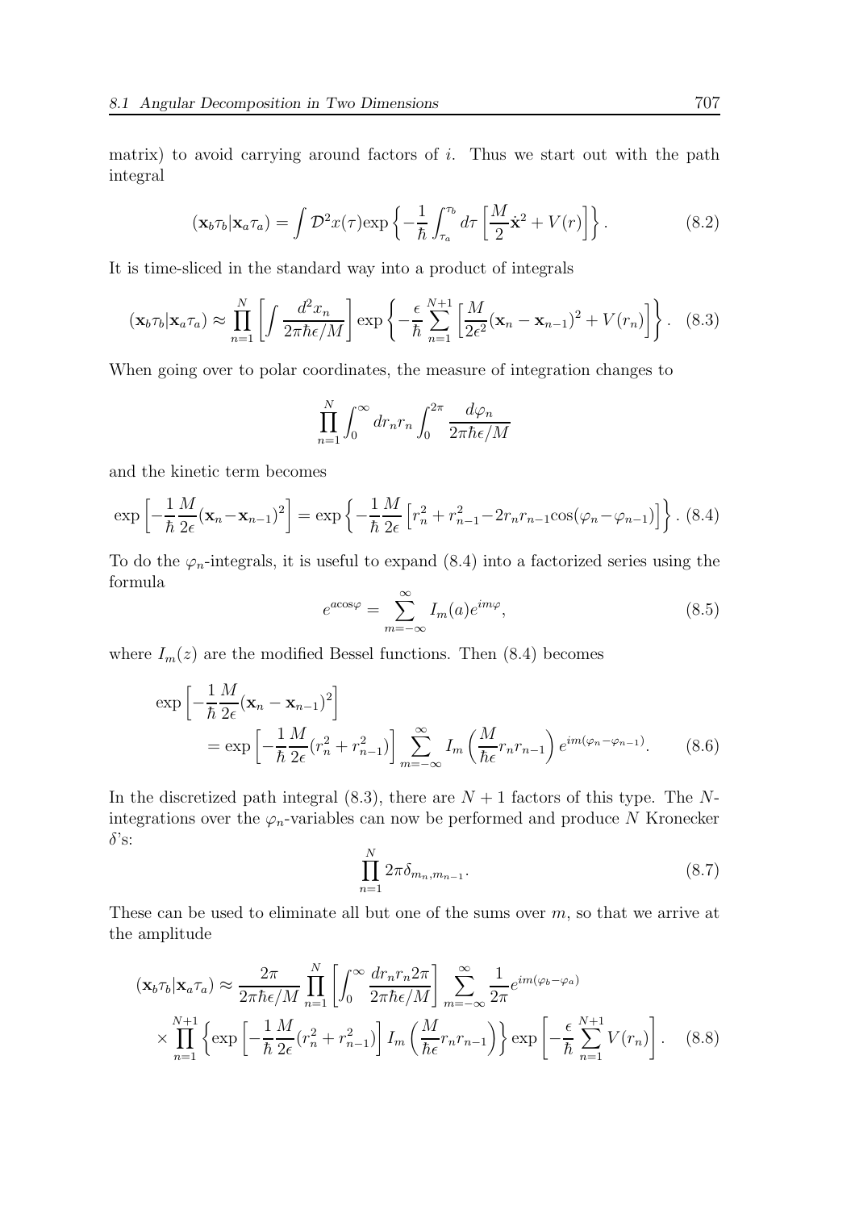matrix) to avoid carrying around factors of $i$. Thus we start out with the path integral

$$
(\mathbf{x}_b\tau_b|\mathbf{x}_a\tau_a) = \int \mathcal{D}^2x(\tau)\exp\left\{-\frac{1}{\hbar}\int_{\tau_a}^{\tau_b} d\tau \left[\frac{M}{2}\dot{\mathbf{x}}^2 + V(r)\right]\right\}. \tag{8.2}
$$

It is time-sliced in the standard way into a product of integrals

$$
(\mathbf{x}_b\tau_b|\mathbf{x}_a\tau_a) \approx \prod_{n=1}^{N}\left[\int \frac{d^2x_n}{2\pi\hbar\epsilon/M}\right]\exp\left\{-\frac{\epsilon}{\hbar}\sum_{n=1}^{N+1}\left[\frac{M}{2\epsilon^2}(\mathbf{x}_n-\mathbf{x}_{n-1})^2 + V(r_n)\right]\right\}. \tag{8.3}
$$

When going over to polar coordinates, the measure of integration changes to

$$
\prod_{n=1}^{N}\int_0^\infty dr_n r_n \int_0^{2\pi}\frac{d\varphi_n}{2\pi\hbar\epsilon/M}
$$

and the kinetic term becomes

$$
\exp\left[-\frac{1}{\hbar}\frac{M}{2\epsilon}(\mathbf{x}_n-\mathbf{x}_{n-1})^2\right] = \exp\left\{-\frac{1}{\hbar}\frac{M}{2\epsilon}\left[r_n^2 + r_{n-1}^2 - 2r_n r_{n-1}\cos(\varphi_n-\varphi_{n-1})\right]\right\}. \tag{8.4}
$$

To do the $\varphi_n$-integrals, it is useful to expand (8.4) into a factorized series using the formula

$$
e^{a\cos\varphi} = \sum_{m=-\infty}^{\infty} I_m(a)e^{im\varphi}, \tag{8.5}
$$

where $I_m(z)$ are the modified Bessel functions. Then (8.4) becomes

$$
\begin{aligned}
&\exp\left[-\frac{1}{\hbar}\frac{M}{2\epsilon}(\mathbf{x}_n-\mathbf{x}_{n-1})^2\right] \\
&\qquad = \exp\left[-\frac{1}{\hbar}\frac{M}{2\epsilon}(r_n^2+r_{n-1}^2)\right]\sum_{m=-\infty}^{\infty} I_m\left(\frac{M}{\hbar\epsilon}r_n r_{n-1}\right)e^{im(\varphi_n-\varphi_{n-1})}.
\end{aligned} \tag{8.6}
$$

In the discretized path integral (8.3), there are $N+1$ factors of this type. The $N$-integrations over the $\varphi_n$-variables can now be performed and produce $N$ Kronecker $\delta$'s:

$$
\prod_{n=1}^{N} 2\pi\delta_{m_n,m_{n-1}}. \tag{8.7}
$$

These can be used to eliminate all but one of the sums over $m$, so that we arrive at the amplitude

$$
\begin{aligned}
(\mathbf{x}_b\tau_b|\mathbf{x}_a\tau_a) &\approx \frac{2\pi}{2\pi\hbar\epsilon/M}\prod_{n=1}^{N}\left[\int_0^\infty \frac{dr_n r_n 2\pi}{2\pi\hbar\epsilon/M}\right]\sum_{m=-\infty}^{\infty}\frac{1}{2\pi}e^{im(\varphi_b-\varphi_a)} \\
&\times \prod_{n=1}^{N+1}\left\{\exp\left[-\frac{1}{\hbar}\frac{M}{2\epsilon}(r_n^2+r_{n-1}^2)\right]I_m\left(\frac{M}{\hbar\epsilon}r_n r_{n-1}\right)\right\}\exp\left[-\frac{\epsilon}{\hbar}\sum_{n=1}^{N+1}V(r_n)\right].
\end{aligned} \tag{8.8}
$$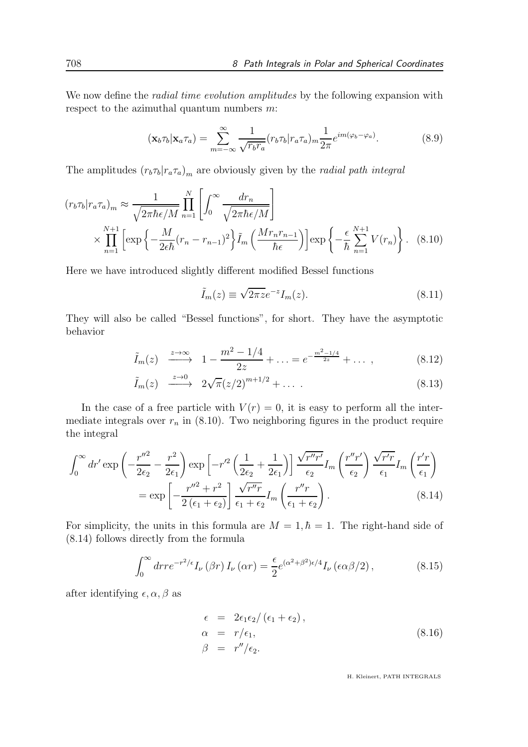We now define the *radial time evolution amplitudes* by the following expansion with respect to the azimuthal quantum numbers $m$:

$$
(\mathbf{x}_b\tau_b|\mathbf{x}_a\tau_a) = \sum_{m=-\infty}^{\infty} \frac{1}{\sqrt{r_b r_a}}(r_b\tau_b|r_a\tau_a)_m \frac{1}{2\pi} e^{im(\varphi_b-\varphi_a)}. \tag{8.9}
$$

The amplitudes $(r_b\tau_b|r_a\tau_a)_m$ are obviously given by the *radial path integral*

$$
\begin{aligned}
(r_b\tau_b|r_a\tau_a)_m \approx \frac{1}{\sqrt{2\pi\hbar\epsilon/M}} \prod_{n=1}^{N} \left[\int_0^\infty \frac{dr_n}{\sqrt{2\pi\hbar\epsilon/M}}\right] \\
\times \prod_{n=1}^{N+1} \left[\exp\left\{-\frac{M}{2\epsilon\hbar}(r_n - r_{n-1})^2\right\} \tilde{I}_m\left(\frac{M r_n r_{n-1}}{\hbar\epsilon}\right)\right] \exp\left\{-\frac{\epsilon}{\hbar}\sum_{n=1}^{N+1} V(r_n)\right\}.
\end{aligned} \tag{8.10}
$$

Here we have introduced slightly different modified Bessel functions

$$
\tilde{I}_m(z) \equiv \sqrt{2\pi z}\, e^{-z} I_m(z). \tag{8.11}
$$

They will also be called "Bessel functions", for short. They have the asymptotic behavior

$$
\tilde{I}_m(z) \xrightarrow{z\to\infty} 1 - \frac{m^2 - 1/4}{2z} + \ldots = e^{-\frac{m^2-1/4}{2z}} + \ldots\,, \tag{8.12}
$$

$$
\tilde{I}_m(z) \xrightarrow{z\to 0} 2\sqrt{\pi}(z/2)^{m+1/2} + \ldots\,. \tag{8.13}
$$

In the case of a free particle with $V(r) = 0$, it is easy to perform all the intermediate integrals over $r_n$ in (8.10). Two neighboring figures in the product require the integral

$$
\begin{aligned}
\int_0^\infty dr' \exp\left(-\frac{r''^2}{2\epsilon_2} - \frac{r^2}{2\epsilon_1}\right) \exp\left[-r'^2\left(\frac{1}{2\epsilon_2} + \frac{1}{2\epsilon_1}\right)\right] \frac{\sqrt{r''r'}}{\epsilon_2} I_m\left(\frac{r''r'}{\epsilon_2}\right) \frac{\sqrt{r'r}}{\epsilon_1} I_m\left(\frac{r'r}{\epsilon_1}\right) \\
= \exp\left[-\frac{r''^2 + r^2}{2(\epsilon_1 + \epsilon_2)}\right] \frac{\sqrt{r''r}}{\epsilon_1 + \epsilon_2} I_m\left(\frac{r''r}{\epsilon_1 + \epsilon_2}\right).
\end{aligned} \tag{8.14}
$$

For simplicity, the units in this formula are $M = 1, \hbar = 1$. The right-hand side of (8.14) follows directly from the formula

$$
\int_0^\infty dr r e^{-r^2/\epsilon} I_\nu(\beta r) I_\nu(\alpha r) = \frac{\epsilon}{2} e^{(\alpha^2+\beta^2)\epsilon/4} I_\nu(\epsilon\alpha\beta/2), \tag{8.15}
$$

after identifying $\epsilon, \alpha, \beta$ as

$$
\begin{aligned}
\epsilon &= 2\epsilon_1\epsilon_2/(\epsilon_1 + \epsilon_2), \\
\alpha &= r/\epsilon_1, \\
\beta &= r''/\epsilon_2.
\end{aligned} \tag{8.16}
$$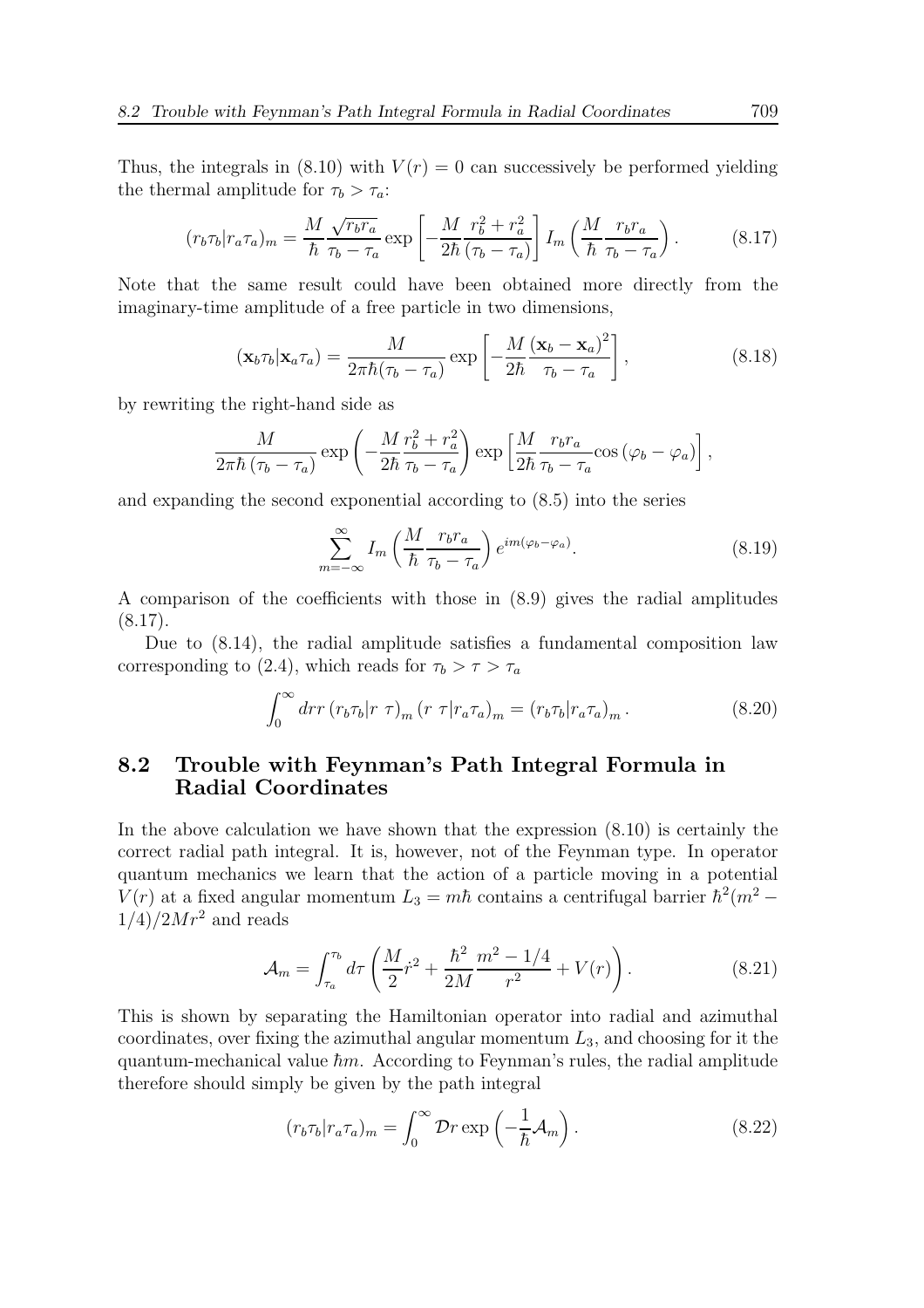Thus, the integrals in (8.10) with $V(r) = 0$ can successively be performed yielding the thermal amplitude for $\tau_b > \tau_a$:

$$(r_b\tau_b|r_a\tau_a)_m = \frac{M}{\hbar}\frac{\sqrt{r_br_a}}{\tau_b-\tau_a}\exp\left[-\frac{M}{2\hbar}\frac{r_b^2+r_a^2}{(\tau_b-\tau_a)}\right]I_m\left(\frac{M}{\hbar}\frac{r_br_a}{\tau_b-\tau_a}\right). \tag{8.17}$$

Note that the same result could have been obtained more directly from the imaginary-time amplitude of a free particle in two dimensions,

$$(\mathbf{x}_b\tau_b|\mathbf{x}_a\tau_a) = \frac{M}{2\pi\hbar(\tau_b-\tau_a)}\exp\left[-\frac{M}{2\hbar}\frac{(\mathbf{x}_b-\mathbf{x}_a)^2}{\tau_b-\tau_a}\right], \tag{8.18}$$

by rewriting the right-hand side as

$$\frac{M}{2\pi\hbar\,(\tau_b-\tau_a)}\exp\left(-\frac{M}{2\hbar}\frac{r_b^2+r_a^2}{\tau_b-\tau_a}\right)\exp\left[\frac{M}{2\hbar}\frac{r_br_a}{\tau_b-\tau_a}\cos\left(\varphi_b-\varphi_a\right)\right],$$

and expanding the second exponential according to (8.5) into the series

$$\sum_{m=-\infty}^{\infty} I_m\left(\frac{M}{\hbar}\frac{r_br_a}{\tau_b-\tau_a}\right)e^{im(\varphi_b-\varphi_a)}. \tag{8.19}$$

A comparison of the coefficients with those in (8.9) gives the radial amplitudes (8.17).

Due to (8.14), the radial amplitude satisfies a fundamental composition law corresponding to (2.4), which reads for $\tau_b > \tau > \tau_a$

$$\int_0^\infty dr r\,(r_b\tau_b|r\;\tau)_m\,(r\;\tau|r_a\tau_a)_m = (r_b\tau_b|r_a\tau_a)_m\,. \tag{8.20}$$

## 8.2 Trouble with Feynman's Path Integral Formula in Radial Coordinates

In the above calculation we have shown that the expression (8.10) is certainly the correct radial path integral. It is, however, not of the Feynman type. In operator quantum mechanics we learn that the action of a particle moving in a potential $V(r)$ at a fixed angular momentum $L_3 = m\hbar$ contains a centrifugal barrier $\hbar^2(m^2 - 1/4)/2Mr^2$ and reads

$$\mathcal{A}_m = \int_{\tau_a}^{\tau_b} d\tau\left(\frac{M}{2}\dot{r}^2 + \frac{\hbar^2}{2M}\frac{m^2-1/4}{r^2} + V(r)\right). \tag{8.21}$$

This is shown by separating the Hamiltonian operator into radial and azimuthal coordinates, over fixing the azimuthal angular momentum $L_3$, and choosing for it the quantum-mechanical value $\hbar m$. According to Feynman's rules, the radial amplitude therefore should simply be given by the path integral

$$(r_b\tau_b|r_a\tau_a)_m = \int_0^\infty \mathcal{D}r\exp\left(-\frac{1}{\hbar}\mathcal{A}_m\right). \tag{8.22}$$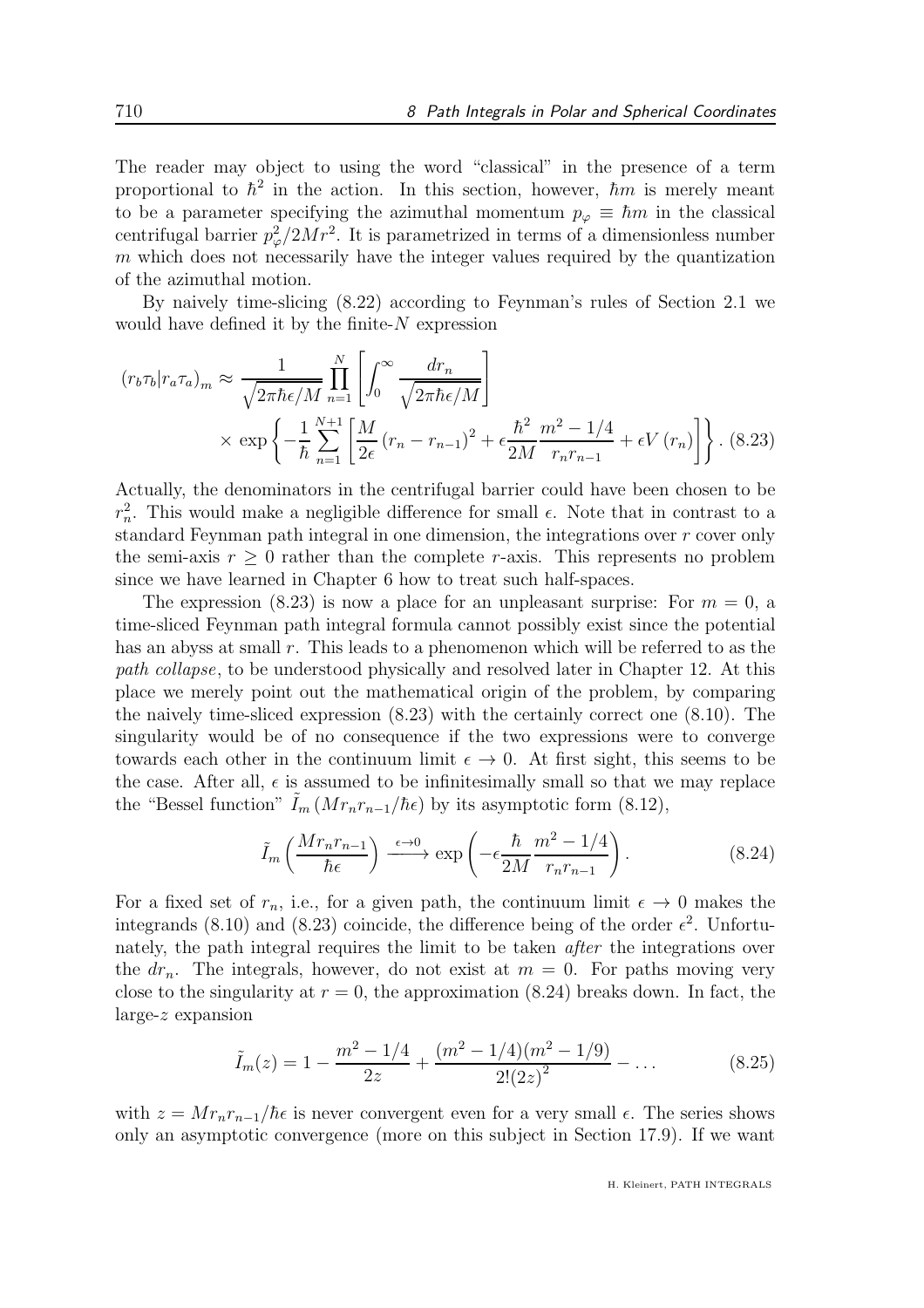The reader may object to using the word "classical" in the presence of a term proportional to $\hbar^2$ in the action. In this section, however, $\hbar m$ is merely meant to be a parameter specifying the azimuthal momentum $p_\varphi \equiv \hbar m$ in the classical centrifugal barrier $p_\varphi^2/2Mr^2$. It is parametrized in terms of a dimensionless number $m$ which does not necessarily have the integer values required by the quantization of the azimuthal motion.

By naively time-slicing (8.22) according to Feynman's rules of Section 2.1 we would have defined it by the finite-$N$ expression

$$
(r_b\tau_b|r_a\tau_a)_m \approx \frac{1}{\sqrt{2\pi\hbar\epsilon/M}} \prod_{n=1}^{N} \left[ \int_0^\infty \frac{dr_n}{\sqrt{2\pi\hbar\epsilon/M}} \right] \times \exp\left\{ -\frac{1}{\hbar} \sum_{n=1}^{N+1} \left[ \frac{M}{2\epsilon} (r_n - r_{n-1})^2 + \epsilon \frac{\hbar^2}{2M} \frac{m^2 - 1/4}{r_n r_{n-1}} + \epsilon V(r_n) \right] \right\}. \tag{8.23}
$$

Actually, the denominators in the centrifugal barrier could have been chosen to be $r_n^2$. This would make a negligible difference for small $\epsilon$. Note that in contrast to a standard Feynman path integral in one dimension, the integrations over $r$ cover only the semi-axis $r \geq 0$ rather than the complete $r$-axis. This represents no problem since we have learned in Chapter 6 how to treat such half-spaces.

The expression (8.23) is now a place for an unpleasant surprise: For $m = 0$, a time-sliced Feynman path integral formula cannot possibly exist since the potential has an abyss at small $r$. This leads to a phenomenon which will be referred to as the *path collapse*, to be understood physically and resolved later in Chapter 12. At this place we merely point out the mathematical origin of the problem, by comparing the naively time-sliced expression (8.23) with the certainly correct one (8.10). The singularity would be of no consequence if the two expressions were to converge towards each other in the continuum limit $\epsilon \to 0$. At first sight, this seems to be the case. After all, $\epsilon$ is assumed to be infinitesimally small so that we may replace the "Bessel function" $\tilde{I}_m(Mr_nr_{n-1}/\hbar\epsilon)$ by its asymptotic form (8.12),

$$
\tilde{I}_m\left(\frac{Mr_nr_{n-1}}{\hbar\epsilon}\right) \xrightarrow{\epsilon\to 0} \exp\left(-\epsilon\frac{\hbar}{2M}\frac{m^2-1/4}{r_nr_{n-1}}\right). \tag{8.24}
$$

For a fixed set of $r_n$, i.e., for a given path, the continuum limit $\epsilon \to 0$ makes the integrands (8.10) and (8.23) coincide, the difference being of the order $\epsilon^2$. Unfortunately, the path integral requires the limit to be taken *after* the integrations over the $dr_n$. The integrals, however, do not exist at $m = 0$. For paths moving very close to the singularity at $r = 0$, the approximation (8.24) breaks down. In fact, the large-$z$ expansion

$$
\tilde{I}_m(z) = 1 - \frac{m^2 - 1/4}{2z} + \frac{(m^2 - 1/4)(m^2 - 1/9)}{2!(2z)^2} - \dots \tag{8.25}
$$

with $z = Mr_nr_{n-1}/\hbar\epsilon$ is never convergent even for a very small $\epsilon$. The series shows only an asymptotic convergence (more on this subject in Section 17.9). If we want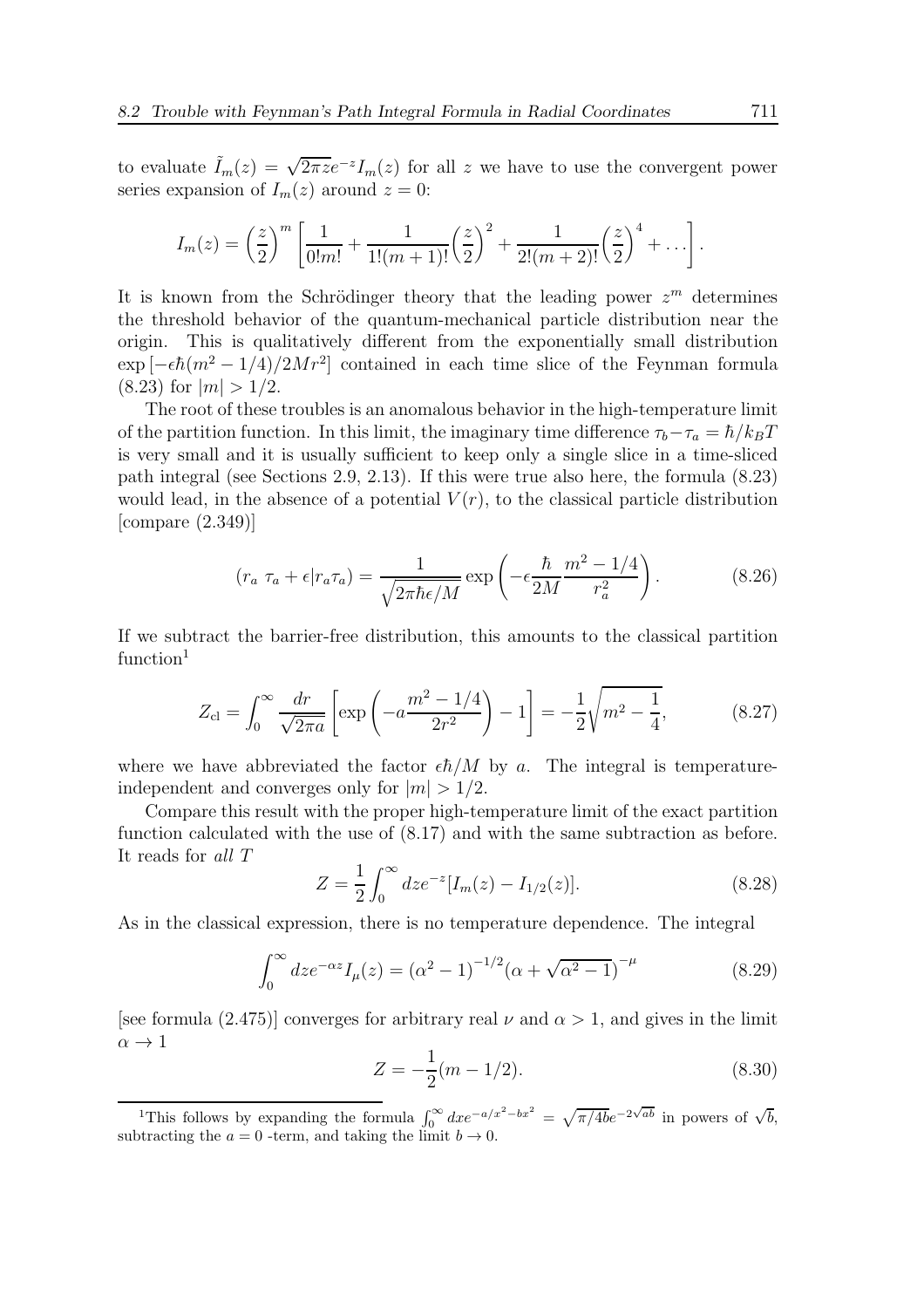to evaluate $\tilde{I}_m(z) = \sqrt{2\pi z}e^{-z}I_m(z)$ for all $z$ we have to use the convergent power series expansion of $I_m(z)$ around $z = 0$:

$$I_m(z) = \left(\frac{z}{2}\right)^m \left[\frac{1}{0!m!} + \frac{1}{1!(m+1)!}\left(\frac{z}{2}\right)^2 + \frac{1}{2!(m+2)!}\left(\frac{z}{2}\right)^4 + \dots\right].$$

It is known from the Schrödinger theory that the leading power $z^m$ determines the threshold behavior of the quantum-mechanical particle distribution near the origin. This is qualitatively different from the exponentially small distribution $\exp\left[-\epsilon\hbar(m^2 - 1/4)/2Mr^2\right]$ contained in each time slice of the Feynman formula (8.23) for $|m| > 1/2$.

The root of these troubles is an anomalous behavior in the high-temperature limit of the partition function. In this limit, the imaginary time difference $\tau_b - \tau_a = \hbar/k_BT$ is very small and it is usually sufficient to keep only a single slice in a time-sliced path integral (see Sections 2.9, 2.13). If this were true also here, the formula (8.23) would lead, in the absence of a potential $V(r)$, to the classical particle distribution [compare (2.349)]

$$(r_a\ \tau_a + \epsilon|r_a\tau_a) = \frac{1}{\sqrt{2\pi\hbar\epsilon/M}} \exp\left(-\epsilon\frac{\hbar}{2M}\frac{m^2 - 1/4}{r_a^2}\right). \tag{8.26}$$

If we subtract the barrier-free distribution, this amounts to the classical partition function[1]

$$Z_{\rm cl} = \int_0^\infty \frac{dr}{\sqrt{2\pi a}}\left[\exp\left(-a\frac{m^2 - 1/4}{2r^2}\right) - 1\right] = -\frac{1}{2}\sqrt{m^2 - \frac{1}{4}}, \tag{8.27}$$

where we have abbreviated the factor $\epsilon\hbar/M$ by $a$. The integral is temperature-independent and converges only for $|m| > 1/2$.

Compare this result with the proper high-temperature limit of the exact partition function calculated with the use of (8.17) and with the same subtraction as before. It reads for *all* $T$

$$Z = \frac{1}{2}\int_0^\infty dz e^{-z}[I_m(z) - I_{1/2}(z)]. \tag{8.28}$$

As in the classical expression, there is no temperature dependence. The integral

$$\int_0^\infty dz e^{-\alpha z} I_\mu(z) = (\alpha^2 - 1)^{-1/2}(\alpha + \sqrt{\alpha^2 - 1})^{-\mu} \tag{8.29}$$

[see formula (2.475)] converges for arbitrary real $\nu$ and $\alpha > 1$, and gives in the limit $\alpha \to 1$

$$Z = -\frac{1}{2}(m - 1/2). \tag{8.30}$$

---

[1]This follows by expanding the formula $\int_0^\infty dx e^{-a/x^2 - bx^2} = \sqrt{\pi/4b}e^{-2\sqrt{ab}}$ in powers of $\sqrt{b}$, subtracting the $a = 0$ -term, and taking the limit $b \to 0$.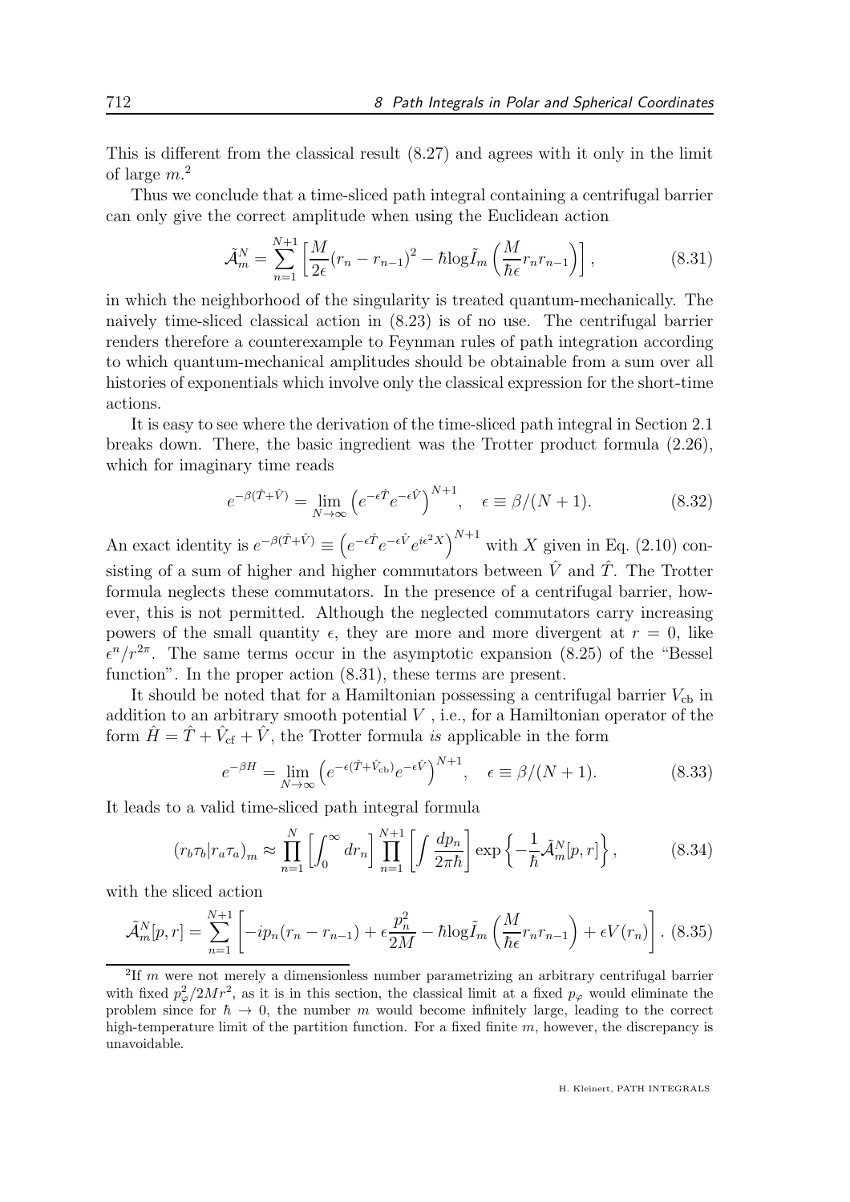This is different from the classical result (8.27) and agrees with it only in the limit of large $m$.[2]

Thus we conclude that a time-sliced path integral containing a centrifugal barrier can only give the correct amplitude when using the Euclidean action

$$\tilde{\mathcal{A}}_m^N = \sum_{n=1}^{N+1} \left[ \frac{M}{2\epsilon}(r_n - r_{n-1})^2 - \hbar \log \tilde{I}_m\left(\frac{M}{\hbar\epsilon} r_n r_{n-1}\right)\right], \tag{8.31}$$

in which the neighborhood of the singularity is treated quantum-mechanically. The naively time-sliced classical action in (8.23) is of no use. The centrifugal barrier renders therefore a counterexample to Feynman rules of path integration according to which quantum-mechanical amplitudes should be obtainable from a sum over all histories of exponentials which involve only the classical expression for the short-time actions.

It is easy to see where the derivation of the time-sliced path integral in Section 2.1 breaks down. There, the basic ingredient was the Trotter product formula (2.26), which for imaginary time reads

$$e^{-\beta(\hat{T}+\hat{V})} = \lim_{N\to\infty} \left(e^{-\epsilon\hat{T}} e^{-\epsilon\hat{V}}\right)^{N+1}, \quad \epsilon \equiv \beta/(N+1). \tag{8.32}$$

An exact identity is $e^{-\beta(\hat{T}+\hat{V})} \equiv \left(e^{-\epsilon\hat{T}} e^{-\epsilon\hat{V}} e^{i\epsilon^2 X}\right)^{N+1}$ with $X$ given in Eq. (2.10) consisting of a sum of higher and higher commutators between $\hat{V}$ and $\hat{T}$. The Trotter formula neglects these commutators. In the presence of a centrifugal barrier, however, this is not permitted. Although the neglected commutators carry increasing powers of the small quantity $\epsilon$, they are more and more divergent at $r = 0$, like $\epsilon^n/r^{2\pi}$. The same terms occur in the asymptotic expansion (8.25) of the "Bessel function". In the proper action (8.31), these terms are present.

It should be noted that for a Hamiltonian possessing a centrifugal barrier $V_{\rm cb}$ in addition to an arbitrary smooth potential $V$, i.e., for a Hamiltonian operator of the form $\hat{H} = \hat{T} + \hat{V}_{\rm cf} + \hat{V}$, the Trotter formula *is* applicable in the form

$$e^{-\beta H} = \lim_{N\to\infty} \left(e^{-\epsilon(\hat{T}+\hat{V}_{\rm cb})} e^{-\epsilon\hat{V}}\right)^{N+1}, \quad \epsilon \equiv \beta/(N+1). \tag{8.33}$$

It leads to a valid time-sliced path integral formula

$$(r_b\tau_b|r_a\tau_a)_m \approx \prod_{n=1}^{N}\left[\int_0^\infty dr_n\right] \prod_{n=1}^{N+1}\left[\int \frac{dp_n}{2\pi\hbar}\right] \exp\left\{-\frac{1}{\hbar}\tilde{\mathcal{A}}_m^N[p,r]\right\}, \tag{8.34}$$

with the sliced action

$$\tilde{\mathcal{A}}_m^N[p,r] = \sum_{n=1}^{N+1}\left[-ip_n(r_n - r_{n-1}) + \epsilon\frac{p_n^2}{2M} - \hbar\log\tilde{I}_m\left(\frac{M}{\hbar\epsilon}r_n r_{n-1}\right) + \epsilon V(r_n)\right]. \tag{8.35}$$

---

[2] If $m$ were not merely a dimensionless number parametrizing an arbitrary centrifugal barrier with fixed $p_\varphi^2/2Mr^2$, as it is in this section, the classical limit at a fixed $p_\varphi$ would eliminate the problem since for $\hbar \to 0$, the number $m$ would become infinitely large, leading to the correct high-temperature limit of the partition function. For a fixed finite $m$, however, the discrepancy is unavoidable.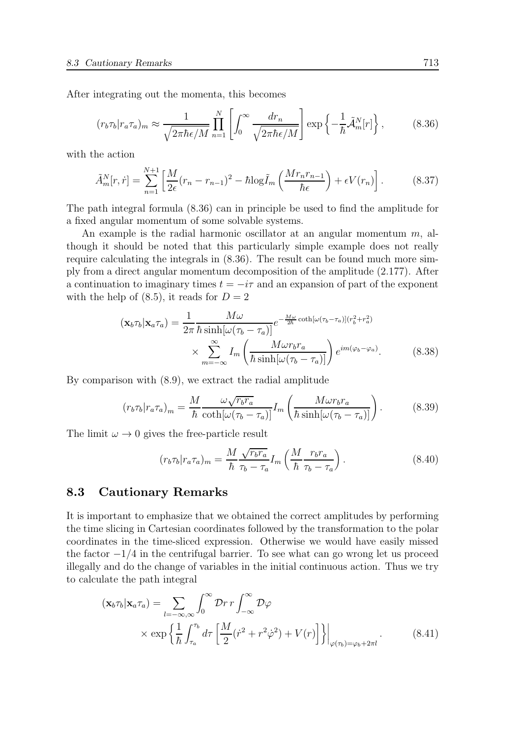After integrating out the momenta, this becomes

$$(r_b\tau_b|r_a\tau_a)_m \approx \frac{1}{\sqrt{2\pi\hbar\epsilon/M}}\prod_{n=1}^{N}\left[\int_0^\infty \frac{dr_n}{\sqrt{2\pi\hbar\epsilon/M}}\right]\exp\left\{-\frac{1}{\hbar}\tilde{\mathcal{A}}_m^N[r]\right\}, \tag{8.36}$$

with the action

$$\tilde{A}_m^N[r,\dot{r}] = \sum_{n=1}^{N+1}\left[\frac{M}{2\epsilon}(r_n - r_{n-1})^2 - \hbar\log\tilde{I}_m\left(\frac{Mr_nr_{n-1}}{\hbar\epsilon}\right) + \epsilon V(r_n)\right]. \tag{8.37}$$

The path integral formula (8.36) can in principle be used to find the amplitude for a fixed angular momentum of some solvable systems.

An example is the radial harmonic oscillator at an angular momentum $m$, although it should be noted that this particularly simple example does not really require calculating the integrals in (8.36). The result can be found much more simply from a direct angular momentum decomposition of the amplitude (2.177). After a continuation to imaginary times $t = -i\tau$ and an expansion of part of the exponent with the help of (8.5), it reads for $D = 2$

$$(\mathbf{x}_b\tau_b|\mathbf{x}_a\tau_a) = \frac{1}{2\pi}\frac{M\omega}{\hbar\sinh[\omega(\tau_b-\tau_a)]}e^{-\frac{M\omega}{2\hbar}\coth[\omega(\tau_b-\tau_a)](r_b^2+r_a^2)} \times \sum_{m=-\infty}^{\infty} I_m\left(\frac{M\omega r_br_a}{\hbar\sinh[\omega(\tau_b-\tau_a)]}\right)e^{im(\varphi_b-\varphi_a)}. \tag{8.38}$$

By comparison with (8.9), we extract the radial amplitude

$$(r_b\tau_b|r_a\tau_a)_m = \frac{M}{\hbar}\frac{\omega\sqrt{r_br_a}}{\coth[\omega(\tau_b-\tau_a)]}I_m\left(\frac{M\omega r_br_a}{\hbar\sinh[\omega(\tau_b-\tau_a)]}\right). \tag{8.39}$$

The limit $\omega \to 0$ gives the free-particle result

$$(r_b\tau_b|r_a\tau_a)_m = \frac{M}{\hbar}\frac{\sqrt{r_br_a}}{\tau_b-\tau_a}I_m\left(\frac{M}{\hbar}\frac{r_br_a}{\tau_b-\tau_a}\right). \tag{8.40}$$

## 8.3 Cautionary Remarks

It is important to emphasize that we obtained the correct amplitudes by performing the time slicing in Cartesian coordinates followed by the transformation to the polar coordinates in the time-sliced expression. Otherwise we would have easily missed the factor $-1/4$ in the centrifugal barrier. To see what can go wrong let us proceed illegally and do the change of variables in the initial continuous action. Thus we try to calculate the path integral

$$(\mathbf{x}_b\tau_b|\mathbf{x}_a\tau_a) = \sum_{l=-\infty,\infty}\int_0^\infty \mathcal{D}r\, r\int_{-\infty}^{\infty}\mathcal{D}\varphi \times \exp\left\{\frac{1}{\hbar}\int_{\tau_a}^{\tau_b} d\tau\left[\frac{M}{2}(\dot{r}^2 + r^2\dot{\varphi}^2) + V(r)\right]\right\}\Bigg|_{\varphi(\tau_b)=\varphi_b+2\pi l}. \tag{8.41}$$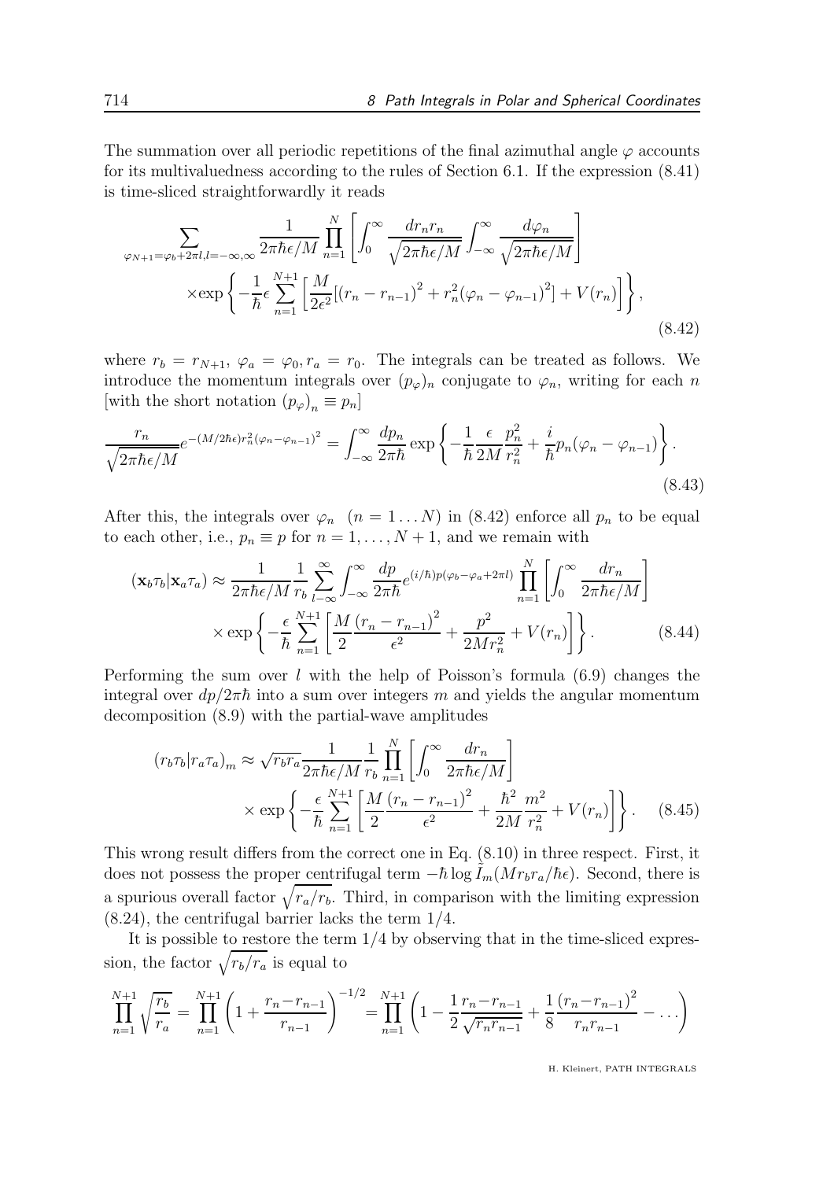The summation over all periodic repetitions of the final azimuthal angle $\varphi$ accounts for its multivaluedness according to the rules of Section 6.1. If the expression (8.41) is time-sliced straightforwardly it reads

$$\sum_{\varphi_{N+1}=\varphi_b+2\pi l, l=-\infty,\infty} \frac{1}{2\pi\hbar\epsilon/M} \prod_{n=1}^{N} \left[ \int_0^\infty \frac{dr_n r_n}{\sqrt{2\pi\hbar\epsilon/M}} \int_{-\infty}^{\infty} \frac{d\varphi_n}{\sqrt{2\pi\hbar\epsilon/M}} \right]$$
$$\times \exp\left\{ -\frac{1}{\hbar}\epsilon \sum_{n=1}^{N+1} \left[ \frac{M}{2\epsilon^2}[(r_n - r_{n-1})^2 + r_n^2(\varphi_n - \varphi_{n-1})^2] + V(r_n) \right] \right\}, \tag{8.42}$$

where $r_b = r_{N+1}$, $\varphi_a = \varphi_0, r_a = r_0$. The integrals can be treated as follows. We introduce the momentum integrals over $(p_\varphi)_n$ conjugate to $\varphi_n$, writing for each $n$ [with the short notation $(p_\varphi)_n \equiv p_n$]

$$\frac{r_n}{\sqrt{2\pi\hbar\epsilon/M}} e^{-(M/2\hbar\epsilon)r_n^2(\varphi_n - \varphi_{n-1})^2} = \int_{-\infty}^{\infty} \frac{dp_n}{2\pi\hbar} \exp\left\{ -\frac{1}{\hbar}\frac{\epsilon}{2M}\frac{p_n^2}{r_n^2} + \frac{i}{\hbar}p_n(\varphi_n - \varphi_{n-1}) \right\}. \tag{8.43}$$

After this, the integrals over $\varphi_n \ \ (n = 1 \dots N)$ in (8.42) enforce all $p_n$ to be equal to each other, i.e., $p_n \equiv p$ for $n = 1, \dots, N+1$, and we remain with

$$(\mathbf{x}_b\tau_b|\mathbf{x}_a\tau_a) \approx \frac{1}{2\pi\hbar\epsilon/M}\frac{1}{r_b}\sum_{l-\infty}^{\infty} \int_{-\infty}^{\infty} \frac{dp}{2\pi\hbar} e^{(i/\hbar)p(\varphi_b - \varphi_a + 2\pi l)} \prod_{n=1}^{N}\left[ \int_0^\infty \frac{dr_n}{2\pi\hbar\epsilon/M} \right]$$
$$\times \exp\left\{ -\frac{\epsilon}{\hbar}\sum_{n=1}^{N+1}\left[ \frac{M}{2}\frac{(r_n - r_{n-1})^2}{\epsilon^2} + \frac{p^2}{2Mr_n^2} + V(r_n) \right] \right\}. \tag{8.44}$$

Performing the sum over $l$ with the help of Poisson's formula (6.9) changes the integral over $dp/2\pi\hbar$ into a sum over integers $m$ and yields the angular momentum decomposition (8.9) with the partial-wave amplitudes

$$(r_b\tau_b|r_a\tau_a)_m \approx \sqrt{r_b r_a}\frac{1}{2\pi\hbar\epsilon/M}\frac{1}{r_b}\prod_{n=1}^{N}\left[ \int_0^\infty \frac{dr_n}{2\pi\hbar\epsilon/M} \right]$$
$$\times \exp\left\{ -\frac{\epsilon}{\hbar}\sum_{n=1}^{N+1}\left[ \frac{M}{2}\frac{(r_n - r_{n-1})^2}{\epsilon^2} + \frac{\hbar^2}{2M}\frac{m^2}{r_n^2} + V(r_n) \right] \right\}. \tag{8.45}$$

This wrong result differs from the correct one in Eq. (8.10) in three respect. First, it does not possess the proper centrifugal term $-\hbar \log \tilde{I}_m(Mr_b r_a/\hbar\epsilon)$. Second, there is a spurious overall factor $\sqrt{r_a/r_b}$. Third, in comparison with the limiting expression (8.24), the centrifugal barrier lacks the term $1/4$.

It is possible to restore the term $1/4$ by observing that in the time-sliced expression, the factor $\sqrt{r_b/r_a}$ is equal to

$$\prod_{n=1}^{N+1}\sqrt{\frac{r_b}{r_a}} = \prod_{n=1}^{N+1}\left( 1 + \frac{r_n - r_{n-1}}{r_{n-1}} \right)^{-1/2} = \prod_{n=1}^{N+1}\left( 1 - \frac{1}{2}\frac{r_n - r_{n-1}}{\sqrt{r_n r_{n-1}}} + \frac{1}{8}\frac{(r_n - r_{n-1})^2}{r_n r_{n-1}} - \dots \right)$$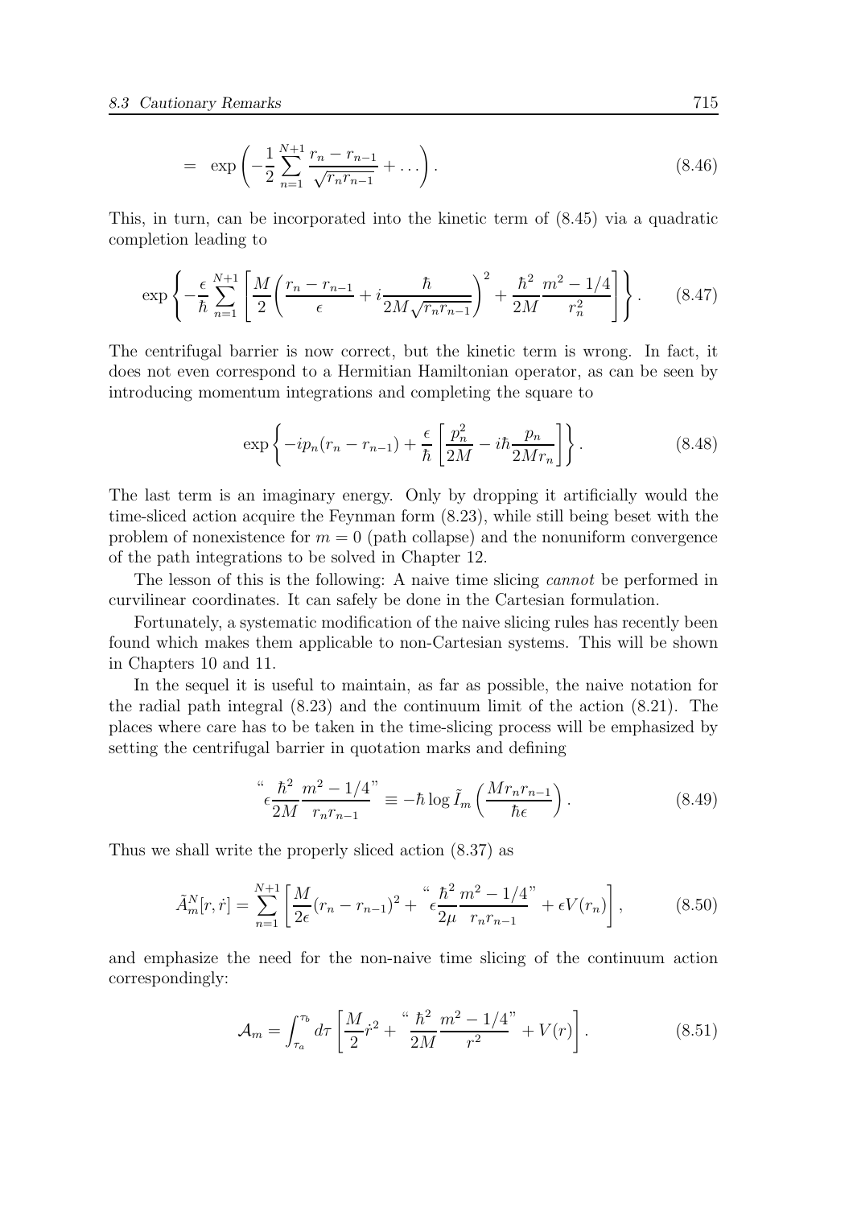$$= \exp\left(-\frac{1}{2}\sum_{n=1}^{N+1}\frac{r_n - r_{n-1}}{\sqrt{r_n r_{n-1}}} + \dots\right). \tag{8.46}$$

This, in turn, can be incorporated into the kinetic term of (8.45) via a quadratic completion leading to

$$\exp\left\{-\frac{\epsilon}{\hbar}\sum_{n=1}^{N+1}\left[\frac{M}{2}\left(\frac{r_n - r_{n-1}}{\epsilon} + i\frac{\hbar}{2M\sqrt{r_n r_{n-1}}}\right)^2 + \frac{\hbar^2}{2M}\frac{m^2 - 1/4}{r_n^2}\right]\right\}. \tag{8.47}$$

The centrifugal barrier is now correct, but the kinetic term is wrong. In fact, it does not even correspond to a Hermitian Hamiltonian operator, as can be seen by introducing momentum integrations and completing the square to

$$\exp\left\{-ip_n(r_n - r_{n-1}) + \frac{\epsilon}{\hbar}\left[\frac{p_n^2}{2M} - i\hbar\frac{p_n}{2Mr_n}\right]\right\}. \tag{8.48}$$

The last term is an imaginary energy. Only by dropping it artificially would the time-sliced action acquire the Feynman form (8.23), while still being beset with the problem of nonexistence for $m = 0$ (path collapse) and the nonuniform convergence of the path integrations to be solved in Chapter 12.

The lesson of this is the following: A naive time slicing *cannot* be performed in curvilinear coordinates. It can safely be done in the Cartesian formulation.

Fortunately, a systematic modification of the naive slicing rules has recently been found which makes them applicable to non-Cartesian systems. This will be shown in Chapters 10 and 11.

In the sequel it is useful to maintain, as far as possible, the naive notation for the radial path integral (8.23) and the continuum limit of the action (8.21). The places where care has to be taken in the time-slicing process will be emphasized by setting the centrifugal barrier in quotation marks and defining

$$\text{``}\epsilon\frac{\hbar^2}{2M}\frac{m^2 - 1/4}{r_n r_{n-1}}\text{''} \equiv -\hbar\log\tilde{I}_m\left(\frac{Mr_n r_{n-1}}{\hbar\epsilon}\right). \tag{8.49}$$

Thus we shall write the properly sliced action (8.37) as

$$\tilde{A}_m^N[r,\dot{r}] = \sum_{n=1}^{N+1}\left[\frac{M}{2\epsilon}(r_n - r_{n-1})^2 + \text{``}\epsilon\frac{\hbar^2}{2\mu}\frac{m^2 - 1/4}{r_n r_{n-1}}\text{''} + \epsilon V(r_n)\right], \tag{8.50}$$

and emphasize the need for the non-naive time slicing of the continuum action correspondingly:

$$\mathcal{A}_m = \int_{\tau_a}^{\tau_b} d\tau\left[\frac{M}{2}\dot{r}^2 + \text{``}\frac{\hbar^2}{2M}\frac{m^2 - 1/4}{r^2}\text{''} + V(r)\right]. \tag{8.51}$$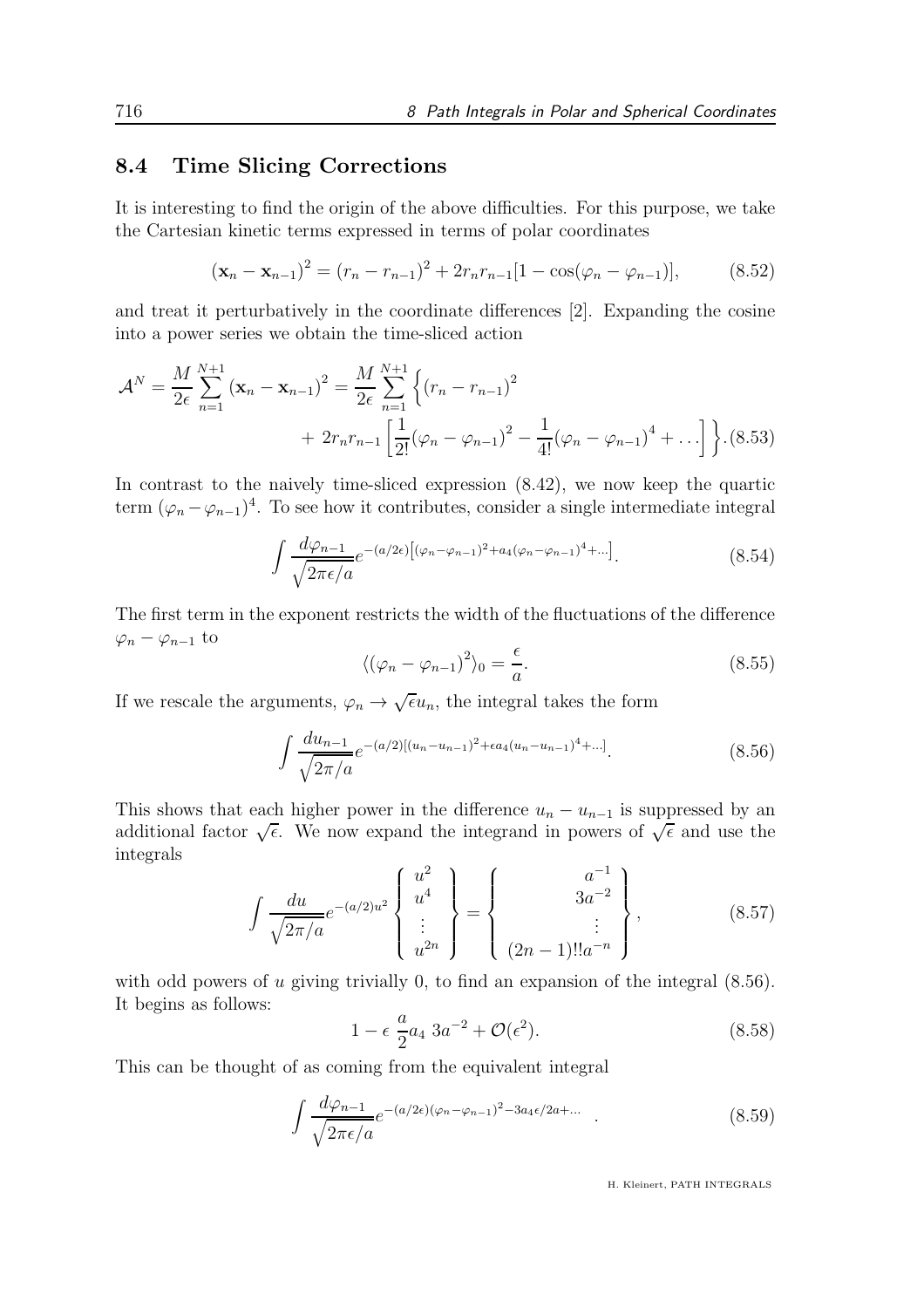## 8.4 Time Slicing Corrections

It is interesting to find the origin of the above difficulties. For this purpose, we take the Cartesian kinetic terms expressed in terms of polar coordinates

$$(\mathbf{x}_n - \mathbf{x}_{n-1})^2 = (r_n - r_{n-1})^2 + 2r_n r_{n-1}[1 - \cos(\varphi_n - \varphi_{n-1})], \tag{8.52}$$

and treat it perturbatively in the coordinate differences [2]. Expanding the cosine into a power series we obtain the time-sliced action

$$\mathcal{A}^N = \frac{M}{2\epsilon}\sum_{n=1}^{N+1}(\mathbf{x}_n - \mathbf{x}_{n-1})^2 = \frac{M}{2\epsilon}\sum_{n=1}^{N+1}\Big\{(r_n - r_{n-1})^2 + 2r_n r_{n-1}\Big[\frac{1}{2!}(\varphi_n - \varphi_{n-1})^2 - \frac{1}{4!}(\varphi_n - \varphi_{n-1})^4 + \dots\Big]\Big\}. \tag{8.53}$$

In contrast to the naively time-sliced expression (8.42), we now keep the quartic term $(\varphi_n - \varphi_{n-1})^4$. To see how it contributes, consider a single intermediate integral

$$\int \frac{d\varphi_{n-1}}{\sqrt{2\pi\epsilon/a}} e^{-(a/2\epsilon)\left[(\varphi_n-\varphi_{n-1})^2 + a_4(\varphi_n-\varphi_{n-1})^4+\dots\right]}. \tag{8.54}$$

The first term in the exponent restricts the width of the fluctuations of the difference $\varphi_n - \varphi_{n-1}$ to

$$\langle(\varphi_n - \varphi_{n-1})^2\rangle_0 = \frac{\epsilon}{a}. \tag{8.55}$$

If we rescale the arguments, $\varphi_n \to \sqrt{\epsilon}u_n$, the integral takes the form

$$\int \frac{du_{n-1}}{\sqrt{2\pi/a}} e^{-(a/2)[(u_n-u_{n-1})^2+\epsilon a_4(u_n-u_{n-1})^4+\dots]}. \tag{8.56}$$

This shows that each higher power in the difference $u_n - u_{n-1}$ is suppressed by an additional factor $\sqrt{\epsilon}$. We now expand the integrand in powers of $\sqrt{\epsilon}$ and use the integrals

$$\int \frac{du}{\sqrt{2\pi/a}} e^{-(a/2)u^2}\left\{\begin{array}{c} u^2 \\ u^4 \\ \vdots \\ u^{2n} \end{array}\right\} = \left\{\begin{array}{c} a^{-1} \\ 3a^{-2} \\ \vdots \\ (2n-1)!!a^{-n} \end{array}\right\}, \tag{8.57}$$

with odd powers of $u$ giving trivially 0, to find an expansion of the integral (8.56). It begins as follows:

$$1 - \epsilon\,\frac{a}{2}a_4\; 3a^{-2} + \mathcal{O}(\epsilon^2). \tag{8.58}$$

This can be thought of as coming from the equivalent integral

$$\int \frac{d\varphi_{n-1}}{\sqrt{2\pi\epsilon/a}} e^{-(a/2\epsilon)(\varphi_n-\varphi_{n-1})^2 - 3a_4\epsilon/2a+\dots}\;. \tag{8.59}$$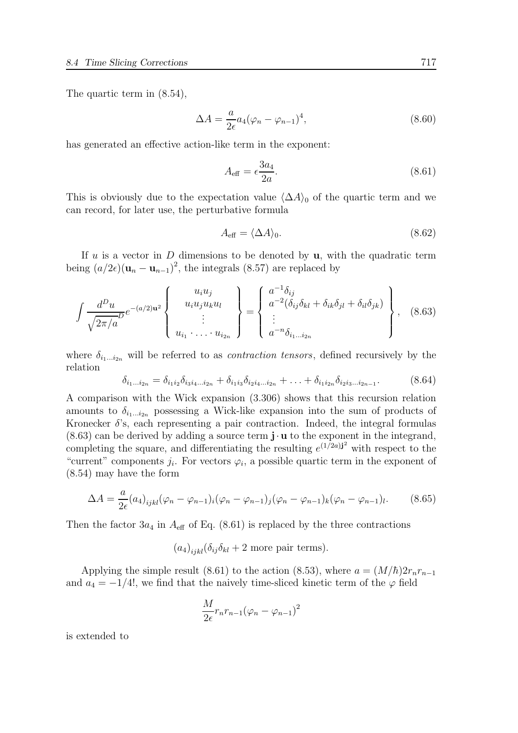The quartic term in (8.54),

$$\Delta A = \frac{a}{2\epsilon} a_4 (\varphi_n - \varphi_{n-1})^4, \tag{8.60}$$

has generated an effective action-like term in the exponent:

$$A_{\rm eff} = \epsilon \frac{3a_4}{2a}. \tag{8.61}$$

This is obviously due to the expectation value $\langle \Delta A \rangle_0$ of the quartic term and we can record, for later use, the perturbative formula

$$A_{\rm eff} = \langle \Delta A \rangle_0. \tag{8.62}$$

If $u$ is a vector in $D$ dimensions to be denoted by $\mathbf{u}$, with the quadratic term being $(a/2\epsilon)(\mathbf{u}_n - \mathbf{u}_{n-1})^2$, the integrals (8.57) are replaced by

$$\int \frac{d^D u}{\sqrt{2\pi/a}^D} e^{-(a/2)\mathbf{u}^2} \left\{ \begin{array}{c} u_i u_j \\ u_i u_j u_k u_l \\ \vdots \\ u_{i_1} \cdot \ldots \cdot u_{i_{2n}} \end{array} \right\} = \left\{ \begin{array}{l} a^{-1} \delta_{ij} \\ a^{-2}(\delta_{ij}\delta_{kl} + \delta_{ik}\delta_{jl} + \delta_{il}\delta_{jk}) \\ \vdots \\ a^{-n} \delta_{i_1 \ldots i_{2n}} \end{array} \right\}, \tag{8.63}$$

where $\delta_{i_1 \ldots i_{2n}}$ will be referred to as *contraction tensors*, defined recursively by the relation

$$\delta_{i_1 \ldots i_{2n}} = \delta_{i_1 i_2} \delta_{i_3 i_4 \ldots i_{2n}} + \delta_{i_1 i_3} \delta_{i_2 i_4 \ldots i_{2n}} + \ldots + \delta_{i_1 i_{2n}} \delta_{i_2 i_3 \ldots i_{2n-1}}. \tag{8.64}$$

A comparison with the Wick expansion (3.306) shows that this recursion relation amounts to $\delta_{i_1 \ldots i_{2n}}$ possessing a Wick-like expansion into the sum of products of Kronecker $\delta$'s, each representing a pair contraction. Indeed, the integral formulas (8.63) can be derived by adding a source term $\mathbf{j} \cdot \mathbf{u}$ to the exponent in the integrand, completing the square, and differentiating the resulting $e^{(1/2a)\mathbf{j}^2}$ with respect to the "current" components $j_i$. For vectors $\varphi_i$, a possible quartic term in the exponent of (8.54) may have the form

$$\Delta A = \frac{a}{2\epsilon} (a_4)_{ijkl} (\varphi_n - \varphi_{n-1})_i (\varphi_n - \varphi_{n-1})_j (\varphi_n - \varphi_{n-1})_k (\varphi_n - \varphi_{n-1})_l. \tag{8.65}$$

Then the factor $3a_4$ in $A_{\rm eff}$ of Eq. (8.61) is replaced by the three contractions

$$(a_4)_{ijkl} (\delta_{ij}\delta_{kl} + 2 \text{ more pair terms}).$$

Applying the simple result (8.61) to the action (8.53), where $a = (M/\hbar) 2 r_n r_{n-1}$ and $a_4 = -1/4!$, we find that the naively time-sliced kinetic term of the $\varphi$ field

$$\frac{M}{2\epsilon} r_n r_{n-1} (\varphi_n - \varphi_{n-1})^2$$

is extended to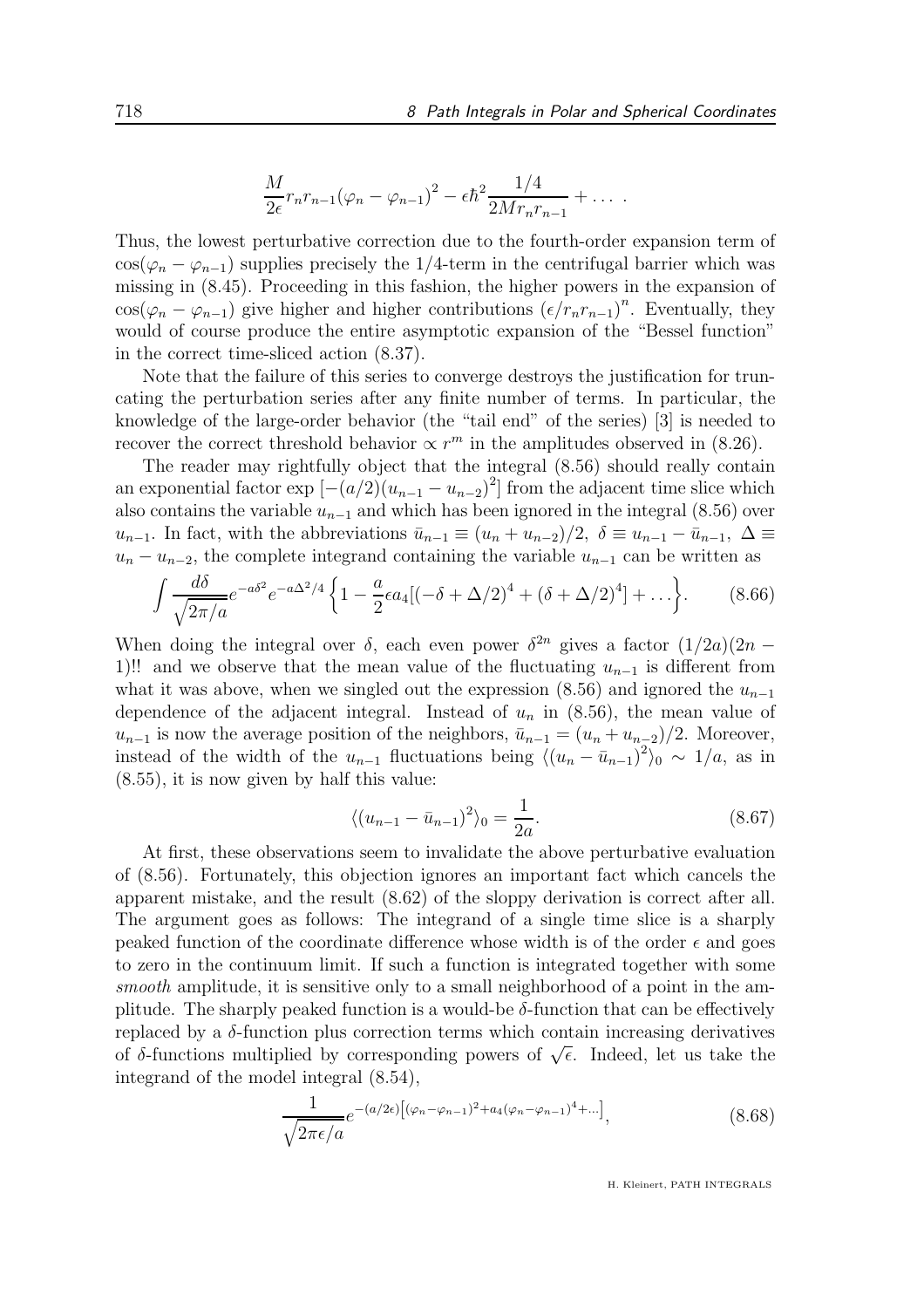$$\frac{M}{2\epsilon} r_n r_{n-1} (\varphi_n - \varphi_{n-1})^2 - \epsilon \hbar^2 \frac{1/4}{2M r_n r_{n-1}} + \dots \,.$$

Thus, the lowest perturbative correction due to the fourth-order expansion term of $\cos(\varphi_n - \varphi_{n-1})$ supplies precisely the $1/4$-term in the centrifugal barrier which was missing in (8.45). Proceeding in this fashion, the higher powers in the expansion of $\cos(\varphi_n - \varphi_{n-1})$ give higher and higher contributions $(\epsilon/r_n r_{n-1})^n$. Eventually, they would of course produce the entire asymptotic expansion of the "Bessel function" in the correct time-sliced action (8.37).

Note that the failure of this series to converge destroys the justification for truncating the perturbation series after any finite number of terms. In particular, the knowledge of the large-order behavior (the "tail end" of the series) [3] is needed to recover the correct threshold behavior $\propto r^m$ in the amplitudes observed in (8.26).

The reader may rightfully object that the integral (8.56) should really contain an exponential factor $\exp\left[-(a/2)(u_{n-1} - u_{n-2})^2\right]$ from the adjacent time slice which also contains the variable $u_{n-1}$ and which has been ignored in the integral (8.56) over $u_{n-1}$. In fact, with the abbreviations $\bar{u}_{n-1} \equiv (u_n + u_{n-2})/2$, $\delta \equiv u_{n-1} - \bar{u}_{n-1}$, $\Delta \equiv u_n - u_{n-2}$, the complete integrand containing the variable $u_{n-1}$ can be written as

$$\int \frac{d\delta}{\sqrt{2\pi/a}} e^{-a\delta^2} e^{-a\Delta^2/4} \left\{ 1 - \frac{a}{2} \epsilon a_4 [(-\delta + \Delta/2)^4 + (\delta + \Delta/2)^4] + \dots \right\}. \tag{8.66}$$

When doing the integral over $\delta$, each even power $\delta^{2n}$ gives a factor $(1/2a)(2n-1)!!$ and we observe that the mean value of the fluctuating $u_{n-1}$ is different from what it was above, when we singled out the expression (8.56) and ignored the $u_{n-1}$ dependence of the adjacent integral. Instead of $u_n$ in (8.56), the mean value of $u_{n-1}$ is now the average position of the neighbors, $\bar{u}_{n-1} = (u_n + u_{n-2})/2$. Moreover, instead of the width of the $u_{n-1}$ fluctuations being $\langle (u_n - \bar{u}_{n-1})^2 \rangle_0 \sim 1/a$, as in (8.55), it is now given by half this value:

$$\langle (u_{n-1} - \bar{u}_{n-1})^2 \rangle_0 = \frac{1}{2a}. \tag{8.67}$$

At first, these observations seem to invalidate the above perturbative evaluation of (8.56). Fortunately, this objection ignores an important fact which cancels the apparent mistake, and the result (8.62) of the sloppy derivation is correct after all. The argument goes as follows: The integrand of a single time slice is a sharply peaked function of the coordinate difference whose width is of the order $\epsilon$ and goes to zero in the continuum limit. If such a function is integrated together with some *smooth* amplitude, it is sensitive only to a small neighborhood of a point in the amplitude. The sharply peaked function is a would-be $\delta$-function that can be effectively replaced by a $\delta$-function plus correction terms which contain increasing derivatives of $\delta$-functions multiplied by corresponding powers of $\sqrt{\epsilon}$. Indeed, let us take the integrand of the model integral (8.54),

$$\frac{1}{\sqrt{2\pi\epsilon/a}} e^{-(a/2\epsilon)\left[(\varphi_n - \varphi_{n-1})^2 + a_4(\varphi_n - \varphi_{n-1})^4 + \dots\right]}, \tag{8.68}$$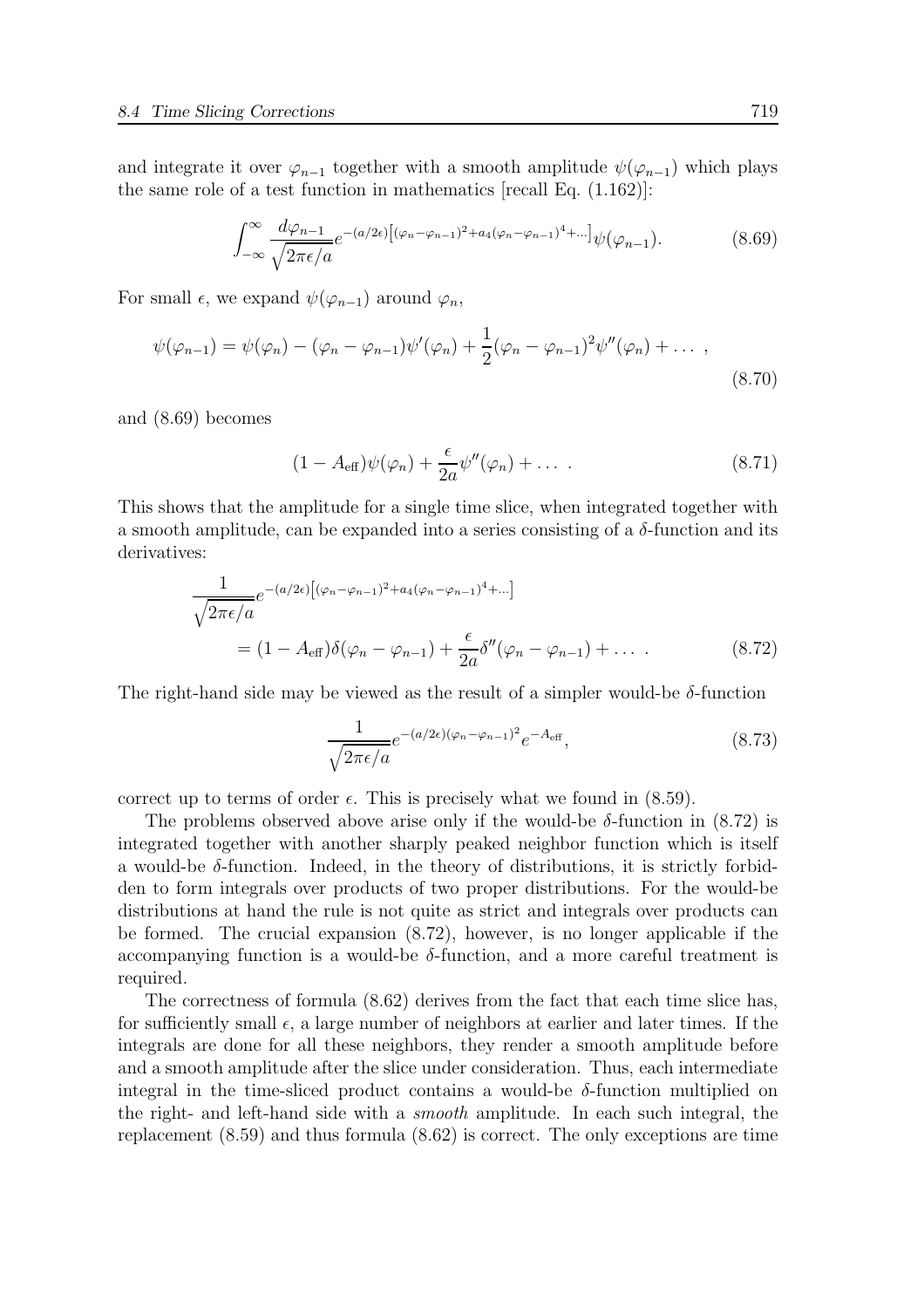and integrate it over $\varphi_{n-1}$ together with a smooth amplitude $\psi(\varphi_{n-1})$ which plays the same role of a test function in mathematics [recall Eq. (1.162)]:

$$\int_{-\infty}^{\infty} \frac{d\varphi_{n-1}}{\sqrt{2\pi\epsilon/a}} e^{-(a/2\epsilon)\left[(\varphi_n-\varphi_{n-1})^2+a_4(\varphi_n-\varphi_{n-1})^4+\ldots\right]}\psi(\varphi_{n-1}). \tag{8.69}$$

For small $\epsilon$, we expand $\psi(\varphi_{n-1})$ around $\varphi_n$,

$$\psi(\varphi_{n-1}) = \psi(\varphi_n) - (\varphi_n - \varphi_{n-1})\psi'(\varphi_n) + \frac{1}{2}(\varphi_n - \varphi_{n-1})^2\psi''(\varphi_n) + \ldots\ , \tag{8.70}$$

and (8.69) becomes

$$(1 - A_{\text{eff}})\psi(\varphi_n) + \frac{\epsilon}{2a}\psi''(\varphi_n) + \ldots\ . \tag{8.71}$$

This shows that the amplitude for a single time slice, when integrated together with a smooth amplitude, can be expanded into a series consisting of a $\delta$-function and its derivatives:

$$\begin{aligned}\frac{1}{\sqrt{2\pi\epsilon/a}} &e^{-(a/2\epsilon)\left[(\varphi_n-\varphi_{n-1})^2+a_4(\varphi_n-\varphi_{n-1})^4+\ldots\right]} \\ &= (1 - A_{\text{eff}})\delta(\varphi_n - \varphi_{n-1}) + \frac{\epsilon}{2a}\delta''(\varphi_n - \varphi_{n-1}) + \ldots\ .\end{aligned} \tag{8.72}$$

The right-hand side may be viewed as the result of a simpler would-be $\delta$-function

$$\frac{1}{\sqrt{2\pi\epsilon/a}} e^{-(a/2\epsilon)(\varphi_n-\varphi_{n-1})^2} e^{-A_{\text{eff}}}, \tag{8.73}$$

correct up to terms of order $\epsilon$. This is precisely what we found in (8.59).

The problems observed above arise only if the would-be $\delta$-function in (8.72) is integrated together with another sharply peaked neighbor function which is itself a would-be $\delta$-function. Indeed, in the theory of distributions, it is strictly forbidden to form integrals over products of two proper distributions. For the would-be distributions at hand the rule is not quite as strict and integrals over products can be formed. The crucial expansion (8.72), however, is no longer applicable if the accompanying function is a would-be $\delta$-function, and a more careful treatment is required.

The correctness of formula (8.62) derives from the fact that each time slice has, for sufficiently small $\epsilon$, a large number of neighbors at earlier and later times. If the integrals are done for all these neighbors, they render a smooth amplitude before and a smooth amplitude after the slice under consideration. Thus, each intermediate integral in the time-sliced product contains a would-be $\delta$-function multiplied on the right- and left-hand side with a *smooth* amplitude. In each such integral, the replacement (8.59) and thus formula (8.62) is correct. The only exceptions are time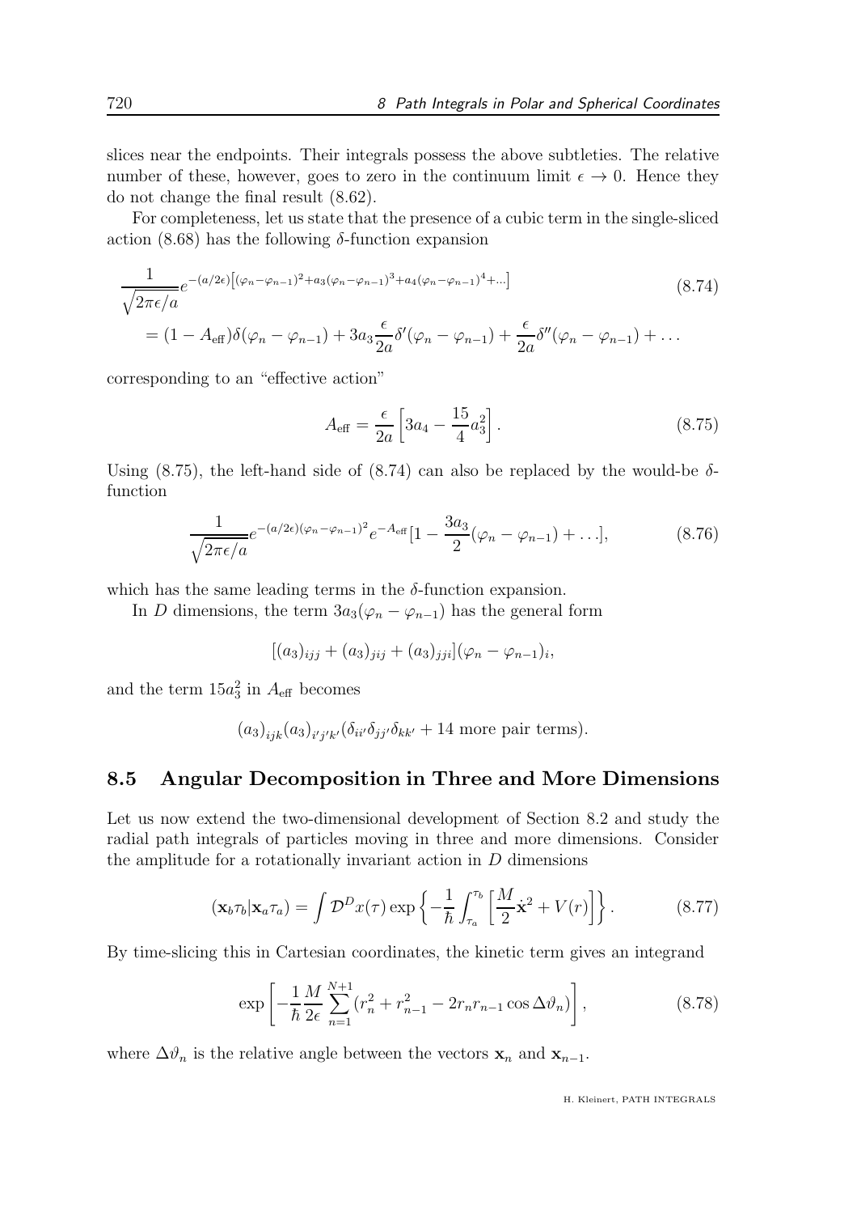slices near the endpoints. Their integrals possess the above subtleties. The relative number of these, however, goes to zero in the continuum limit $\epsilon \to 0$. Hence they do not change the final result (8.62).

For completeness, let us state that the presence of a cubic term in the single-sliced action (8.68) has the following $\delta$-function expansion

$$
\begin{aligned}
&\frac{1}{\sqrt{2\pi\epsilon/a}} e^{-(a/2\epsilon)\left[(\varphi_n-\varphi_{n-1})^2+a_3(\varphi_n-\varphi_{n-1})^3+a_4(\varphi_n-\varphi_{n-1})^4+\dots\right]} \\
&= (1-A_{\text{eff}})\delta(\varphi_n-\varphi_{n-1}) + 3a_3\frac{\epsilon}{2a}\delta'(\varphi_n-\varphi_{n-1}) + \frac{\epsilon}{2a}\delta''(\varphi_n-\varphi_{n-1}) + \dots
\end{aligned}
\tag{8.74}
$$

corresponding to an "effective action"

$$
A_{\text{eff}} = \frac{\epsilon}{2a}\left[3a_4 - \frac{15}{4}a_3^2\right]. \tag{8.75}
$$

Using (8.75), the left-hand side of (8.74) can also be replaced by the would-be $\delta$-function

$$
\frac{1}{\sqrt{2\pi\epsilon/a}} e^{-(a/2\epsilon)(\varphi_n-\varphi_{n-1})^2} e^{-A_{\text{eff}}}[1 - \frac{3a_3}{2}(\varphi_n-\varphi_{n-1}) + \dots], \tag{8.76}
$$

which has the same leading terms in the $\delta$-function expansion.

In $D$ dimensions, the term $3a_3(\varphi_n - \varphi_{n-1})$ has the general form

$$
[(a_3)_{ijj} + (a_3)_{jij} + (a_3)_{jji}](\varphi_n - \varphi_{n-1})_i,
$$

and the term $15a_3^2$ in $A_{\text{eff}}$ becomes

$$
(a_3)_{ijk}(a_3)_{i'j'k'}(\delta_{ii'}\delta_{jj'}\delta_{kk'} + 14 \text{ more pair terms}).
$$

## 8.5 Angular Decomposition in Three and More Dimensions

Let us now extend the two-dimensional development of Section 8.2 and study the radial path integrals of particles moving in three and more dimensions. Consider the amplitude for a rotationally invariant action in $D$ dimensions

$$
(\mathbf{x}_b\tau_b|\mathbf{x}_a\tau_a) = \int \mathcal{D}^D x(\tau) \exp\left\{-\frac{1}{\hbar}\int_{\tau_a}^{\tau_b}\left[\frac{M}{2}\dot{\mathbf{x}}^2 + V(r)\right]\right\}. \tag{8.77}
$$

By time-slicing this in Cartesian coordinates, the kinetic term gives an integrand

$$
\exp\left[-\frac{1}{\hbar}\frac{M}{2\epsilon}\sum_{n=1}^{N+1}(r_n^2 + r_{n-1}^2 - 2r_n r_{n-1}\cos\Delta\vartheta_n)\right], \tag{8.78}
$$

where $\Delta\vartheta_n$ is the relative angle between the vectors $\mathbf{x}_n$ and $\mathbf{x}_{n-1}$.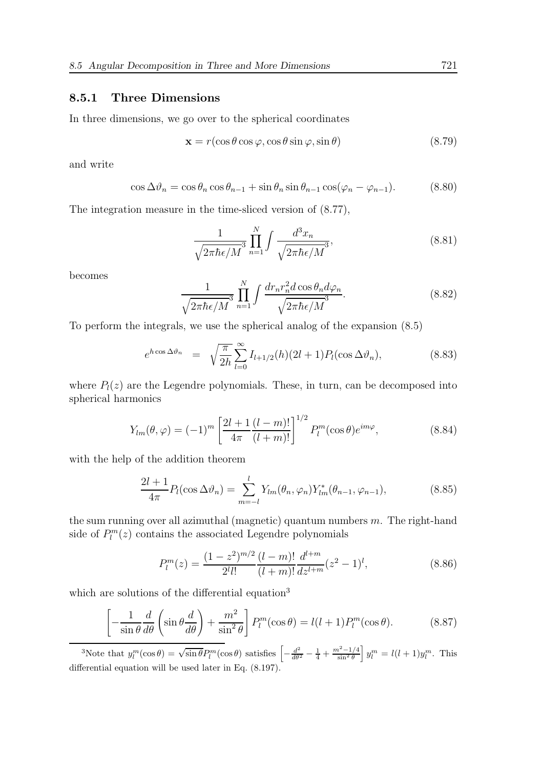### 8.5.1 Three Dimensions

In three dimensions, we go over to the spherical coordinates

$$\mathbf{x} = r(\cos\theta\cos\varphi, \cos\theta\sin\varphi, \sin\theta) \tag{8.79}$$

and write

$$\cos\Delta\vartheta_n = \cos\theta_n\cos\theta_{n-1} + \sin\theta_n\sin\theta_{n-1}\cos(\varphi_n - \varphi_{n-1}). \tag{8.80}$$

The integration measure in the time-sliced version of (8.77),

$$\frac{1}{\sqrt{2\pi\hbar\epsilon/M}^3}\prod_{n=1}^{N}\int\frac{d^3x_n}{\sqrt{2\pi\hbar\epsilon/M}^3}, \tag{8.81}$$

becomes

$$\frac{1}{\sqrt{2\pi\hbar\epsilon/M}^3}\prod_{n=1}^{N}\int\frac{dr_n r_n^2 d\cos\theta_n d\varphi_n}{\sqrt{2\pi\hbar\epsilon/M}^3}. \tag{8.82}$$

To perform the integrals, we use the spherical analog of the expansion (8.5)

$$e^{h\cos\Delta\vartheta_n} \;\; = \;\; \sqrt{\frac{\pi}{2h}}\sum_{l=0}^{\infty} I_{l+1/2}(h)(2l+1)P_l(\cos\Delta\vartheta_n), \tag{8.83}$$

where $P_l(z)$ are the Legendre polynomials. These, in turn, can be decomposed into spherical harmonics

$$Y_{lm}(\theta,\varphi) = (-1)^m\left[\frac{2l+1}{4\pi}\frac{(l-m)!}{(l+m)!}\right]^{1/2} P_l^m(\cos\theta)e^{im\varphi}, \tag{8.84}$$

with the help of the addition theorem

$$\frac{2l+1}{4\pi}P_l(\cos\Delta\vartheta_n) = \sum_{m=-l}^{l} Y_{lm}(\theta_n,\varphi_n)Y_{lm}^*(\theta_{n-1},\varphi_{n-1}), \tag{8.85}$$

the sum running over all azimuthal (magnetic) quantum numbers $m$. The right-hand side of $P_l^m(z)$ contains the associated Legendre polynomials

$$P_l^m(z) = \frac{(1-z^2)^{m/2}}{2^l l!}\frac{(l-m)!}{(l+m)!}\frac{d^{l+m}}{dz^{l+m}}(z^2-1)^l, \tag{8.86}$$

which are solutions of the differential equation[3]

$$\left[-\frac{1}{\sin\theta}\frac{d}{d\theta}\left(\sin\theta\frac{d}{d\theta}\right) + \frac{m^2}{\sin^2\theta}\right]P_l^m(\cos\theta) = l(l+1)P_l^m(\cos\theta). \tag{8.87}$$

[3]Note that $y_l^m(\cos\theta) = \sqrt{\sin\theta}P_l^m(\cos\theta)$ satisfies $\left[-\frac{d^2}{d\theta^2} - \frac{1}{4} + \frac{m^2-1/4}{\sin^2\theta}\right]y_l^m = l(l+1)y_l^m$. This differential equation will be used later in Eq. (8.197).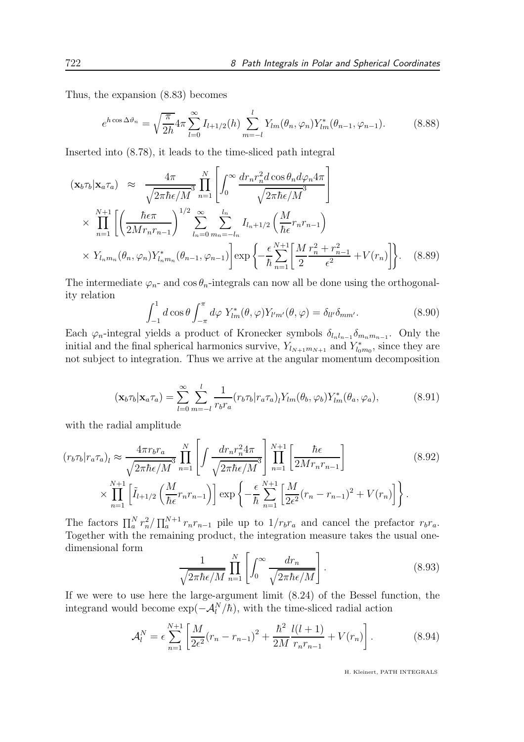Thus, the expansion (8.83) becomes

$$e^{h\cos\Delta\vartheta_n} = \sqrt{\frac{\pi}{2h}}4\pi\sum_{l=0}^{\infty} I_{l+1/2}(h)\sum_{m=-l}^{l} Y_{lm}(\theta_n,\varphi_n)Y^*_{lm}(\theta_{n-1},\varphi_{n-1}). \tag{8.88}$$

Inserted into (8.78), it leads to the time-sliced path integral

$$\begin{aligned}
(\mathbf{x}_b\tau_b|\mathbf{x}_a\tau_a) \approx\; & \frac{4\pi}{\sqrt{2\pi\hbar\epsilon/M}^3}\prod_{n=1}^{N}\left[\int_0^\infty \frac{dr_n r_n^2 d\cos\theta_n d\varphi_n 4\pi}{\sqrt{2\pi\hbar\epsilon/M}^3}\right]\\
&\times \prod_{n=1}^{N+1}\left[\left(\frac{\hbar\epsilon\pi}{2Mr_nr_{n-1}}\right)^{1/2}\sum_{l_n=0}^{\infty}\sum_{m_n=-l_n}^{l_n} I_{l_n+1/2}\left(\frac{M}{\hbar\epsilon}r_nr_{n-1}\right)\right.\\
&\times \left. Y_{l_nm_n}(\theta_n,\varphi_n)Y^*_{l_nm_n}(\theta_{n-1},\varphi_{n-1})\right]\exp\left\{-\frac{\epsilon}{\hbar}\sum_{n=1}^{N+1}\left[\frac{M}{2}\frac{r_n^2+r_{n-1}^2}{\epsilon^2}+V(r_n)\right]\right\}.
\end{aligned} \tag{8.89}$$

The intermediate $\varphi_n$- and $\cos\theta_n$-integrals can now all be done using the orthogonality relation

$$\int_{-1}^{1} d\cos\theta\int_{-\pi}^{\pi} d\varphi\; Y^*_{lm}(\theta,\varphi)Y_{l'm'}(\theta,\varphi) = \delta_{ll'}\delta_{mm'}. \tag{8.90}$$

Each $\varphi_n$-integral yields a product of Kronecker symbols $\delta_{l_nl_{n-1}}\delta_{m_nm_{n-1}}$. Only the initial and the final spherical harmonics survive, $Y_{l_{N+1}m_{N+1}}$ and $Y^*_{l_0m_0}$, since they are not subject to integration. Thus we arrive at the angular momentum decomposition

$$(\mathbf{x}_b\tau_b|\mathbf{x}_a\tau_a) = \sum_{l=0}^{\infty}\sum_{m=-l}^{l}\frac{1}{r_br_a}(r_b\tau_b|r_a\tau_a)_l Y_{lm}(\theta_b,\varphi_b)Y^*_{lm}(\theta_a,\varphi_a), \tag{8.91}$$

with the radial amplitude

$$\begin{aligned}
(r_b\tau_b|r_a\tau_a)_l \approx\; & \frac{4\pi r_br_a}{\sqrt{2\pi\hbar\epsilon/M}^3}\prod_{n=1}^{N}\left[\int\frac{dr_nr_n^2 4\pi}{\sqrt{2\pi\hbar\epsilon/M}^3}\right]\prod_{n=1}^{N+1}\left[\frac{\hbar\epsilon}{2Mr_nr_{n-1}}\right]\\
&\times\prod_{n=1}^{N+1}\left[\tilde{I}_{l+1/2}\left(\frac{M}{\hbar\epsilon}r_nr_{n-1}\right)\right]\exp\left\{-\frac{\epsilon}{\hbar}\sum_{n=1}^{N+1}\left[\frac{M}{2\epsilon^2}(r_n-r_{n-1})^2+V(r_n)\right]\right\}.
\end{aligned} \tag{8.92}$$

The factors $\prod_a^N r_n^2/\prod_a^{N+1} r_nr_{n-1}$ pile up to $1/r_br_a$ and cancel the prefactor $r_br_a$. Together with the remaining product, the integration measure takes the usual one-dimensional form

$$\frac{1}{\sqrt{2\pi\hbar\epsilon/M}}\prod_{n=1}^{N}\left[\int_0^\infty\frac{dr_n}{\sqrt{2\pi\hbar\epsilon/M}}\right]. \tag{8.93}$$

If we were to use here the large-argument limit (8.24) of the Bessel function, the integrand would become $\exp(-\mathcal{A}_l^N/\hbar)$, with the time-sliced radial action

$$\mathcal{A}_l^N = \epsilon\sum_{n=1}^{N+1}\left[\frac{M}{2\epsilon^2}(r_n-r_{n-1})^2+\frac{\hbar^2}{2M}\frac{l(l+1)}{r_nr_{n-1}}+V(r_n)\right]. \tag{8.94}$$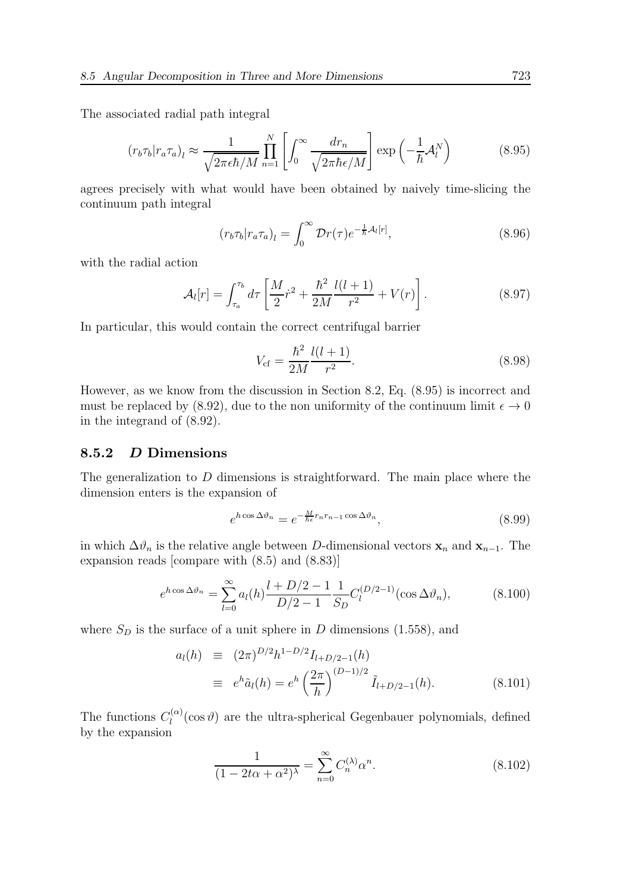The associated radial path integral

$$
(r_b\tau_b|r_a\tau_a)_l \approx \frac{1}{\sqrt{2\pi\epsilon\hbar/M}}\prod_{n=1}^{N}\left[\int_0^\infty \frac{dr_n}{\sqrt{2\pi\hbar\epsilon/M}}\right]\exp\left(-\frac{1}{\hbar}\mathcal{A}_l^N\right) \tag{8.95}
$$

agrees precisely with what would have been obtained by naively time-slicing the continuum path integral

$$
(r_b\tau_b|r_a\tau_a)_l = \int_0^\infty \mathcal{D}r(\tau)e^{-\frac{1}{\hbar}\mathcal{A}_l[r]}, \tag{8.96}
$$

with the radial action

$$
\mathcal{A}_l[r] = \int_{\tau_a}^{\tau_b} d\tau\left[\frac{M}{2}\dot{r}^2 + \frac{\hbar^2}{2M}\frac{l(l+1)}{r^2} + V(r)\right]. \tag{8.97}
$$

In particular, this would contain the correct centrifugal barrier

$$
V_{\rm cf} = \frac{\hbar^2}{2M}\frac{l(l+1)}{r^2}. \tag{8.98}
$$

However, as we know from the discussion in Section 8.2, Eq. (8.95) is incorrect and must be replaced by (8.92), due to the non uniformity of the continuum limit $\epsilon \to 0$ in the integrand of (8.92).

### 8.5.2 *D* Dimensions

The generalization to $D$ dimensions is straightforward. The main place where the dimension enters is the expansion of

$$
e^{h\cos\Delta\vartheta_n} = e^{-\frac{M}{\hbar\epsilon}r_n r_{n-1}\cos\Delta\vartheta_n}, \tag{8.99}
$$

in which $\Delta\vartheta_n$ is the relative angle between $D$-dimensional vectors $\mathbf{x}_n$ and $\mathbf{x}_{n-1}$. The expansion reads [compare with (8.5) and (8.83)]

$$
e^{h\cos\Delta\vartheta_n} = \sum_{l=0}^{\infty} a_l(h)\frac{l+D/2-1}{D/2-1}\frac{1}{S_D}C_l^{(D/2-1)}(\cos\Delta\vartheta_n), \tag{8.100}
$$

where $S_D$ is the surface of a unit sphere in $D$ dimensions (1.558), and

$$
\begin{aligned}
a_l(h) &\equiv (2\pi)^{D/2}h^{1-D/2}I_{l+D/2-1}(h) \\
&\equiv e^h\tilde{a}_l(h) = e^h\left(\frac{2\pi}{h}\right)^{(D-1)/2}\tilde{I}_{l+D/2-1}(h).
\end{aligned} \tag{8.101}
$$

The functions $C_l^{(\alpha)}(\cos\vartheta)$ are the ultra-spherical Gegenbauer polynomials, defined by the expansion

$$
\frac{1}{(1-2t\alpha+\alpha^2)^\lambda} = \sum_{n=0}^{\infty} C_n^{(\lambda)}\alpha^n. \tag{8.102}
$$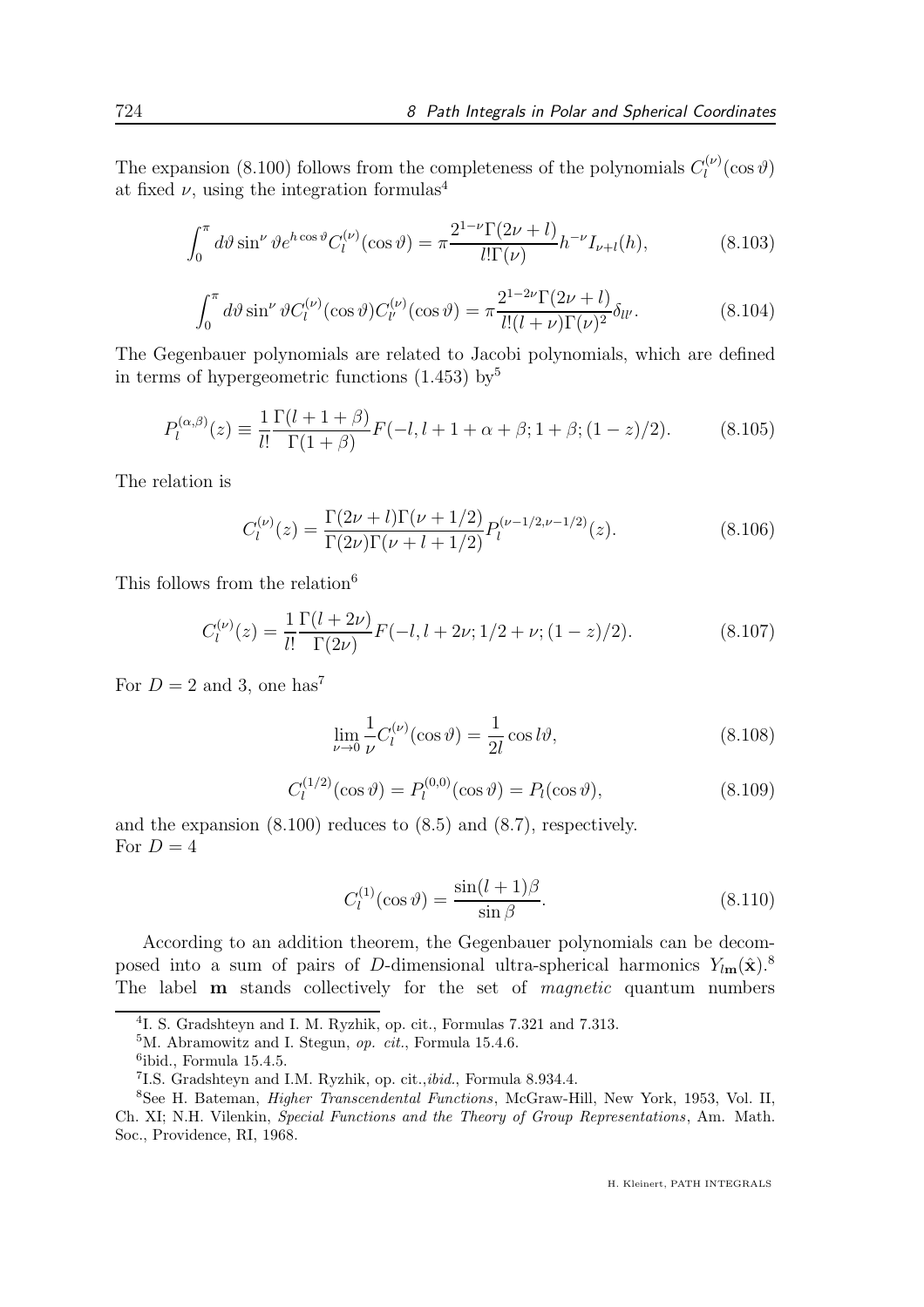The expansion (8.100) follows from the completeness of the polynomials $C_l^{(\nu)}(\cos\vartheta)$ at fixed $\nu$, using the integration formulas[4]

$$\int_0^\pi d\vartheta \sin^\nu \vartheta e^{h\cos\vartheta} C_l^{(\nu)}(\cos\vartheta) = \pi \frac{2^{1-\nu}\Gamma(2\nu+l)}{l!\Gamma(\nu)} h^{-\nu} I_{\nu+l}(h), \tag{8.103}$$

$$\int_0^\pi d\vartheta \sin^\nu \vartheta C_l^{(\nu)}(\cos\vartheta) C_{l'}^{(\nu)}(\cos\vartheta) = \pi \frac{2^{1-2\nu}\Gamma(2\nu+l)}{l!(l+\nu)\Gamma(\nu)^2}\delta_{ll'}. \tag{8.104}$$

The Gegenbauer polynomials are related to Jacobi polynomials, which are defined in terms of hypergeometric functions (1.453) by[5]

$$P_l^{(\alpha,\beta)}(z) \equiv \frac{1}{l!}\frac{\Gamma(l+1+\beta)}{\Gamma(1+\beta)} F(-l, l+1+\alpha+\beta; 1+\beta; (1-z)/2). \tag{8.105}$$

The relation is

$$C_l^{(\nu)}(z) = \frac{\Gamma(2\nu+l)\Gamma(\nu+1/2)}{\Gamma(2\nu)\Gamma(\nu+l+1/2)} P_l^{(\nu-1/2,\nu-1/2)}(z). \tag{8.106}$$

This follows from the relation[6]

$$C_l^{(\nu)}(z) = \frac{1}{l!}\frac{\Gamma(l+2\nu)}{\Gamma(2\nu)} F(-l, l+2\nu; 1/2+\nu; (1-z)/2). \tag{8.107}$$

For $D=2$ and 3, one has[7]

$$\lim_{\nu\to 0} \frac{1}{\nu} C_l^{(\nu)}(\cos\vartheta) = \frac{1}{2l}\cos l\vartheta, \tag{8.108}$$

$$C_l^{(1/2)}(\cos\vartheta) = P_l^{(0,0)}(\cos\vartheta) = P_l(\cos\vartheta), \tag{8.109}$$

and the expansion (8.100) reduces to (8.5) and (8.7), respectively.
For $D=4$

$$C_l^{(1)}(\cos\vartheta) = \frac{\sin(l+1)\beta}{\sin\beta}. \tag{8.110}$$

According to an addition theorem, the Gegenbauer polynomials can be decomposed into a sum of pairs of $D$-dimensional ultra-spherical harmonics $Y_{l\mathbf{m}}(\hat{\mathbf{x}})$.[8] The label $\mathbf{m}$ stands collectively for the set of *magnetic* quantum numbers

---

[4] I. S. Gradshteyn and I. M. Ryzhik, op. cit., Formulas 7.321 and 7.313.

[5] M. Abramowitz and I. Stegun, *op. cit.*, Formula 15.4.6.

[6] ibid., Formula 15.4.5.

[7] I.S. Gradshteyn and I.M. Ryzhik, op. cit.,*ibid.*, Formula 8.934.4.

[8] See H. Bateman, *Higher Transcendental Functions*, McGraw-Hill, New York, 1953, Vol. II, Ch. XI; N.H. Vilenkin, *Special Functions and the Theory of Group Representations*, Am. Math. Soc., Providence, RI, 1968.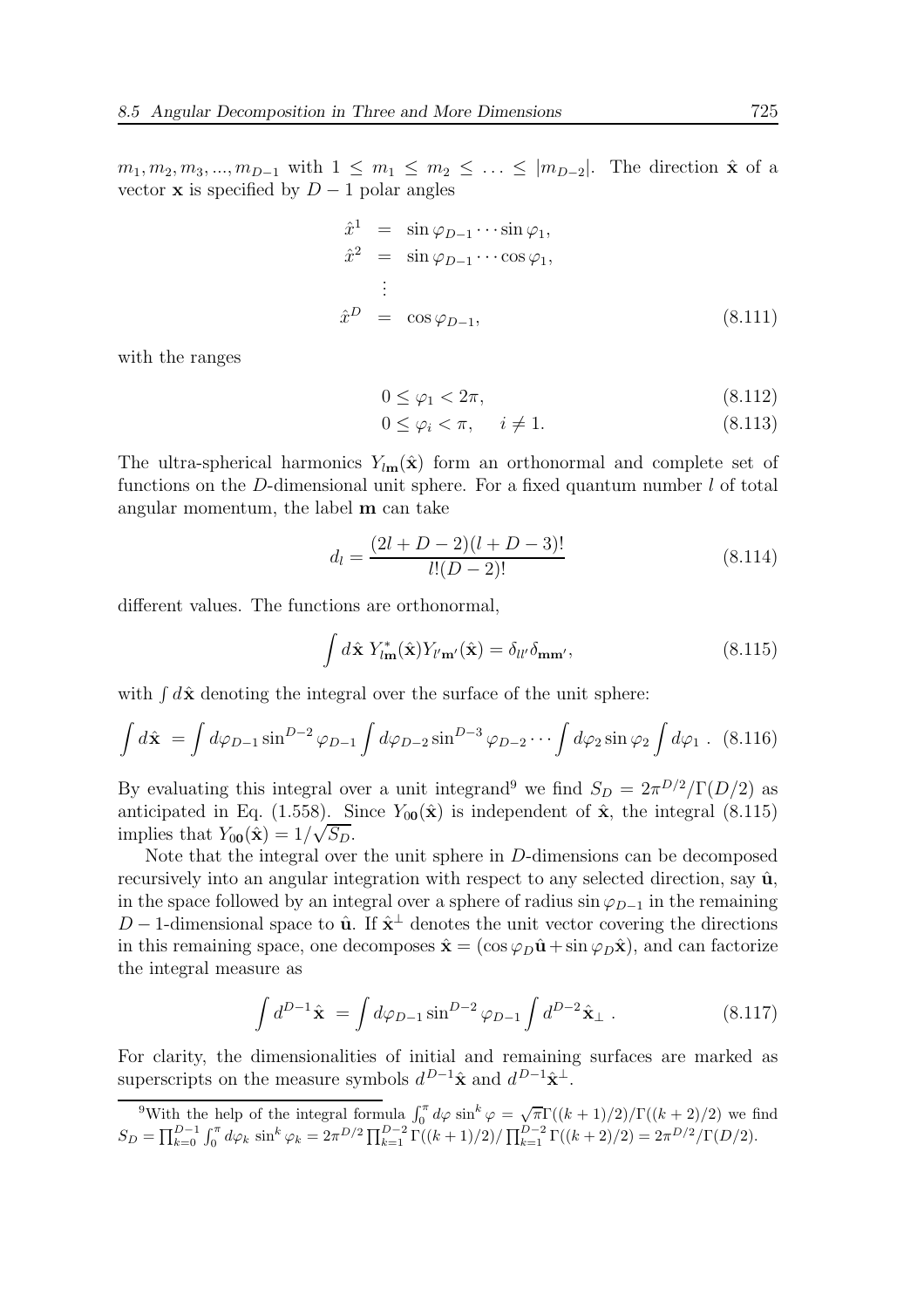$m_1, m_2, m_3, ..., m_{D-1}$ with $1 \leq m_1 \leq m_2 \leq \ldots \leq |m_{D-2}|$. The direction $\hat{\mathbf{x}}$ of a vector $\mathbf{x}$ is specified by $D-1$ polar angles

$$
\begin{aligned}
\hat{x}^1 &= \sin\varphi_{D-1}\cdots\sin\varphi_1, \\
\hat{x}^2 &= \sin\varphi_{D-1}\cdots\cos\varphi_1, \\
&\vdots \\
\hat{x}^D &= \cos\varphi_{D-1},
\end{aligned}
\tag{8.111}
$$

with the ranges

$$0 \leq \varphi_1 < 2\pi, \tag{8.112}$$

$$0 \leq \varphi_i < \pi, \quad i \neq 1. \tag{8.113}$$

The ultra-spherical harmonics $Y_{l\mathbf{m}}(\hat{\mathbf{x}})$ form an orthonormal and complete set of functions on the $D$-dimensional unit sphere. For a fixed quantum number $l$ of total angular momentum, the label $\mathbf{m}$ can take

$$d_l = \frac{(2l+D-2)(l+D-3)!}{l!(D-2)!} \tag{8.114}$$

different values. The functions are orthonormal,

$$\int d\hat{\mathbf{x}}\; Y^*_{l\mathbf{m}}(\hat{\mathbf{x}})Y_{l'\mathbf{m}'}(\hat{\mathbf{x}}) = \delta_{ll'}\delta_{\mathbf{m}\mathbf{m}'}, \tag{8.115}$$

with $\int d\hat{\mathbf{x}}$ denoting the integral over the surface of the unit sphere:

$$\int d\hat{\mathbf{x}} \;= \int d\varphi_{D-1}\sin^{D-2}\varphi_{D-1}\int d\varphi_{D-2}\sin^{D-3}\varphi_{D-2}\cdots\int d\varphi_2\sin\varphi_2\int d\varphi_1\;. \tag{8.116}$$

By evaluating this integral over a unit integrand[9] we find $S_D = 2\pi^{D/2}/\Gamma(D/2)$ as anticipated in Eq. (1.558). Since $Y_{\mathbf{00}}(\hat{\mathbf{x}})$ is independent of $\hat{\mathbf{x}}$, the integral (8.115) implies that $Y_{\mathbf{00}}(\hat{\mathbf{x}}) = 1/\sqrt{S_D}$.

Note that the integral over the unit sphere in $D$-dimensions can be decomposed recursively into an angular integration with respect to any selected direction, say $\hat{\mathbf{u}}$, in the space followed by an integral over a sphere of radius $\sin\varphi_{D-1}$ in the remaining $D-1$-dimensional space to $\hat{\mathbf{u}}$. If $\hat{\mathbf{x}}^\perp$ denotes the unit vector covering the directions in this remaining space, one decomposes $\hat{\mathbf{x}} = (\cos\varphi_D\hat{\mathbf{u}} + \sin\varphi_D\hat{\mathbf{x}})$, and can factorize the integral measure as

$$\int d^{D-1}\hat{\mathbf{x}} \;= \int d\varphi_{D-1}\sin^{D-2}\varphi_{D-1}\int d^{D-2}\hat{\mathbf{x}}_\perp\;. \tag{8.117}$$

For clarity, the dimensionalities of initial and remaining surfaces are marked as superscripts on the measure symbols $d^{D-1}\hat{\mathbf{x}}$ and $d^{D-1}\hat{\mathbf{x}}^\perp$.

---

[9] With the help of the integral formula $\int_0^\pi d\varphi\,\sin^k\varphi = \sqrt{\pi}\Gamma((k+1)/2)/\Gamma((k+2)/2)$ we find $S_D = \prod_{k=0}^{D-1}\int_0^\pi d\varphi_k\,\sin^k\varphi_k = 2\pi^{D/2}\prod_{k=1}^{D-2}\Gamma((k+1)/2)/\prod_{k=1}^{D-2}\Gamma((k+2)/2) = 2\pi^{D/2}/\Gamma(D/2)$.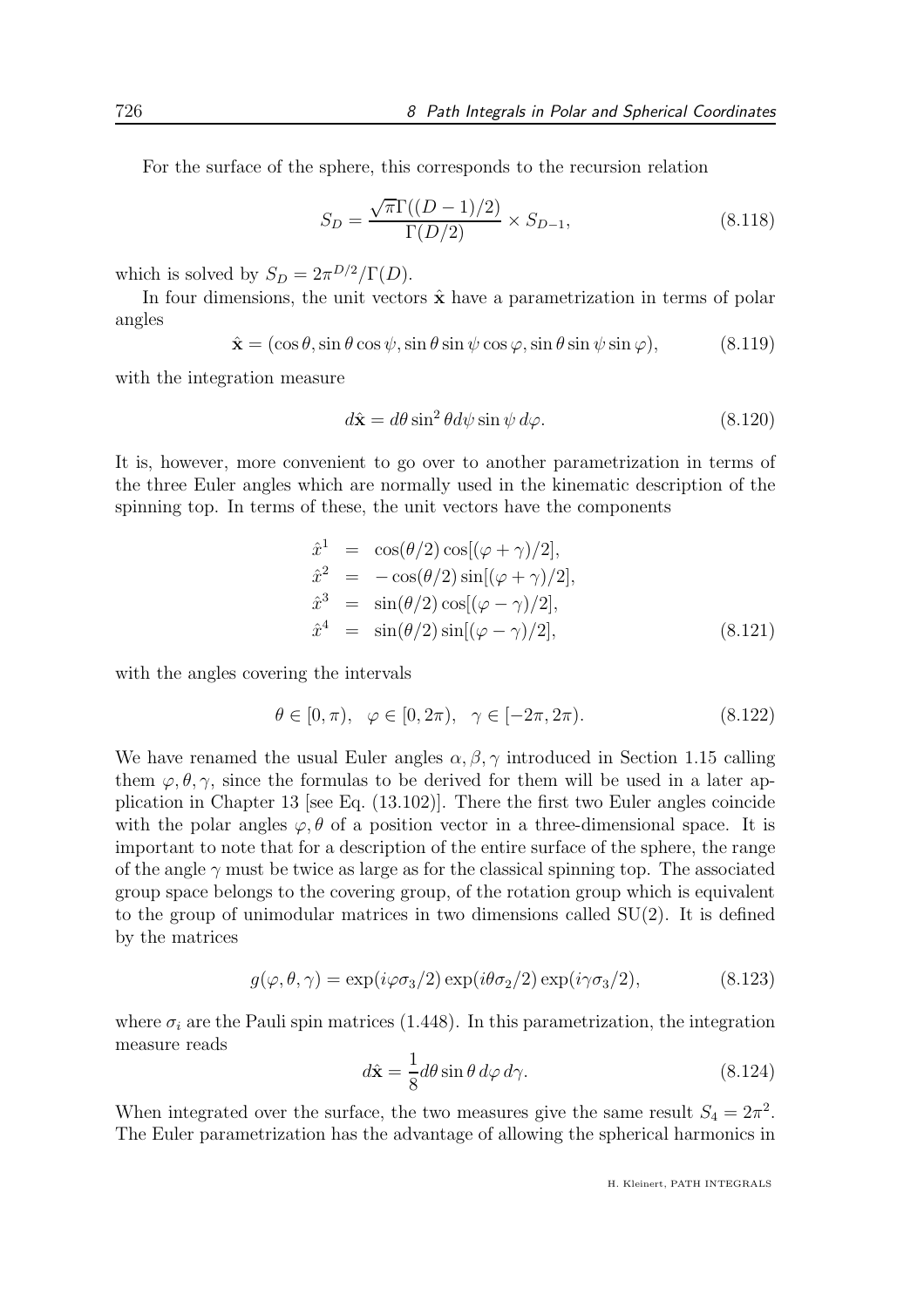For the surface of the sphere, this corresponds to the recursion relation

$$S_D = \frac{\sqrt{\pi}\Gamma((D-1)/2)}{\Gamma(D/2)} \times S_{D-1}, \tag{8.118}$$

which is solved by $S_D = 2\pi^{D/2}/\Gamma(D)$.

In four dimensions, the unit vectors $\hat{\mathbf{x}}$ have a parametrization in terms of polar angles

$$\hat{\mathbf{x}} = (\cos\theta, \sin\theta\cos\psi, \sin\theta\sin\psi\cos\varphi, \sin\theta\sin\psi\sin\varphi), \tag{8.119}$$

with the integration measure

$$d\hat{\mathbf{x}} = d\theta\sin^2\theta d\psi\sin\psi\, d\varphi. \tag{8.120}$$

It is, however, more convenient to go over to another parametrization in terms of the three Euler angles which are normally used in the kinematic description of the spinning top. In terms of these, the unit vectors have the components

$$\begin{aligned}
\hat{x}^1 &= \cos(\theta/2)\cos[(\varphi+\gamma)/2], \\
\hat{x}^2 &= -\cos(\theta/2)\sin[(\varphi+\gamma)/2], \\
\hat{x}^3 &= \sin(\theta/2)\cos[(\varphi-\gamma)/2], \\
\hat{x}^4 &= \sin(\theta/2)\sin[(\varphi-\gamma)/2],
\end{aligned} \tag{8.121}$$

with the angles covering the intervals

$$\theta \in [0,\pi), \quad \varphi \in [0, 2\pi), \quad \gamma \in [-2\pi, 2\pi). \tag{8.122}$$

We have renamed the usual Euler angles $\alpha, \beta, \gamma$ introduced in Section 1.15 calling them $\varphi, \theta, \gamma$, since the formulas to be derived for them will be used in a later application in Chapter 13 [see Eq. (13.102)]. There the first two Euler angles coincide with the polar angles $\varphi, \theta$ of a position vector in a three-dimensional space. It is important to note that for a description of the entire surface of the sphere, the range of the angle $\gamma$ must be twice as large as for the classical spinning top. The associated group space belongs to the covering group, of the rotation group which is equivalent to the group of unimodular matrices in two dimensions called SU(2). It is defined by the matrices

$$g(\varphi, \theta, \gamma) = \exp(i\varphi\sigma_3/2)\exp(i\theta\sigma_2/2)\exp(i\gamma\sigma_3/2), \tag{8.123}$$

where $\sigma_i$ are the Pauli spin matrices (1.448). In this parametrization, the integration measure reads

$$d\hat{\mathbf{x}} = \frac{1}{8} d\theta\sin\theta\, d\varphi\, d\gamma. \tag{8.124}$$

When integrated over the surface, the two measures give the same result $S_4 = 2\pi^2$. The Euler parametrization has the advantage of allowing the spherical harmonics in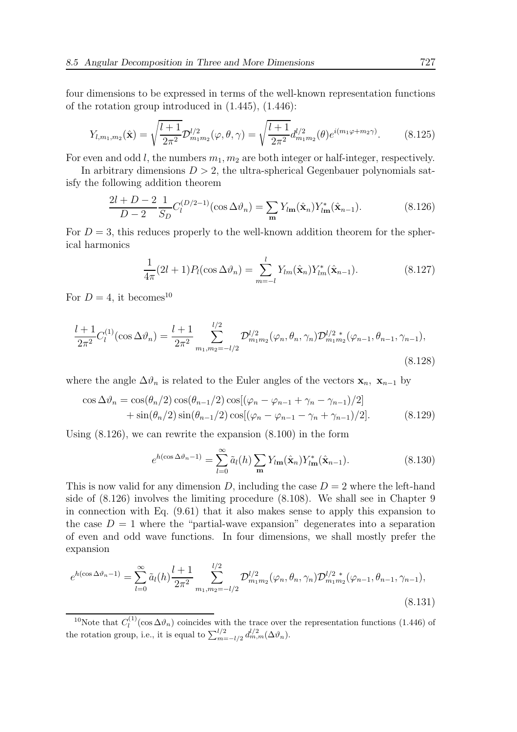four dimensions to be expressed in terms of the well-known representation functions of the rotation group introduced in (1.445), (1.446):

$$Y_{l,m_1,m_2}(\hat{\mathbf{x}}) = \sqrt{\frac{l+1}{2\pi^2}}\mathcal{D}^{l/2}_{m_1m_2}(\varphi,\theta,\gamma) = \sqrt{\frac{l+1}{2\pi^2}}d^{l/2}_{m_1m_2}(\theta)e^{i(m_1\varphi+m_2\gamma)}. \tag{8.125}$$

For even and odd $l$, the numbers $m_1, m_2$ are both integer or half-integer, respectively.

In arbitrary dimensions $D > 2$, the ultra-spherical Gegenbauer polynomials satisfy the following addition theorem

$$\frac{2l+D-2}{D-2}\frac{1}{S_D}C_l^{(D/2-1)}(\cos\Delta\vartheta_n) = \sum_{\mathbf{m}} Y_{l\mathbf{m}}(\hat{\mathbf{x}}_n)Y^*_{l\mathbf{m}}(\hat{\mathbf{x}}_{n-1}). \tag{8.126}$$

For $D = 3$, this reduces properly to the well-known addition theorem for the spherical harmonics

$$\frac{1}{4\pi}(2l+1)P_l(\cos\Delta\vartheta_n) = \sum_{m=-l}^{l} Y_{lm}(\hat{\mathbf{x}}_n)Y^*_{lm}(\hat{\mathbf{x}}_{n-1}). \tag{8.127}$$

For $D = 4$, it becomes[10]

$$\frac{l+1}{2\pi^2}C_l^{(1)}(\cos\Delta\vartheta_n) = \frac{l+1}{2\pi^2}\sum_{m_1,m_2=-l/2}^{l/2}\mathcal{D}^{l/2}_{m_1m_2}(\varphi_n,\theta_n,\gamma_n)\mathcal{D}^{l/2\,*}_{m_1m_2}(\varphi_{n-1},\theta_{n-1},\gamma_{n-1}), \tag{8.128}$$

where the angle $\Delta\vartheta_n$ is related to the Euler angles of the vectors $\mathbf{x}_n,\ \mathbf{x}_{n-1}$ by

$$\begin{aligned}\cos\Delta\vartheta_n = {} & \cos(\theta_n/2)\cos(\theta_{n-1}/2)\cos[(\varphi_n-\varphi_{n-1}+\gamma_n-\gamma_{n-1})/2] \\ & + \sin(\theta_n/2)\sin(\theta_{n-1}/2)\cos[(\varphi_n-\varphi_{n-1}-\gamma_n+\gamma_{n-1})/2].\end{aligned} \tag{8.129}$$

Using (8.126), we can rewrite the expansion (8.100) in the form

$$e^{h(\cos\Delta\vartheta_n-1)} = \sum_{l=0}^{\infty}\tilde{a}_l(h)\sum_{\mathbf{m}} Y_{l\mathbf{m}}(\hat{\mathbf{x}}_n)Y^*_{l\mathbf{m}}(\hat{\mathbf{x}}_{n-1}). \tag{8.130}$$

This is now valid for any dimension $D$, including the case $D = 2$ where the left-hand side of (8.126) involves the limiting procedure (8.108). We shall see in Chapter 9 in connection with Eq. (9.61) that it also makes sense to apply this expansion to the case $D = 1$ where the "partial-wave expansion" degenerates into a separation of even and odd wave functions. In four dimensions, we shall mostly prefer the expansion

$$e^{h(\cos\Delta\vartheta_n-1)} = \sum_{l=0}^{\infty}\tilde{a}_l(h)\frac{l+1}{2\pi^2}\sum_{m_1,m_2=-l/2}^{l/2}\mathcal{D}^{l/2}_{m_1m_2}(\varphi_n,\theta_n,\gamma_n)\mathcal{D}^{l/2\,*}_{m_1m_2}(\varphi_{n-1},\theta_{n-1},\gamma_{n-1}), \tag{8.131}$$

---

[10] Note that $C_l^{(1)}(\cos\Delta\vartheta_n)$ coincides with the trace over the representation functions (1.446) of the rotation group, i.e., it is equal to $\sum_{m=-l/2}^{l/2} d^{l/2}_{m,m}(\Delta\vartheta_n)$.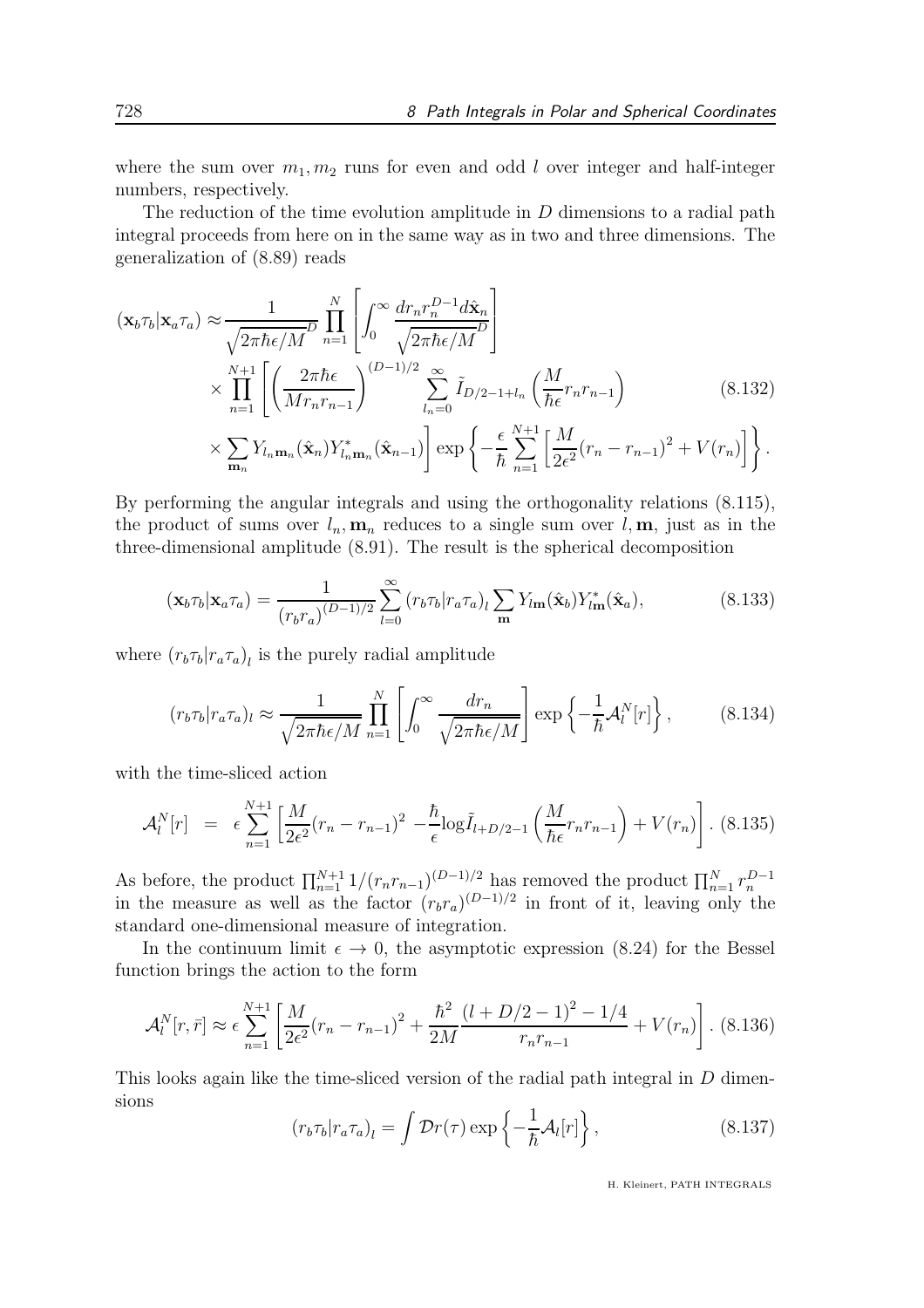where the sum over $m_1, m_2$ runs for even and odd $l$ over integer and half-integer numbers, respectively.

The reduction of the time evolution amplitude in $D$ dimensions to a radial path integral proceeds from here on in the same way as in two and three dimensions. The generalization of (8.89) reads

$$
\begin{aligned}
(\mathbf{x}_b\tau_b|\mathbf{x}_a\tau_a) \approx & \frac{1}{\sqrt{2\pi\hbar\epsilon/M}^D} \prod_{n=1}^{N} \left[ \int_0^\infty \frac{dr_n r_n^{D-1} d\hat{\mathbf{x}}_n}{\sqrt{2\pi\hbar\epsilon/M}^D} \right] \\
& \times \prod_{n=1}^{N+1} \left[ \left( \frac{2\pi\hbar\epsilon}{M r_n r_{n-1}} \right)^{(D-1)/2} \sum_{l_n=0}^{\infty} \tilde{I}_{D/2-1+l_n} \left( \frac{M}{\hbar\epsilon} r_n r_{n-1} \right) \right. \\
& \left. \times \sum_{\mathbf{m}_n} Y_{l_n \mathbf{m}_n}(\hat{\mathbf{x}}_n) Y^*_{l_n \mathbf{m}_n}(\hat{\mathbf{x}}_{n-1}) \right] \exp\left\{ -\frac{\epsilon}{\hbar} \sum_{n=1}^{N+1} \left[ \frac{M}{2\epsilon^2}(r_n - r_{n-1})^2 + V(r_n) \right] \right\}.
\end{aligned} \tag{8.132}
$$

By performing the angular integrals and using the orthogonality relations (8.115), the product of sums over $l_n, \mathbf{m}_n$ reduces to a single sum over $l, \mathbf{m}$, just as in the three-dimensional amplitude (8.91). The result is the spherical decomposition

$$
(\mathbf{x}_b\tau_b|\mathbf{x}_a\tau_a) = \frac{1}{(r_b r_a)^{(D-1)/2}} \sum_{l=0}^{\infty} (r_b\tau_b|r_a\tau_a)_l \sum_{\mathbf{m}} Y_{l\mathbf{m}}(\hat{\mathbf{x}}_b) Y^*_{l\mathbf{m}}(\hat{\mathbf{x}}_a), \tag{8.133}
$$

where $(r_b\tau_b|r_a\tau_a)_l$ is the purely radial amplitude

$$
(r_b\tau_b|r_a\tau_a)_l \approx \frac{1}{\sqrt{2\pi\hbar\epsilon/M}} \prod_{n=1}^{N} \left[ \int_0^\infty \frac{dr_n}{\sqrt{2\pi\hbar\epsilon/M}} \right] \exp\left\{ -\frac{1}{\hbar} \mathcal{A}_l^N[r] \right\}, \tag{8.134}
$$

with the time-sliced action

$$
\mathcal{A}_l^N[r] \;=\; \epsilon \sum_{n=1}^{N+1} \left[ \frac{M}{2\epsilon^2}(r_n - r_{n-1})^2 - \frac{\hbar}{\epsilon} \log \tilde{I}_{l+D/2-1} \left( \frac{M}{\hbar\epsilon} r_n r_{n-1} \right) + V(r_n) \right]. \tag{8.135}
$$

As before, the product $\prod_{n=1}^{N+1} 1/(r_n r_{n-1})^{(D-1)/2}$ has removed the product $\prod_{n=1}^{N} r_n^{D-1}$ in the measure as well as the factor $(r_b r_a)^{(D-1)/2}$ in front of it, leaving only the standard one-dimensional measure of integration.

In the continuum limit $\epsilon \to 0$, the asymptotic expression (8.24) for the Bessel function brings the action to the form

$$
\mathcal{A}_l^N[r, \bar{r}] \approx \epsilon \sum_{n=1}^{N+1} \left[ \frac{M}{2\epsilon^2}(r_n - r_{n-1})^2 + \frac{\hbar^2}{2M} \frac{(l + D/2 - 1)^2 - 1/4}{r_n r_{n-1}} + V(r_n) \right]. \tag{8.136}
$$

This looks again like the time-sliced version of the radial path integral in $D$ dimensions

$$
(r_b\tau_b|r_a\tau_a)_l = \int \mathcal{D}r(\tau) \exp\left\{ -\frac{1}{\hbar} \mathcal{A}_l[r] \right\}, \tag{8.137}
$$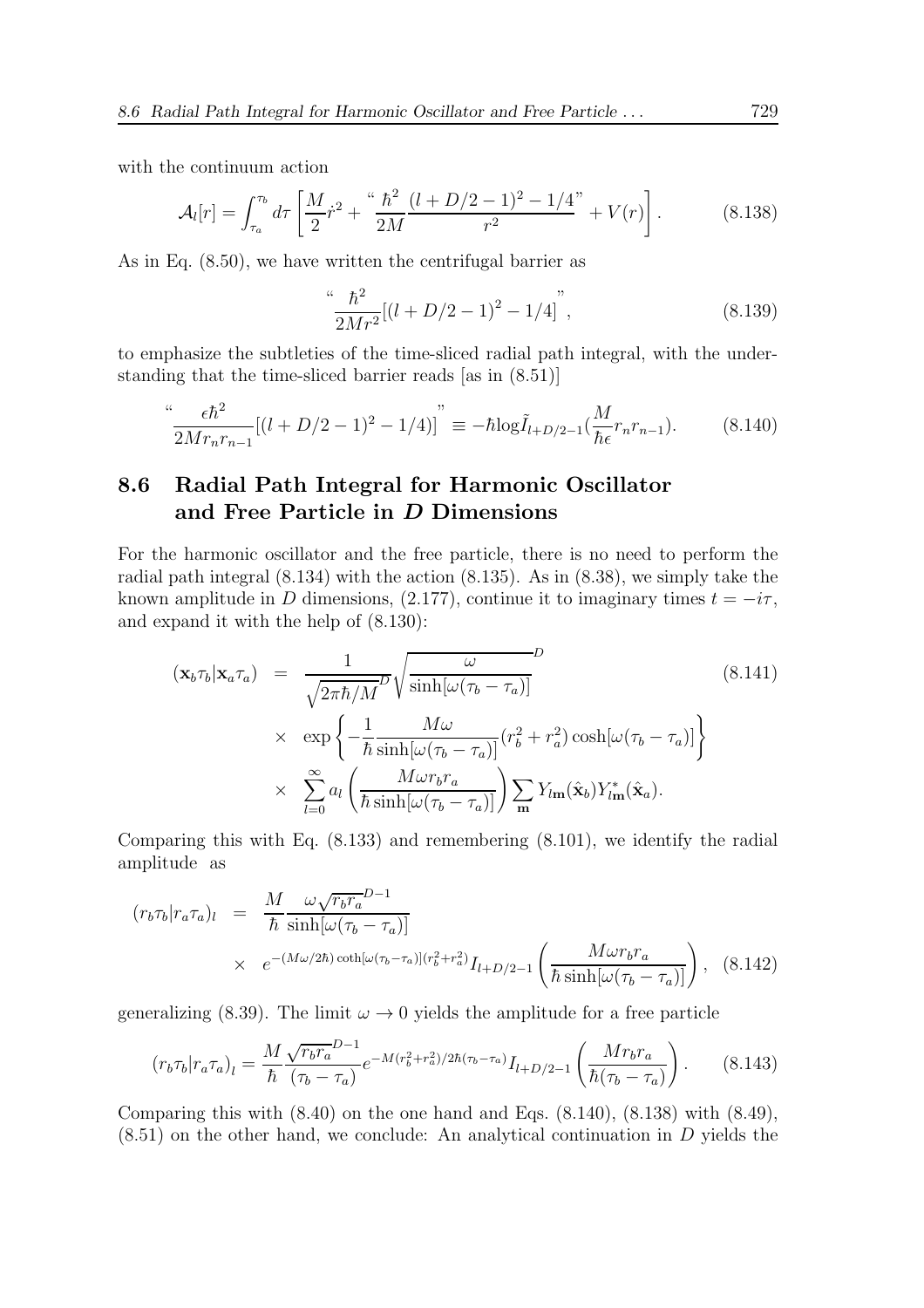with the continuum action

$$\mathcal{A}_l[r] = \int_{\tau_a}^{\tau_b} d\tau \left[ \frac{M}{2}\dot{r}^2 + \text{``}\frac{\hbar^2}{2M}\frac{(l+D/2-1)^2 - 1/4}{r^2}\text{''} + V(r) \right]. \tag{8.138}$$

As in Eq. (8.50), we have written the centrifugal barrier as

$$\text{``}\frac{\hbar^2}{2Mr^2}[(l+D/2-1)^2 - 1/4]\text{''}, \tag{8.139}$$

to emphasize the subtleties of the time-sliced radial path integral, with the understanding that the time-sliced barrier reads [as in (8.51)]

$$\text{``}\frac{\epsilon\hbar^2}{2Mr_n r_{n-1}}[(l+D/2-1)^2 - 1/4)]\text{''} \equiv -\hbar \log \tilde{I}_{l+D/2-1}(\frac{M}{\hbar\epsilon}r_n r_{n-1}). \tag{8.140}$$

## 8.6 Radial Path Integral for Harmonic Oscillator and Free Particle in $D$ Dimensions

For the harmonic oscillator and the free particle, there is no need to perform the radial path integral (8.134) with the action (8.135). As in (8.38), we simply take the known amplitude in $D$ dimensions, (2.177), continue it to imaginary times $t = -i\tau$, and expand it with the help of (8.130):

$$\begin{aligned}
(\mathbf{x}_b\tau_b|\mathbf{x}_a\tau_a) &= \frac{1}{\sqrt{2\pi\hbar/M}^D}\sqrt{\frac{\omega}{\sinh[\omega(\tau_b-\tau_a)]}}^D \\
&\times \exp\left\{-\frac{1}{\hbar}\frac{M\omega}{\sinh[\omega(\tau_b-\tau_a)]}(r_b^2+r_a^2)\cosh[\omega(\tau_b-\tau_a)]\right\} \\
&\times \sum_{l=0}^{\infty} a_l\left(\frac{M\omega r_b r_a}{\hbar\sinh[\omega(\tau_b-\tau_a)]}\right)\sum_{\mathbf{m}} Y_{l\mathbf{m}}(\hat{\mathbf{x}}_b)Y_{l\mathbf{m}}^*(\hat{\mathbf{x}}_a).
\end{aligned} \tag{8.141}$$

Comparing this with Eq. (8.133) and remembering (8.101), we identify the radial amplitude as

$$\begin{aligned}
(r_b\tau_b|r_a\tau_a)_l &= \frac{M}{\hbar}\frac{\omega\sqrt{r_b r_a}^{D-1}}{\sinh[\omega(\tau_b-\tau_a)]} \\
&\times e^{-(M\omega/2\hbar)\coth[\omega(\tau_b-\tau_a)](r_b^2+r_a^2)} I_{l+D/2-1}\left(\frac{M\omega r_b r_a}{\hbar\sinh[\omega(\tau_b-\tau_a)]}\right),
\end{aligned} \tag{8.142}$$

generalizing (8.39). The limit $\omega \to 0$ yields the amplitude for a free particle

$$(r_b\tau_b|r_a\tau_a)_l = \frac{M}{\hbar}\frac{\sqrt{r_b r_a}^{D-1}}{(\tau_b-\tau_a)}e^{-M(r_b^2+r_a^2)/2\hbar(\tau_b-\tau_a)} I_{l+D/2-1}\left(\frac{M r_b r_a}{\hbar(\tau_b-\tau_a)}\right). \tag{8.143}$$

Comparing this with (8.40) on the one hand and Eqs. (8.140), (8.138) with (8.49), (8.51) on the other hand, we conclude: An analytical continuation in $D$ yields the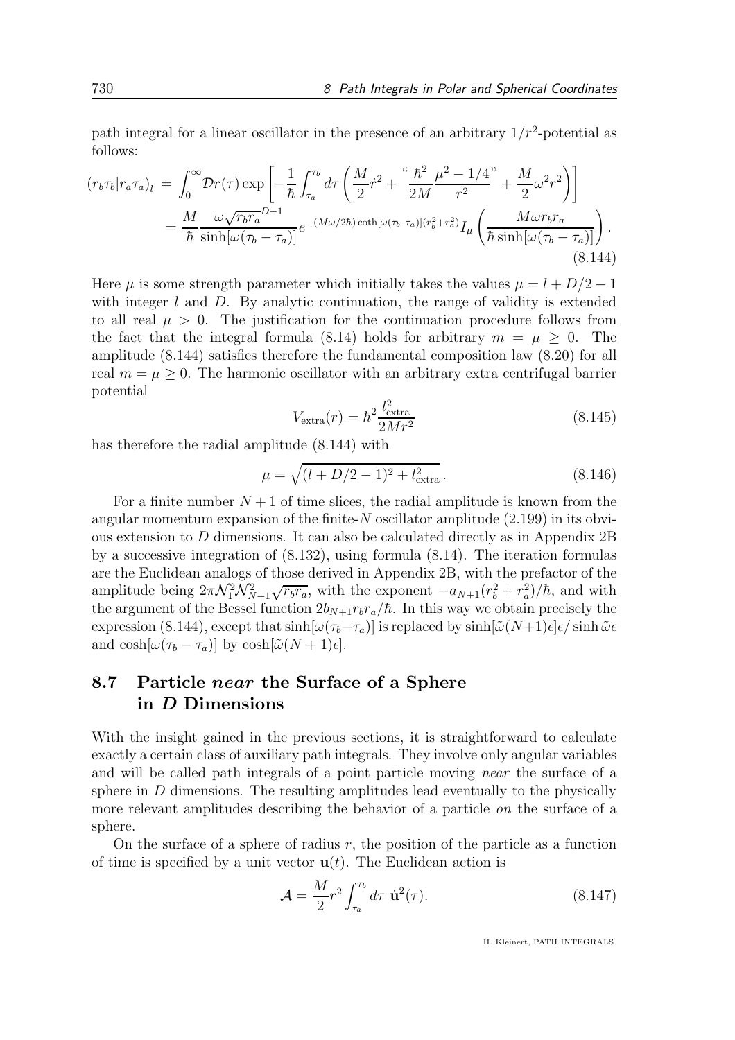path integral for a linear oscillator in the presence of an arbitrary $1/r^2$-potential as follows:

$$
\begin{aligned}
(r_b\tau_b|r_a\tau_a)_l &= \int_0^\infty \mathcal{D}r(\tau)\exp\left[-\frac{1}{\hbar}\int_{\tau_a}^{\tau_b} d\tau\left(\frac{M}{2}\dot{r}^2 + \text{“}\,\frac{\hbar^2}{2M}\frac{\mu^2-1/4}{r^2}\,\text{”} + \frac{M}{2}\omega^2 r^2\right)\right] \\
&= \frac{M}{\hbar}\frac{\omega\sqrt{r_b r_a}^{D-1}}{\sinh[\omega(\tau_b-\tau_a)]}e^{-(M\omega/2\hbar)\coth[\omega(\tau_b-\tau_a)](r_b^2+r_a^2)}I_\mu\left(\frac{M\omega r_b r_a}{\hbar\sinh[\omega(\tau_b-\tau_a)]}\right).
\end{aligned}
\tag{8.144}
$$

Here $\mu$ is some strength parameter which initially takes the values $\mu = l + D/2 - 1$ with integer $l$ and $D$. By analytic continuation, the range of validity is extended to all real $\mu > 0$. The justification for the continuation procedure follows from the fact that the integral formula (8.14) holds for arbitrary $m = \mu \geq 0$. The amplitude (8.144) satisfies therefore the fundamental composition law (8.20) for all real $m = \mu \geq 0$. The harmonic oscillator with an arbitrary extra centrifugal barrier potential

$$
V_{\text{extra}}(r) = \hbar^2\frac{l_{\text{extra}}^2}{2Mr^2}
\tag{8.145}
$$

has therefore the radial amplitude (8.144) with

$$
\mu = \sqrt{(l+D/2-1)^2 + l_{\text{extra}}^2}\,.
\tag{8.146}
$$

For a finite number $N+1$ of time slices, the radial amplitude is known from the angular momentum expansion of the finite-$N$ oscillator amplitude (2.199) in its obvious extension to $D$ dimensions. It can also be calculated directly as in Appendix 2B by a successive integration of (8.132), using formula (8.14). The iteration formulas are the Euclidean analogs of those derived in Appendix 2B, with the prefactor of the amplitude being $2\pi\mathcal{N}_1^2\mathcal{N}_{N+1}^2\sqrt{r_b r_a}$, with the exponent $-a_{N+1}(r_b^2+r_a^2)/\hbar$, and with the argument of the Bessel function $2b_{N+1}r_b r_a/\hbar$. In this way we obtain precisely the expression (8.144), except that $\sinh[\omega(\tau_b-\tau_a)]$ is replaced by $\sinh[\tilde{\omega}(N+1)\epsilon]\epsilon/\sinh\tilde{\omega}\epsilon$ and $\cosh[\omega(\tau_b-\tau_a)]$ by $\cosh[\tilde{\omega}(N+1)\epsilon]$.

## 8.7 Particle *near* the Surface of a Sphere in $D$ Dimensions

With the insight gained in the previous sections, it is straightforward to calculate exactly a certain class of auxiliary path integrals. They involve only angular variables and will be called path integrals of a point particle moving *near* the surface of a sphere in $D$ dimensions. The resulting amplitudes lead eventually to the physically more relevant amplitudes describing the behavior of a particle *on* the surface of a sphere.

On the surface of a sphere of radius $r$, the position of the particle as a function of time is specified by a unit vector $\mathbf{u}(t)$. The Euclidean action is

$$
\mathcal{A} = \frac{M}{2}r^2\int_{\tau_a}^{\tau_b} d\tau\;\dot{\mathbf{u}}^2(\tau).
\tag{8.147}
$$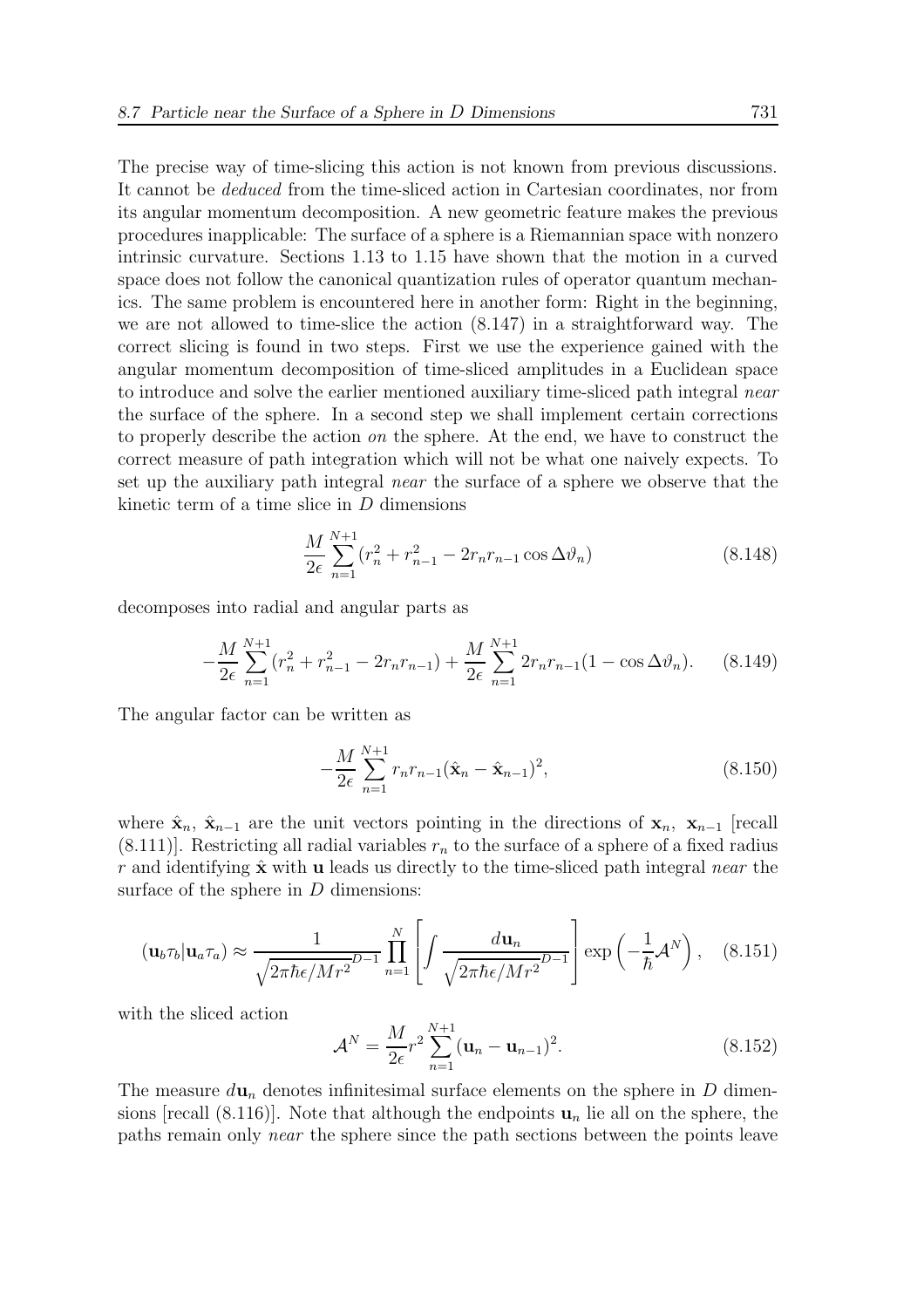The precise way of time-slicing this action is not known from previous discussions. It cannot be *deduced* from the time-sliced action in Cartesian coordinates, nor from its angular momentum decomposition. A new geometric feature makes the previous procedures inapplicable: The surface of a sphere is a Riemannian space with nonzero intrinsic curvature. Sections 1.13 to 1.15 have shown that the motion in a curved space does not follow the canonical quantization rules of operator quantum mechanics. The same problem is encountered here in another form: Right in the beginning, we are not allowed to time-slice the action (8.147) in a straightforward way. The correct slicing is found in two steps. First we use the experience gained with the angular momentum decomposition of time-sliced amplitudes in a Euclidean space to introduce and solve the earlier mentioned auxiliary time-sliced path integral *near* the surface of the sphere. In a second step we shall implement certain corrections to properly describe the action *on* the sphere. At the end, we have to construct the correct measure of path integration which will not be what one naively expects. To set up the auxiliary path integral *near* the surface of a sphere we observe that the kinetic term of a time slice in $D$ dimensions

$$\frac{M}{2\epsilon}\sum_{n=1}^{N+1}(r_n^2+r_{n-1}^2-2r_nr_{n-1}\cos\Delta\vartheta_n) \tag{8.148}$$

decomposes into radial and angular parts as

$$-\frac{M}{2\epsilon}\sum_{n=1}^{N+1}(r_n^2+r_{n-1}^2-2r_nr_{n-1})+\frac{M}{2\epsilon}\sum_{n=1}^{N+1}2r_nr_{n-1}(1-\cos\Delta\vartheta_n). \tag{8.149}$$

The angular factor can be written as

$$-\frac{M}{2\epsilon}\sum_{n=1}^{N+1}r_nr_{n-1}(\hat{\mathbf{x}}_n-\hat{\mathbf{x}}_{n-1})^2, \tag{8.150}$$

where $\hat{\mathbf{x}}_n$, $\hat{\mathbf{x}}_{n-1}$ are the unit vectors pointing in the directions of $\mathbf{x}_n$, $\mathbf{x}_{n-1}$ [recall (8.111)]. Restricting all radial variables $r_n$ to the surface of a sphere of a fixed radius $r$ and identifying $\hat{\mathbf{x}}$ with $\mathbf{u}$ leads us directly to the time-sliced path integral *near* the surface of the sphere in $D$ dimensions:

$$(\mathbf{u}_b\tau_b|\mathbf{u}_a\tau_a)\approx\frac{1}{\sqrt{2\pi\hbar\epsilon/Mr^2}^{D-1}}\prod_{n=1}^{N}\left[\int\frac{d\mathbf{u}_n}{\sqrt{2\pi\hbar\epsilon/Mr^2}^{D-1}}\right]\exp\left(-\frac{1}{\hbar}\mathcal{A}^N\right), \tag{8.151}$$

with the sliced action

$$\mathcal{A}^N=\frac{M}{2\epsilon}r^2\sum_{n=1}^{N+1}(\mathbf{u}_n-\mathbf{u}_{n-1})^2. \tag{8.152}$$

The measure $d\mathbf{u}_n$ denotes infinitesimal surface elements on the sphere in $D$ dimensions [recall (8.116)]. Note that although the endpoints $\mathbf{u}_n$ lie all on the sphere, the paths remain only *near* the sphere since the path sections between the points leave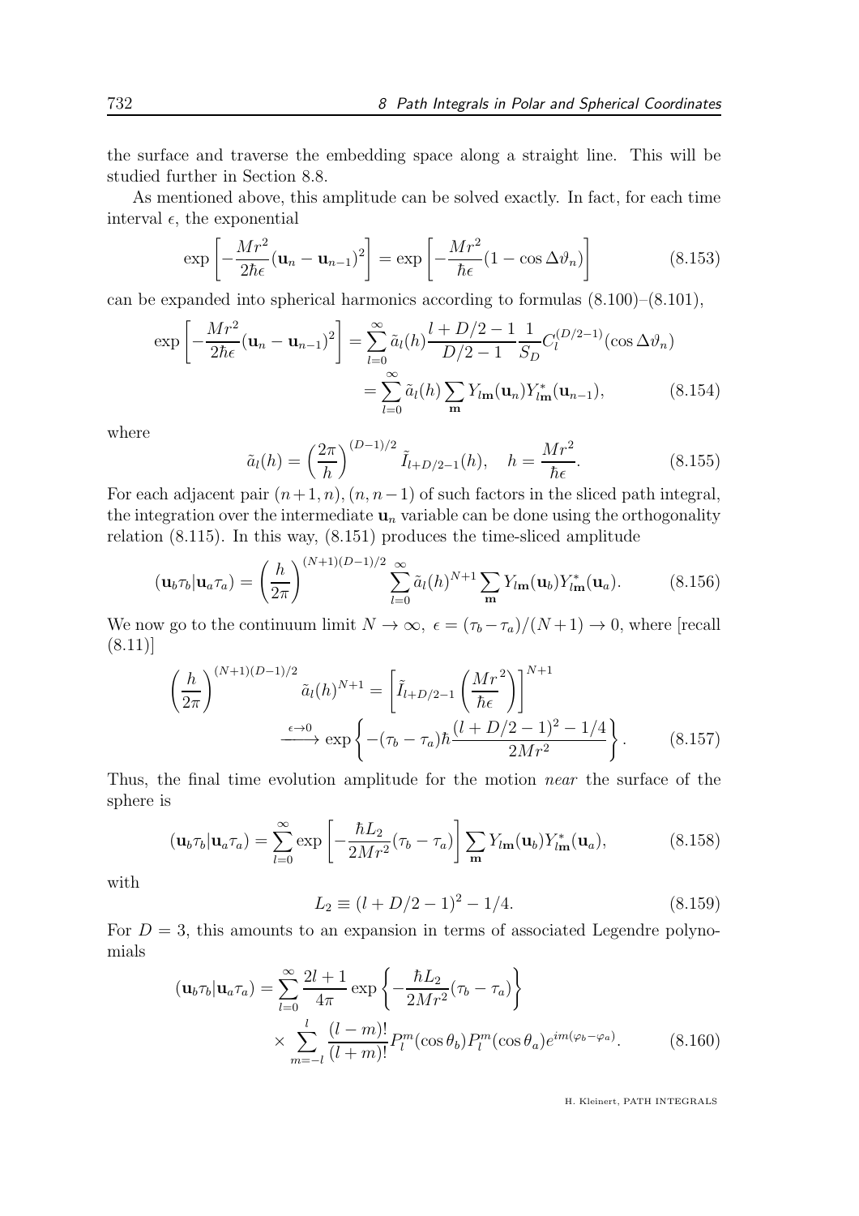the surface and traverse the embedding space along a straight line. This will be studied further in Section 8.8.

As mentioned above, this amplitude can be solved exactly. In fact, for each time interval $\epsilon$, the exponential

$$\exp\left[-\frac{Mr^2}{2\hbar\epsilon}(\mathbf{u}_n-\mathbf{u}_{n-1})^2\right]=\exp\left[-\frac{Mr^2}{\hbar\epsilon}(1-\cos\Delta\vartheta_n)\right] \tag{8.153}$$

can be expanded into spherical harmonics according to formulas (8.100)–(8.101),

$$\begin{aligned}\exp\left[-\frac{Mr^2}{2\hbar\epsilon}(\mathbf{u}_n-\mathbf{u}_{n-1})^2\right]&=\sum_{l=0}^{\infty}\tilde{a}_l(h)\frac{l+D/2-1}{D/2-1}\frac{1}{S_D}C_l^{(D/2-1)}(\cos\Delta\vartheta_n)\\&=\sum_{l=0}^{\infty}\tilde{a}_l(h)\sum_{\mathbf{m}}Y_{l\mathbf{m}}(\mathbf{u}_n)Y_{l\mathbf{m}}^*(\mathbf{u}_{n-1}),\end{aligned} \tag{8.154}$$

where

$$\tilde{a}_l(h)=\left(\frac{2\pi}{h}\right)^{(D-1)/2}\tilde{I}_{l+D/2-1}(h),\quad h=\frac{Mr^2}{\hbar\epsilon}. \tag{8.155}$$

For each adjacent pair $(n+1,n),(n,n-1)$ of such factors in the sliced path integral, the integration over the intermediate $\mathbf{u}_n$ variable can be done using the orthogonality relation (8.115). In this way, (8.151) produces the time-sliced amplitude

$$(\mathbf{u}_b\tau_b|\mathbf{u}_a\tau_a)=\left(\frac{h}{2\pi}\right)^{(N+1)(D-1)/2}\sum_{l=0}^{\infty}\tilde{a}_l(h)^{N+1}\sum_{\mathbf{m}}Y_{l\mathbf{m}}(\mathbf{u}_b)Y_{l\mathbf{m}}^*(\mathbf{u}_a). \tag{8.156}$$

We now go to the continuum limit $N\to\infty$, $\epsilon=(\tau_b-\tau_a)/(N+1)\to 0$, where [recall (8.11)]

$$\begin{aligned}\left(\frac{h}{2\pi}\right)^{(N+1)(D-1)/2}\tilde{a}_l(h)^{N+1}&=\left[\tilde{I}_{l+D/2-1}\left(\frac{Mr^2}{\hbar\epsilon}\right)\right]^{N+1}\\&\xrightarrow{\epsilon\to 0}\exp\left\{-(\tau_b-\tau_a)\hbar\frac{(l+D/2-1)^2-1/4}{2Mr^2}\right\}.\end{aligned} \tag{8.157}$$

Thus, the final time evolution amplitude for the motion *near* the surface of the sphere is

$$(\mathbf{u}_b\tau_b|\mathbf{u}_a\tau_a)=\sum_{l=0}^{\infty}\exp\left[-\frac{\hbar L_2}{2Mr^2}(\tau_b-\tau_a)\right]\sum_{\mathbf{m}}Y_{l\mathbf{m}}(\mathbf{u}_b)Y_{l\mathbf{m}}^*(\mathbf{u}_a), \tag{8.158}$$

with

$$L_2\equiv(l+D/2-1)^2-1/4. \tag{8.159}$$

For $D=3$, this amounts to an expansion in terms of associated Legendre polynomials

$$\begin{aligned}(\mathbf{u}_b\tau_b|\mathbf{u}_a\tau_a)=&\sum_{l=0}^{\infty}\frac{2l+1}{4\pi}\exp\left\{-\frac{\hbar L_2}{2Mr^2}(\tau_b-\tau_a)\right\}\\&\times\sum_{m=-l}^{l}\frac{(l-m)!}{(l+m)!}P_l^m(\cos\theta_b)P_l^m(\cos\theta_a)e^{im(\varphi_b-\varphi_a)}.\end{aligned} \tag{8.160}$$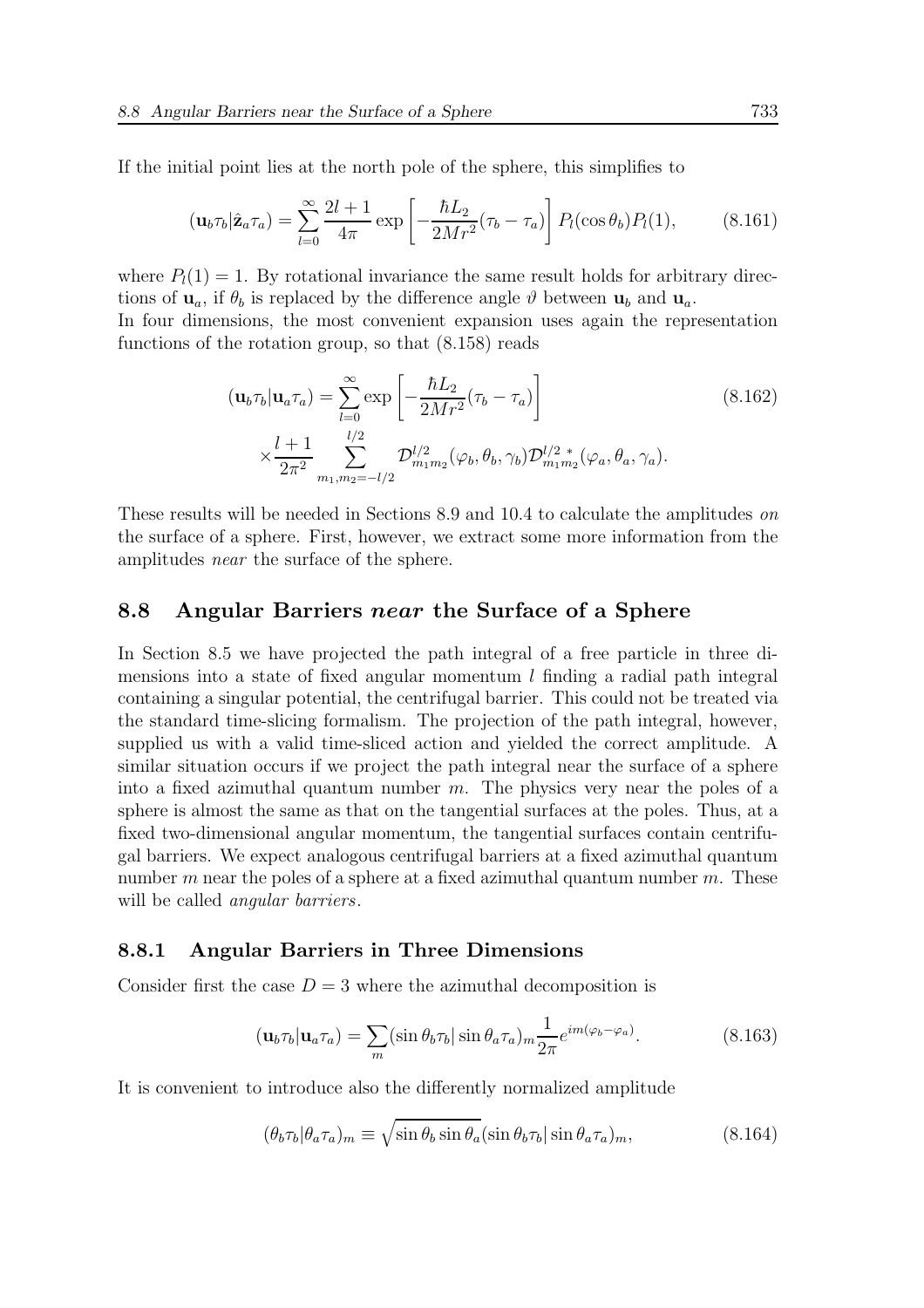If the initial point lies at the north pole of the sphere, this simplifies to

$$(\mathbf{u}_b\tau_b|\hat{\mathbf{z}}_a\tau_a) = \sum_{l=0}^{\infty} \frac{2l+1}{4\pi} \exp\left[-\frac{\hbar L_2}{2Mr^2}(\tau_b - \tau_a)\right] P_l(\cos\theta_b) P_l(1), \tag{8.161}$$

where $P_l(1) = 1$. By rotational invariance the same result holds for arbitrary directions of $\mathbf{u}_a$, if $\theta_b$ is replaced by the difference angle $\vartheta$ between $\mathbf{u}_b$ and $\mathbf{u}_a$.
In four dimensions, the most convenient expansion uses again the representation functions of the rotation group, so that (8.158) reads

$$\begin{aligned}(\mathbf{u}_b\tau_b|\mathbf{u}_a\tau_a) &= \sum_{l=0}^{\infty} \exp\left[-\frac{\hbar L_2}{2Mr^2}(\tau_b - \tau_a)\right] \\ &\times \frac{l+1}{2\pi^2} \sum_{m_1,m_2=-l/2}^{l/2} \mathcal{D}^{l/2}_{m_1m_2}(\varphi_b,\theta_b,\gamma_b)\mathcal{D}^{l/2\,*}_{m_1m_2}(\varphi_a,\theta_a,\gamma_a).\end{aligned} \tag{8.162}$$

These results will be needed in Sections 8.9 and 10.4 to calculate the amplitudes *on* the surface of a sphere. First, however, we extract some more information from the amplitudes *near* the surface of the sphere.

## 8.8 Angular Barriers *near* the Surface of a Sphere

In Section 8.5 we have projected the path integral of a free particle in three dimensions into a state of fixed angular momentum $l$ finding a radial path integral containing a singular potential, the centrifugal barrier. This could not be treated via the standard time-slicing formalism. The projection of the path integral, however, supplied us with a valid time-sliced action and yielded the correct amplitude. A similar situation occurs if we project the path integral near the surface of a sphere into a fixed azimuthal quantum number $m$. The physics very near the poles of a sphere is almost the same as that on the tangential surfaces at the poles. Thus, at a fixed two-dimensional angular momentum, the tangential surfaces contain centrifugal barriers. We expect analogous centrifugal barriers at a fixed azimuthal quantum number $m$ near the poles of a sphere at a fixed azimuthal quantum number $m$. These will be called *angular barriers*.

### 8.8.1 Angular Barriers in Three Dimensions

Consider first the case $D = 3$ where the azimuthal decomposition is

$$(\mathbf{u}_b\tau_b|\mathbf{u}_a\tau_a) = \sum_m (\sin\theta_b\tau_b|\sin\theta_a\tau_a)_m \frac{1}{2\pi} e^{im(\varphi_b - \varphi_a)}. \tag{8.163}$$

It is convenient to introduce also the differently normalized amplitude

$$(\theta_b\tau_b|\theta_a\tau_a)_m \equiv \sqrt{\sin\theta_b \sin\theta_a}(\sin\theta_b\tau_b|\sin\theta_a\tau_a)_m, \tag{8.164}$$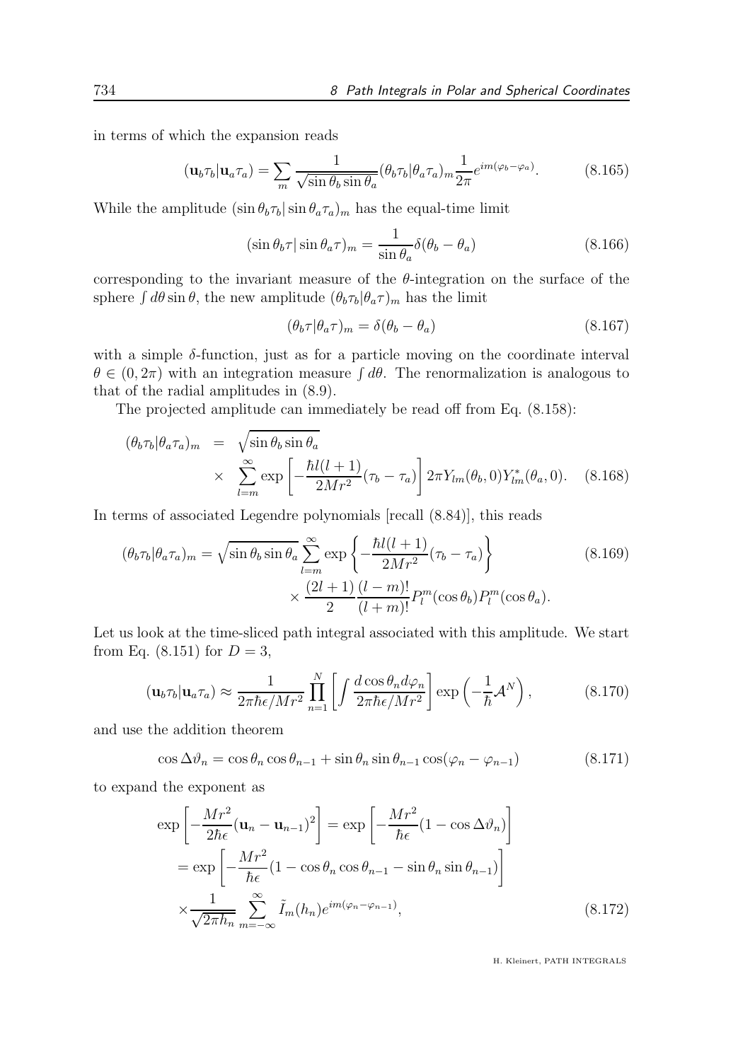in terms of which the expansion reads

$$(\mathbf{u}_b\tau_b|\mathbf{u}_a\tau_a) = \sum_m \frac{1}{\sqrt{\sin\theta_b \sin\theta_a}}(\theta_b\tau_b|\theta_a\tau_a)_m \frac{1}{2\pi}e^{im(\varphi_b-\varphi_a)}. \tag{8.165}$$

While the amplitude $(\sin\theta_b\tau_b|\sin\theta_a\tau_a)_m$ has the equal-time limit

$$(\sin\theta_b\tau|\sin\theta_a\tau)_m = \frac{1}{\sin\theta_a}\delta(\theta_b-\theta_a) \tag{8.166}$$

corresponding to the invariant measure of the $\theta$-integration on the surface of the sphere $\int d\theta \sin\theta$, the new amplitude $(\theta_b\tau_b|\theta_a\tau)_m$ has the limit

$$(\theta_b\tau|\theta_a\tau)_m = \delta(\theta_b-\theta_a) \tag{8.167}$$

with a simple $\delta$-function, just as for a particle moving on the coordinate interval $\theta \in (0, 2\pi)$ with an integration measure $\int d\theta$. The renormalization is analogous to that of the radial amplitudes in (8.9).

The projected amplitude can immediately be read off from Eq. (8.158):

$$\begin{aligned}(\theta_b\tau_b|\theta_a\tau_a)_m &= \sqrt{\sin\theta_b\sin\theta_a} \\ &\times \sum_{l=m}^{\infty} \exp\left[-\frac{\hbar l(l+1)}{2Mr^2}(\tau_b-\tau_a)\right] 2\pi Y_{lm}(\theta_b,0)Y^*_{lm}(\theta_a,0).\end{aligned} \tag{8.168}$$

In terms of associated Legendre polynomials [recall (8.84)], this reads

$$\begin{aligned}(\theta_b\tau_b|\theta_a\tau_a)_m = \sqrt{\sin\theta_b\sin\theta_a}\sum_{l=m}^{\infty}\exp\left\{-\frac{\hbar l(l+1)}{2Mr^2}(\tau_b-\tau_a)\right\} \\ \times \frac{(2l+1)}{2}\frac{(l-m)!}{(l+m)!}P_l^m(\cos\theta_b)P_l^m(\cos\theta_a).\end{aligned} \tag{8.169}$$

Let us look at the time-sliced path integral associated with this amplitude. We start from Eq. (8.151) for $D=3$,

$$(\mathbf{u}_b\tau_b|\mathbf{u}_a\tau_a) \approx \frac{1}{2\pi\hbar\epsilon/Mr^2}\prod_{n=1}^{N}\left[\int\frac{d\cos\theta_n d\varphi_n}{2\pi\hbar\epsilon/Mr^2}\right]\exp\left(-\frac{1}{\hbar}\mathcal{A}^N\right), \tag{8.170}$$

and use the addition theorem

$$\cos\Delta\vartheta_n = \cos\theta_n\cos\theta_{n-1} + \sin\theta_n\sin\theta_{n-1}\cos(\varphi_n-\varphi_{n-1}) \tag{8.171}$$

to expand the exponent as

$$\begin{aligned}\exp\left[-\frac{Mr^2}{2\hbar\epsilon}(\mathbf{u}_n-\mathbf{u}_{n-1})^2\right] &= \exp\left[-\frac{Mr^2}{\hbar\epsilon}(1-\cos\Delta\vartheta_n)\right] \\ &= \exp\left[-\frac{Mr^2}{\hbar\epsilon}(1-\cos\theta_n\cos\theta_{n-1}-\sin\theta_n\sin\theta_{n-1})\right] \\ &\times\frac{1}{\sqrt{2\pi h_n}}\sum_{m=-\infty}^{\infty}\tilde{I}_m(h_n)e^{im(\varphi_n-\varphi_{n-1})},\end{aligned} \tag{8.172}$$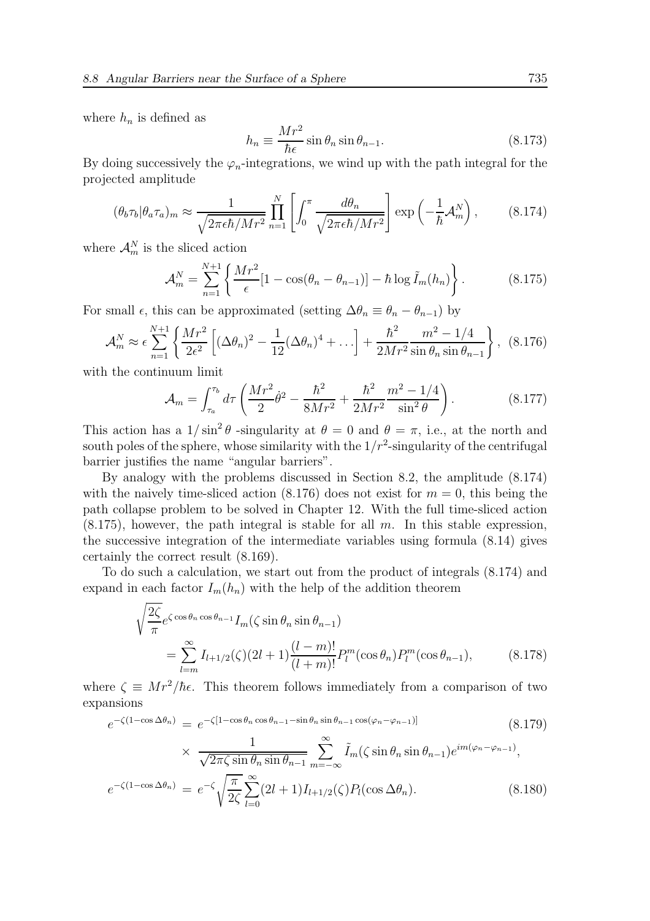where $h_n$ is defined as

$$h_n \equiv \frac{Mr^2}{\hbar\epsilon}\sin\theta_n \sin\theta_{n-1}. \tag{8.173}$$

By doing successively the $\varphi_n$-integrations, we wind up with the path integral for the projected amplitude

$$(\theta_b\tau_b|\theta_a\tau_a)_m \approx \frac{1}{\sqrt{2\pi\epsilon\hbar/Mr^2}}\prod_{n=1}^{N}\left[\int_0^\pi \frac{d\theta_n}{\sqrt{2\pi\epsilon\hbar/Mr^2}}\right]\exp\left(-\frac{1}{\hbar}\mathcal{A}_m^N\right), \tag{8.174}$$

where $\mathcal{A}_m^N$ is the sliced action

$$\mathcal{A}_m^N = \sum_{n=1}^{N+1}\left\{\frac{Mr^2}{\epsilon}[1-\cos(\theta_n-\theta_{n-1})] - \hbar\log\tilde{I}_m(h_n)\right\}. \tag{8.175}$$

For small $\epsilon$, this can be approximated (setting $\Delta\theta_n \equiv \theta_n - \theta_{n-1}$) by

$$\mathcal{A}_m^N \approx \epsilon\sum_{n=1}^{N+1}\left\{\frac{Mr^2}{2\epsilon^2}\left[(\Delta\theta_n)^2 - \frac{1}{12}(\Delta\theta_n)^4+\dots\right] + \frac{\hbar^2}{2Mr^2}\frac{m^2-1/4}{\sin\theta_n\sin\theta_{n-1}}\right\}, \tag{8.176}$$

with the continuum limit

$$\mathcal{A}_m = \int_{\tau_a}^{\tau_b} d\tau\left(\frac{Mr^2}{2}\dot{\theta}^2 - \frac{\hbar^2}{8Mr^2} + \frac{\hbar^2}{2Mr^2}\frac{m^2-1/4}{\sin^2\theta}\right). \tag{8.177}$$

This action has a $1/\sin^2\theta$ -singularity at $\theta = 0$ and $\theta = \pi$, i.e., at the north and south poles of the sphere, whose similarity with the $1/r^2$-singularity of the centrifugal barrier justifies the name "angular barriers".

By analogy with the problems discussed in Section 8.2, the amplitude (8.174) with the naively time-sliced action (8.176) does not exist for $m = 0$, this being the path collapse problem to be solved in Chapter 12. With the full time-sliced action (8.175), however, the path integral is stable for all $m$. In this stable expression, the successive integration of the intermediate variables using formula (8.14) gives certainly the correct result (8.169).

To do such a calculation, we start out from the product of integrals (8.174) and expand in each factor $I_m(h_n)$ with the help of the addition theorem

$$\begin{aligned}\sqrt{\frac{2\zeta}{\pi}}e^{\zeta\cos\theta_n\cos\theta_{n-1}}I_m(\zeta\sin\theta_n\sin\theta_{n-1})&\\ = \sum_{l=m}^{\infty} I_{l+1/2}(\zeta)(2l+1)\frac{(l-m)!}{(l+m)!}P_l^m(\cos\theta_n)P_l^m(\cos\theta_{n-1}),&\end{aligned} \tag{8.178}$$

where $\zeta \equiv Mr^2/\hbar\epsilon$. This theorem follows immediately from a comparison of two expansions

$$\begin{aligned} e^{-\zeta(1-\cos\Delta\theta_n)} &= e^{-\zeta[1-\cos\theta_n\cos\theta_{n-1}-\sin\theta_n\sin\theta_{n-1}\cos(\varphi_n-\varphi_{n-1})]} \qquad (8.179)\\ &\quad\times \frac{1}{\sqrt{2\pi\zeta\sin\theta_n\sin\theta_{n-1}}}\sum_{m=-\infty}^{\infty}\tilde{I}_m(\zeta\sin\theta_n\sin\theta_{n-1})e^{im(\varphi_n-\varphi_{n-1})},\\ e^{-\zeta(1-\cos\Delta\theta_n)} &= e^{-\zeta}\sqrt{\frac{\pi}{2\zeta}}\sum_{l=0}^{\infty}(2l+1)I_{l+1/2}(\zeta)P_l(\cos\Delta\theta_n). \qquad (8.180)\end{aligned}$$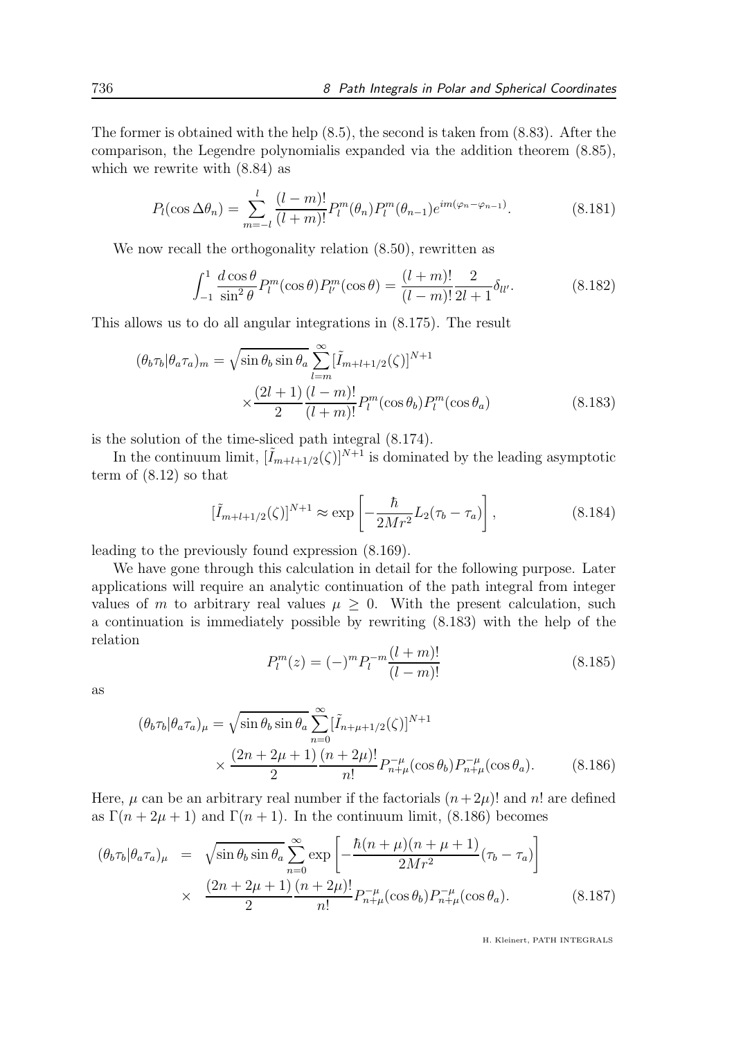The former is obtained with the help (8.5), the second is taken from (8.83). After the comparison, the Legendre polynomialis expanded via the addition theorem (8.85), which we rewrite with (8.84) as

$$P_l(\cos\Delta\theta_n) = \sum_{m=-l}^{l} \frac{(l-m)!}{(l+m)!} P_l^m(\theta_n) P_l^m(\theta_{n-1}) e^{im(\varphi_n - \varphi_{n-1})}. \tag{8.181}$$

We now recall the orthogonality relation (8.50), rewritten as

$$\int_{-1}^{1} \frac{d\cos\theta}{\sin^2\theta} P_l^m(\cos\theta) P_{l'}^m(\cos\theta) = \frac{(l+m)!}{(l-m)!} \frac{2}{2l+1} \delta_{ll'}. \tag{8.182}$$

This allows us to do all angular integrations in (8.175). The result

$$(\theta_b \tau_b | \theta_a \tau_a)_m = \sqrt{\sin\theta_b \sin\theta_a} \sum_{l=m}^{\infty} [\tilde{I}_{m+l+1/2}(\zeta)]^{N+1} \times \frac{(2l+1)}{2} \frac{(l-m)!}{(l+m)!} P_l^m(\cos\theta_b) P_l^m(\cos\theta_a) \tag{8.183}$$

is the solution of the time-sliced path integral (8.174).

In the continuum limit, $[\tilde{I}_{m+l+1/2}(\zeta)]^{N+1}$ is dominated by the leading asymptotic term of (8.12) so that

$$[\tilde{I}_{m+l+1/2}(\zeta)]^{N+1} \approx \exp\left[-\frac{\hbar}{2Mr^2} L_2 (\tau_b - \tau_a)\right], \tag{8.184}$$

leading to the previously found expression (8.169).

We have gone through this calculation in detail for the following purpose. Later applications will require an analytic continuation of the path integral from integer values of $m$ to arbitrary real values $\mu \geq 0$. With the present calculation, such a continuation is immediately possible by rewriting (8.183) with the help of the relation

$$P_l^m(z) = (-)^m P_l^{-m} \frac{(l+m)!}{(l-m)!} \tag{8.185}$$

as

$$(\theta_b \tau_b | \theta_a \tau_a)_\mu = \sqrt{\sin\theta_b \sin\theta_a} \sum_{n=0}^{\infty} [\tilde{I}_{n+\mu+1/2}(\zeta)]^{N+1} \times \frac{(2n+2\mu+1)}{2} \frac{(n+2\mu)!}{n!} P_{n+\mu}^{-\mu}(\cos\theta_b) P_{n+\mu}^{-\mu}(\cos\theta_a). \tag{8.186}$$

Here, $\mu$ can be an arbitrary real number if the factorials $(n+2\mu)!$ and $n!$ are defined as $\Gamma(n+2\mu+1)$ and $\Gamma(n+1)$. In the continuum limit, (8.186) becomes

$$(\theta_b \tau_b | \theta_a \tau_a)_\mu = \sqrt{\sin\theta_b \sin\theta_a} \sum_{n=0}^{\infty} \exp\left[-\frac{\hbar(n+\mu)(n+\mu+1)}{2Mr^2}(\tau_b - \tau_a)\right] \times \frac{(2n+2\mu+1)}{2} \frac{(n+2\mu)!}{n!} P_{n+\mu}^{-\mu}(\cos\theta_b) P_{n+\mu}^{-\mu}(\cos\theta_a). \tag{8.187}$$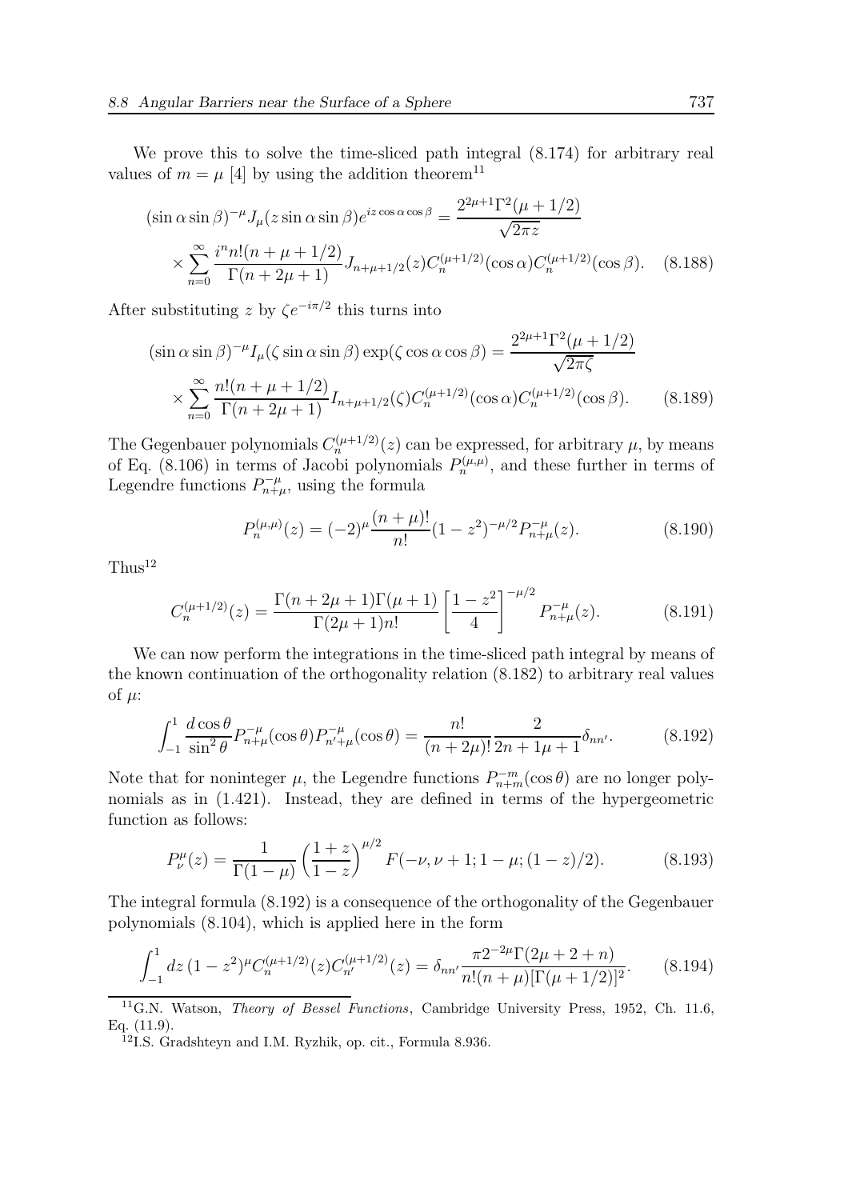We prove this to solve the time-sliced path integral (8.174) for arbitrary real values of $m = \mu$ [4] by using the addition theorem[11]

$$
(\sin\alpha\sin\beta)^{-\mu} J_\mu(z\sin\alpha\sin\beta) e^{iz\cos\alpha\cos\beta} = \frac{2^{2\mu+1}\Gamma^2(\mu+1/2)}{\sqrt{2\pi z}}
$$

$$
\times \sum_{n=0}^{\infty} \frac{i^n n!(n+\mu+1/2)}{\Gamma(n+2\mu+1)} J_{n+\mu+1/2}(z) C_n^{(\mu+1/2)}(\cos\alpha) C_n^{(\mu+1/2)}(\cos\beta). \quad (8.188)
$$

After substituting $z$ by $\zeta e^{-i\pi/2}$ this turns into

$$
(\sin\alpha\sin\beta)^{-\mu} I_\mu(\zeta\sin\alpha\sin\beta)\exp(\zeta\cos\alpha\cos\beta) = \frac{2^{2\mu+1}\Gamma^2(\mu+1/2)}{\sqrt{2\pi\zeta}}
$$

$$
\times \sum_{n=0}^{\infty} \frac{n!(n+\mu+1/2)}{\Gamma(n+2\mu+1)} I_{n+\mu+1/2}(\zeta) C_n^{(\mu+1/2)}(\cos\alpha) C_n^{(\mu+1/2)}(\cos\beta). \quad (8.189)
$$

The Gegenbauer polynomials $C_n^{(\mu+1/2)}(z)$ can be expressed, for arbitrary $\mu$, by means of Eq. (8.106) in terms of Jacobi polynomials $P_n^{(\mu,\mu)}$, and these further in terms of Legendre functions $P_{n+\mu}^{-\mu}$, using the formula

$$
P_n^{(\mu,\mu)}(z) = (-2)^\mu \frac{(n+\mu)!}{n!} (1-z^2)^{-\mu/2} P_{n+\mu}^{-\mu}(z). \quad (8.190)
$$

Thus[12]

$$
C_n^{(\mu+1/2)}(z) = \frac{\Gamma(n+2\mu+1)\Gamma(\mu+1)}{\Gamma(2\mu+1)n!} \left[\frac{1-z^2}{4}\right]^{-\mu/2} P_{n+\mu}^{-\mu}(z). \quad (8.191)
$$

We can now perform the integrations in the time-sliced path integral by means of the known continuation of the orthogonality relation (8.182) to arbitrary real values of $\mu$:

$$
\int_{-1}^{1} \frac{d\cos\theta}{\sin^2\theta} P_{n+\mu}^{-\mu}(\cos\theta) P_{n'+\mu}^{-\mu}(\cos\theta) = \frac{n!}{(n+2\mu)!} \frac{2}{2n+1\mu+1} \delta_{nn'}. \quad (8.192)
$$

Note that for noninteger $\mu$, the Legendre functions $P_{n+m}^{-m}(\cos\theta)$ are no longer polynomials as in (1.421). Instead, they are defined in terms of the hypergeometric function as follows:

$$
P_\nu^\mu(z) = \frac{1}{\Gamma(1-\mu)} \left(\frac{1+z}{1-z}\right)^{\mu/2} F(-\nu, \nu+1; 1-\mu; (1-z)/2). \quad (8.193)
$$

The integral formula (8.192) is a consequence of the orthogonality of the Gegenbauer polynomials (8.104), which is applied here in the form

$$
\int_{-1}^{1} dz\, (1-z^2)^\mu C_n^{(\mu+1/2)}(z) C_{n'}^{(\mu+1/2)}(z) = \delta_{nn'} \frac{\pi 2^{-2\mu}\Gamma(2\mu+2+n)}{n!(n+\mu)[\Gamma(\mu+1/2)]^2}. \quad (8.194)
$$

---

[11] G.N. Watson, *Theory of Bessel Functions*, Cambridge University Press, 1952, Ch. 11.6, Eq. (11.9).

[12] I.S. Gradshteyn and I.M. Ryzhik, op. cit., Formula 8.936.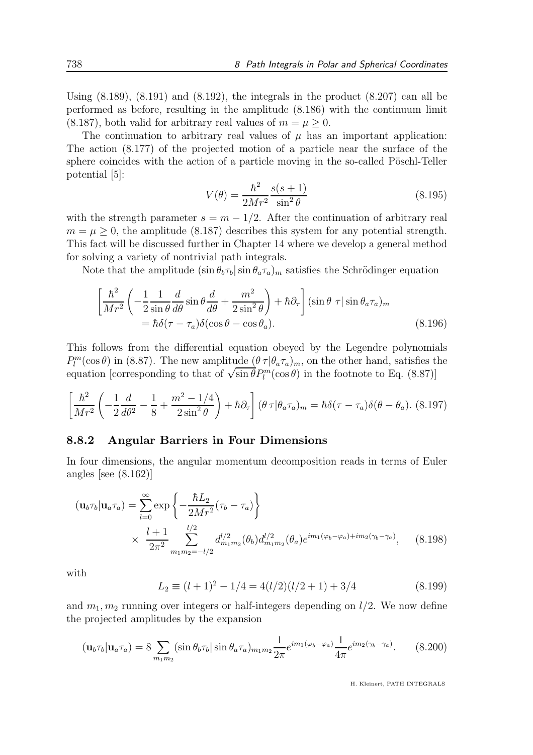Using (8.189), (8.191) and (8.192), the integrals in the product (8.207) can all be performed as before, resulting in the amplitude (8.186) with the continuum limit (8.187), both valid for arbitrary real values of $m = \mu \geq 0$.

The continuation to arbitrary real values of $\mu$ has an important application: The action (8.177) of the projected motion of a particle near the surface of the sphere coincides with the action of a particle moving in the so-called Pöschl-Teller potential [5]:

$$V(\theta) = \frac{\hbar^2}{2Mr^2} \frac{s(s+1)}{\sin^2 \theta} \tag{8.195}$$

with the strength parameter $s = m - 1/2$. After the continuation of arbitrary real $m = \mu \geq 0$, the amplitude (8.187) describes this system for any potential strength. This fact will be discussed further in Chapter 14 where we develop a general method for solving a variety of nontrivial path integrals.

Note that the amplitude $(\sin \theta_b \tau_b | \sin \theta_a \tau_a)_m$ satisfies the Schrödinger equation

$$\begin{aligned}\left[\frac{\hbar^2}{Mr^2}\left(-\frac{1}{2}\frac{1}{\sin\theta}\frac{d}{d\theta}\sin\theta\frac{d}{d\theta} + \frac{m^2}{2\sin^2\theta}\right) + \hbar\partial_\tau\right](\sin\theta\ \tau|\sin\theta_a\tau_a)_m \\ = \hbar\delta(\tau-\tau_a)\delta(\cos\theta - \cos\theta_a).\end{aligned} \tag{8.196}$$

This follows from the differential equation obeyed by the Legendre polynomials $P_l^m(\cos\theta)$ in (8.87). The new amplitude $(\theta\,\tau|\theta_a\tau_a)_m$, on the other hand, satisfies the equation [corresponding to that of $\sqrt{\sin\theta}P_l^m(\cos\theta)$ in the footnote to Eq. (8.87)]

$$\left[\frac{\hbar^2}{Mr^2}\left(-\frac{1}{2}\frac{d}{d\theta^2} - \frac{1}{8} + \frac{m^2-1/4}{2\sin^2\theta}\right) + \hbar\partial_\tau\right](\theta\,\tau|\theta_a\tau_a)_m = \hbar\delta(\tau-\tau_a)\delta(\theta-\theta_a). \tag{8.197}$$

### 8.8.2 Angular Barriers in Four Dimensions

In four dimensions, the angular momentum decomposition reads in terms of Euler angles [see (8.162)]

$$\begin{aligned}(\mathbf{u}_b\tau_b|\mathbf{u}_a\tau_a) = &\sum_{l=0}^{\infty}\exp\left\{-\frac{\hbar L_2}{2Mr^2}(\tau_b-\tau_a)\right\} \\ &\times\ \frac{l+1}{2\pi^2}\sum_{m_1 m_2=-l/2}^{l/2} d_{m_1 m_2}^{l/2}(\theta_b)d_{m_1 m_2}^{l/2}(\theta_a)e^{im_1(\varphi_b-\varphi_a)+im_2(\gamma_b-\gamma_a)},\end{aligned} \tag{8.198}$$

with

$$L_2 \equiv (l+1)^2 - 1/4 = 4(l/2)(l/2+1) + 3/4 \tag{8.199}$$

and $m_1, m_2$ running over integers or half-integers depending on $l/2$. We now define the projected amplitudes by the expansion

$$(\mathbf{u}_b\tau_b|\mathbf{u}_a\tau_a) = 8\sum_{m_1 m_2}(\sin\theta_b\tau_b|\sin\theta_a\tau_a)_{m_1 m_2}\frac{1}{2\pi}e^{im_1(\varphi_b-\varphi_a)}\frac{1}{4\pi}e^{im_2(\gamma_b-\gamma_a)}. \tag{8.200}$$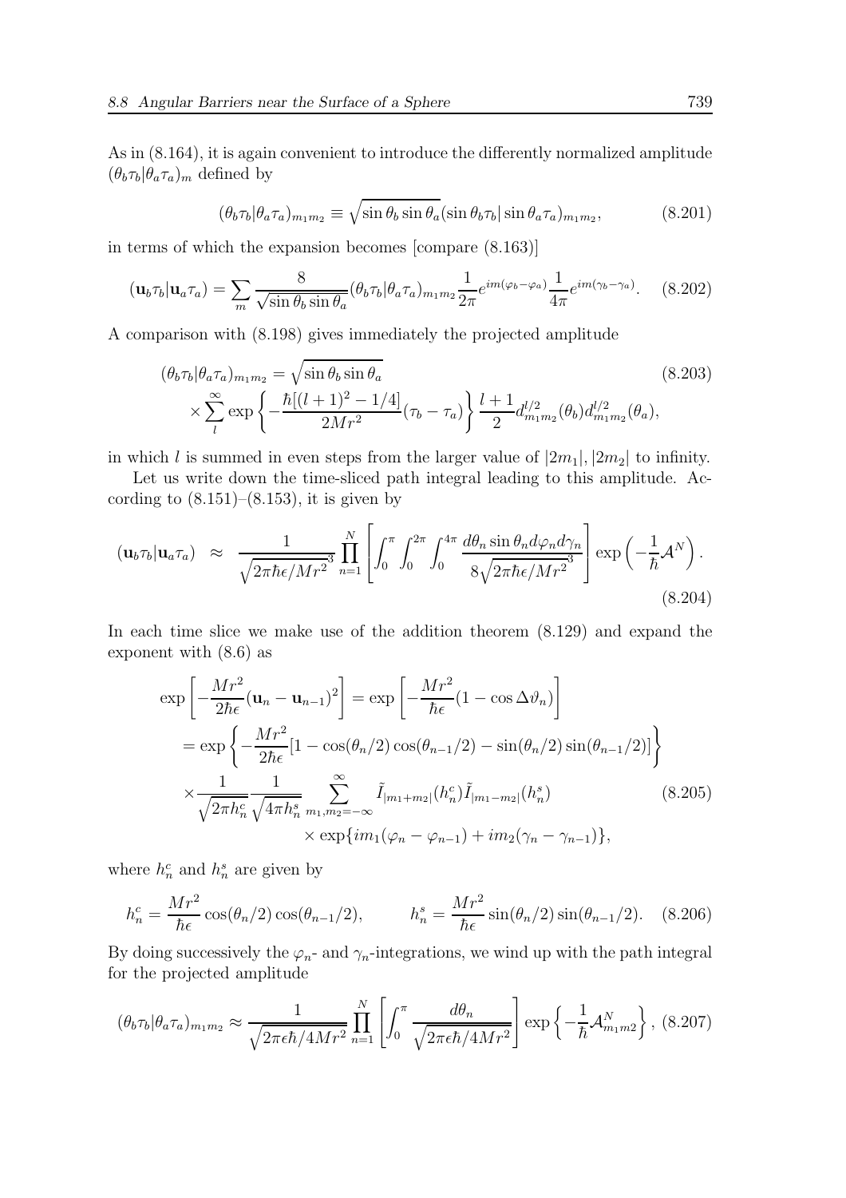As in (8.164), it is again convenient to introduce the differently normalized amplitude $(\theta_b\tau_b|\theta_a\tau_a)_m$ defined by

$$
(\theta_b\tau_b|\theta_a\tau_a)_{m_1m_2} \equiv \sqrt{\sin\theta_b \sin\theta_a}(\sin\theta_b\tau_b|\sin\theta_a\tau_a)_{m_1m_2}, \tag{8.201}
$$

in terms of which the expansion becomes [compare (8.163)]

$$
(\mathbf{u}_b\tau_b|\mathbf{u}_a\tau_a) = \sum_m \frac{8}{\sqrt{\sin\theta_b\sin\theta_a}}(\theta_b\tau_b|\theta_a\tau_a)_{m_1m_2}\frac{1}{2\pi}e^{im(\varphi_b-\varphi_a)}\frac{1}{4\pi}e^{im(\gamma_b-\gamma_a)}. \tag{8.202}
$$

A comparison with (8.198) gives immediately the projected amplitude

$$
\begin{aligned}
(\theta_b\tau_b|\theta_a\tau_a)_{m_1m_2} &= \sqrt{\sin\theta_b\sin\theta_a} \\
&\times \sum_l^\infty \exp\left\{-\frac{\hbar[(l+1)^2-1/4]}{2Mr^2}(\tau_b-\tau_a)\right\}\frac{l+1}{2}d^{l/2}_{m_1m_2}(\theta_b)d^{l/2}_{m_1m_2}(\theta_a),
\end{aligned} \tag{8.203}
$$

in which $l$ is summed in even steps from the larger value of $|2m_1|, |2m_2|$ to infinity.

Let us write down the time-sliced path integral leading to this amplitude. According to (8.151)–(8.153), it is given by

$$
(\mathbf{u}_b\tau_b|\mathbf{u}_a\tau_a) \approx \frac{1}{\sqrt{2\pi\hbar\epsilon/Mr^2}^3}\prod_{n=1}^N\left[\int_0^\pi\int_0^{2\pi}\int_0^{4\pi}\frac{d\theta_n\sin\theta_n d\varphi_n d\gamma_n}{8\sqrt{2\pi\hbar\epsilon/Mr^2}^3}\right]\exp\left(-\frac{1}{\hbar}\mathcal{A}^N\right). \tag{8.204}
$$

In each time slice we make use of the addition theorem (8.129) and expand the exponent with (8.6) as

$$
\begin{aligned}
\exp&\left[-\frac{Mr^2}{2\hbar\epsilon}(\mathbf{u}_n-\mathbf{u}_{n-1})^2\right] = \exp\left[-\frac{Mr^2}{\hbar\epsilon}(1-\cos\Delta\vartheta_n)\right] \\
&= \exp\left\{-\frac{Mr^2}{2\hbar\epsilon}[1-\cos(\theta_n/2)\cos(\theta_{n-1}/2)-\sin(\theta_n/2)\sin(\theta_{n-1}/2)]\right\} \\
&\times\frac{1}{\sqrt{2\pi h_n^c}}\frac{1}{\sqrt{4\pi h_n^s}}\sum_{m_1,m_2=-\infty}^\infty \tilde{I}_{|m_1+m_2|}(h_n^c)\tilde{I}_{|m_1-m_2|}(h_n^s) \\
&\qquad\qquad\times\exp\{im_1(\varphi_n-\varphi_{n-1})+im_2(\gamma_n-\gamma_{n-1})\},
\end{aligned} \tag{8.205}
$$

where $h_n^c$ and $h_n^s$ are given by

$$
h_n^c = \frac{Mr^2}{\hbar\epsilon}\cos(\theta_n/2)\cos(\theta_{n-1}/2), \qquad h_n^s = \frac{Mr^2}{\hbar\epsilon}\sin(\theta_n/2)\sin(\theta_{n-1}/2). \tag{8.206}
$$

By doing successively the $\varphi_n$- and $\gamma_n$-integrations, we wind up with the path integral for the projected amplitude

$$
(\theta_b\tau_b|\theta_a\tau_a)_{m_1m_2} \approx \frac{1}{\sqrt{2\pi\epsilon\hbar/4Mr^2}}\prod_{n=1}^N\left[\int_0^\pi\frac{d\theta_n}{\sqrt{2\pi\epsilon\hbar/4Mr^2}}\right]\exp\left\{-\frac{1}{\hbar}\mathcal{A}^N_{m_1m2}\right\}, \tag{8.207}
$$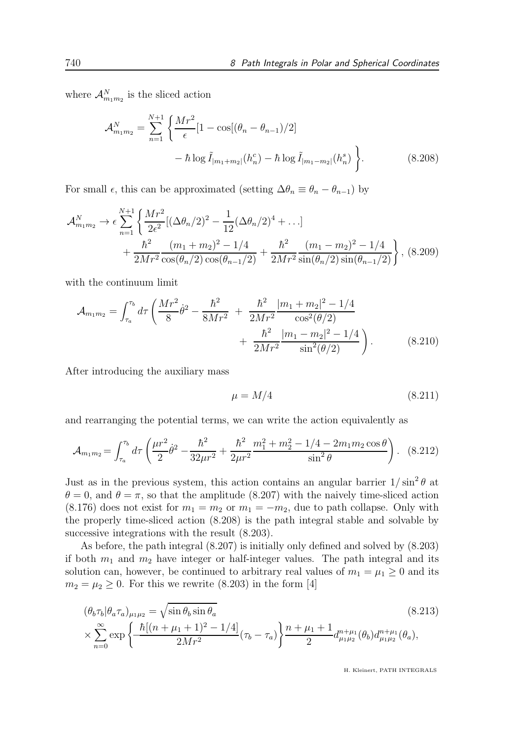where $\mathcal{A}^N_{m_1 m_2}$ is the sliced action

$$
\mathcal{A}^N_{m_1 m_2} = \sum_{n=1}^{N+1} \left\{ \frac{Mr^2}{\epsilon}[1 - \cos[(\theta_n - \theta_{n-1})/2] \right. \\
\left. - \hbar \log \tilde{I}_{|m_1+m_2|}(h_n^c) - \hbar \log \tilde{I}_{|m_1-m_2|}(h_n^s) \right\}. \tag{8.208}
$$

For small $\epsilon$, this can be approximated (setting $\Delta\theta_n \equiv \theta_n - \theta_{n-1}$) by

$$
\mathcal{A}^N_{m_1 m_2} \to \epsilon \sum_{n=1}^{N+1} \left\{ \frac{Mr^2}{2\epsilon^2}[(\Delta\theta_n/2)^2 - \frac{1}{12}(\Delta\theta_n/2)^4 + \ldots] \right. \\
\left. + \frac{\hbar^2}{2Mr^2} \frac{(m_1+m_2)^2 - 1/4}{\cos(\theta_n/2)\cos(\theta_{n-1}/2)} + \frac{\hbar^2}{2Mr^2} \frac{(m_1-m_2)^2 - 1/4}{\sin(\theta_n/2)\sin(\theta_{n-1}/2)} \right\}, \tag{8.209}
$$

with the continuum limit

$$
\mathcal{A}_{m_1 m_2} = \int_{\tau_a}^{\tau_b} d\tau \left( \frac{Mr^2}{8}\dot{\theta}^2 - \frac{\hbar^2}{8Mr^2} \; + \; \frac{\hbar^2}{2Mr^2} \frac{|m_1+m_2|^2 - 1/4}{\cos^2(\theta/2)} \right. \\
\left. + \; \frac{\hbar^2}{2Mr^2} \frac{|m_1-m_2|^2 - 1/4}{\sin^2(\theta/2)} \right). \tag{8.210}
$$

After introducing the auxiliary mass

$$
\mu = M/4 \tag{8.211}
$$

and rearranging the potential terms, we can write the action equivalently as

$$
\mathcal{A}_{m_1 m_2} = \int_{\tau_a}^{\tau_b} d\tau \left( \frac{\mu r^2}{2}\dot{\theta}^2 - \frac{\hbar^2}{32\mu r^2} + \frac{\hbar^2}{2\mu r^2} \frac{m_1^2 + m_2^2 - 1/4 - 2m_1 m_2 \cos\theta}{\sin^2\theta} \right). \tag{8.212}
$$

Just as in the previous system, this action contains an angular barrier $1/\sin^2\theta$ at $\theta = 0$, and $\theta = \pi$, so that the amplitude (8.207) with the naively time-sliced action (8.176) does not exist for $m_1 = m_2$ or $m_1 = -m_2$, due to path collapse. Only with the properly time-sliced action (8.208) is the path integral stable and solvable by successive integrations with the result (8.203).

As before, the path integral (8.207) is initially only defined and solved by (8.203) if both $m_1$ and $m_2$ have integer or half-integer values. The path integral and its solution can, however, be continued to arbitrary real values of $m_1 = \mu_1 \geq 0$ and its $m_2 = \mu_2 \geq 0$. For this we rewrite (8.203) in the form [4]

$$
(\theta_b \tau_b | \theta_a \tau_a)_{\mu_1 \mu_2} = \sqrt{\sin\theta_b \sin\theta_a} \tag{8.213}
$$

$$
\times \sum_{n=0}^{\infty} \exp\left\{ -\frac{\hbar[(n+\mu_1+1)^2 - 1/4]}{2Mr^2}(\tau_b - \tau_a) \right\} \frac{n+\mu_1+1}{2} d^{n+\mu_1}_{\mu_1\mu_2}(\theta_b) d^{n+\mu_1}_{\mu_1\mu_2}(\theta_a),
$$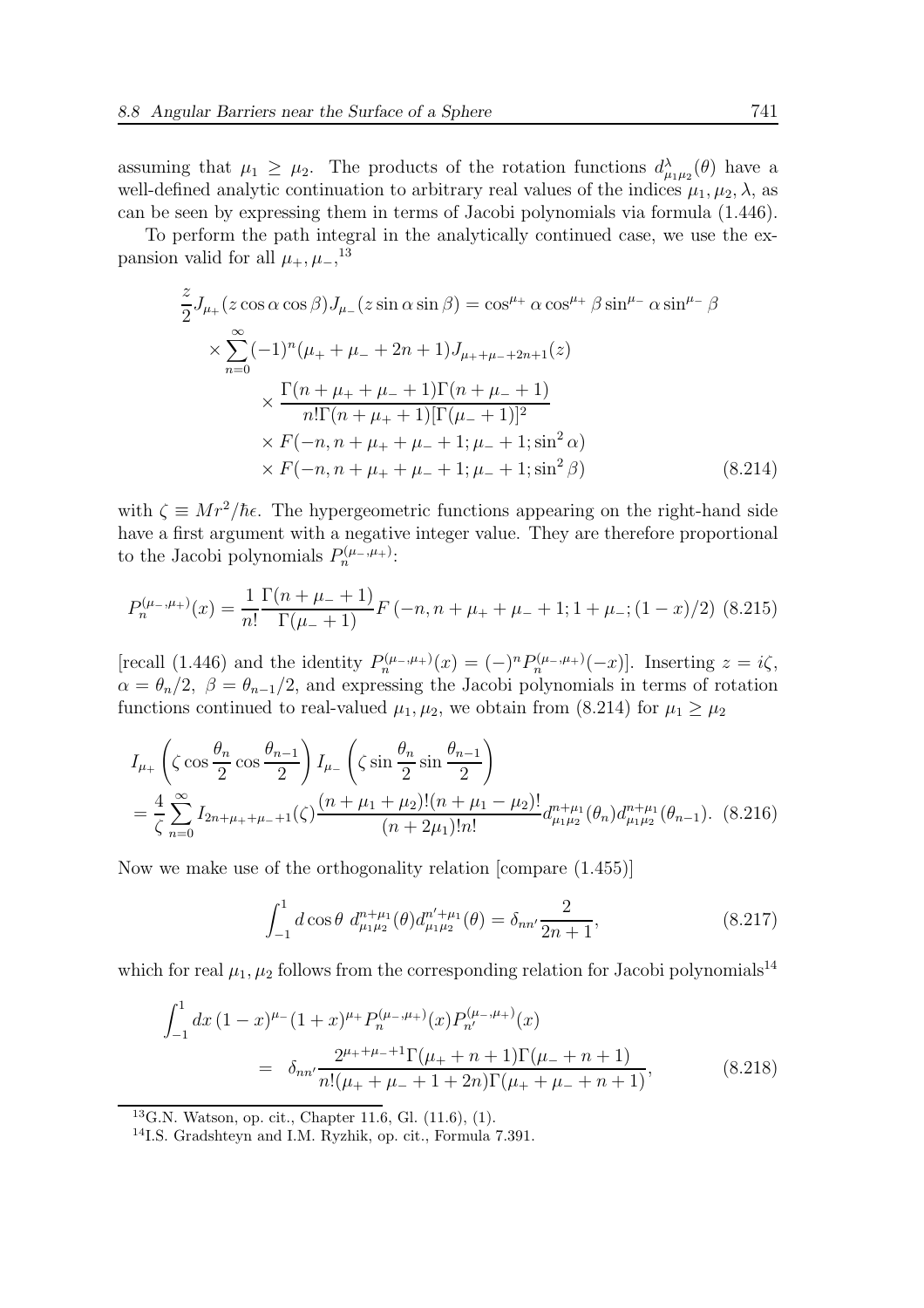assuming that $\mu_1 \geq \mu_2$. The products of the rotation functions $d^{\lambda}_{\mu_1\mu_2}(\theta)$ have a well-defined analytic continuation to arbitrary real values of the indices $\mu_1, \mu_2, \lambda$, as can be seen by expressing them in terms of Jacobi polynomials via formula (1.446).

To perform the path integral in the analytically continued case, we use the expansion valid for all $\mu_+, \mu_-$,[13]

$$
\begin{aligned}
\frac{z}{2} J_{\mu_+}(z\cos\alpha\cos\beta) J_{\mu_-}(z\sin\alpha\sin\beta) &= \cos^{\mu_+}\alpha\cos^{\mu_+}\beta\sin^{\mu_-}\alpha\sin^{\mu_-}\beta \\
\times \sum_{n=0}^{\infty} (-1)^n (\mu_+ + \mu_- + 2n + 1) & J_{\mu_+ + \mu_- + 2n+1}(z) \\
& \times \frac{\Gamma(n+\mu_+ + \mu_- + 1)\Gamma(n+\mu_- + 1)}{n!\Gamma(n+\mu_+ + 1)[\Gamma(\mu_- + 1)]^2} \\
& \times F(-n, n+\mu_+ + \mu_- + 1; \mu_- + 1; \sin^2\alpha) \\
& \times F(-n, n+\mu_+ + \mu_- + 1; \mu_- + 1; \sin^2\beta)
\end{aligned}
\tag{8.214}
$$

with $\zeta \equiv Mr^2/\hbar\epsilon$. The hypergeometric functions appearing on the right-hand side have a first argument with a negative integer value. They are therefore proportional to the Jacobi polynomials $P_n^{(\mu_-,\mu_+)}$:

$$
P_n^{(\mu_-,\mu_+)}(x) = \frac{1}{n!} \frac{\Gamma(n+\mu_- + 1)}{\Gamma(\mu_- + 1)} F\left(-n, n+\mu_+ + \mu_- + 1; 1+\mu_-; (1-x)/2\right) \tag{8.215}
$$

[recall (1.446) and the identity $P_n^{(\mu_-,\mu_+)}(x) = (-)^n P_n^{(\mu_-,\mu_+)}(-x)$]. Inserting $z = i\zeta$, $\alpha = \theta_n/2,\ \beta = \theta_{n-1}/2$, and expressing the Jacobi polynomials in terms of rotation functions continued to real-valued $\mu_1, \mu_2$, we obtain from (8.214) for $\mu_1 \geq \mu_2$

$$
\begin{aligned}
& I_{\mu_+}\left(\zeta\cos\frac{\theta_n}{2}\cos\frac{\theta_{n-1}}{2}\right) I_{\mu_-}\left(\zeta\sin\frac{\theta_n}{2}\sin\frac{\theta_{n-1}}{2}\right) \\
&= \frac{4}{\zeta}\sum_{n=0}^{\infty} I_{2n+\mu_+ + \mu_- + 1}(\zeta) \frac{(n+\mu_1+\mu_2)!(n+\mu_1-\mu_2)!}{(n+2\mu_1)!n!} d^{n+\mu_1}_{\mu_1\mu_2}(\theta_n) d^{n+\mu_1}_{\mu_1\mu_2}(\theta_{n-1}).
\end{aligned}
\tag{8.216}
$$

Now we make use of the orthogonality relation [compare (1.455)]

$$
\int_{-1}^{1} d\cos\theta\ d^{n+\mu_1}_{\mu_1\mu_2}(\theta) d^{n'+\mu_1}_{\mu_1\mu_2}(\theta) = \delta_{nn'} \frac{2}{2n+1}, \tag{8.217}
$$

which for real $\mu_1, \mu_2$ follows from the corresponding relation for Jacobi polynomials[14]

$$
\begin{aligned}
\int_{-1}^{1} dx\,(1-x)^{\mu_-}(1+x)^{\mu_+} P_n^{(\mu_-,\mu_+)}(x) P_{n'}^{(\mu_-,\mu_+)}(x) \\
= \delta_{nn'} \frac{2^{\mu_+ + \mu_- + 1}\Gamma(\mu_+ + n + 1)\Gamma(\mu_- + n + 1)}{n!(\mu_+ + \mu_- + 1 + 2n)\Gamma(\mu_+ + \mu_- + n + 1)},
\end{aligned}
\tag{8.218}
$$

[13] G.N. Watson, op. cit., Chapter 11.6, Gl. (11.6), (1).

[14] I.S. Gradshteyn and I.M. Ryzhik, op. cit., Formula 7.391.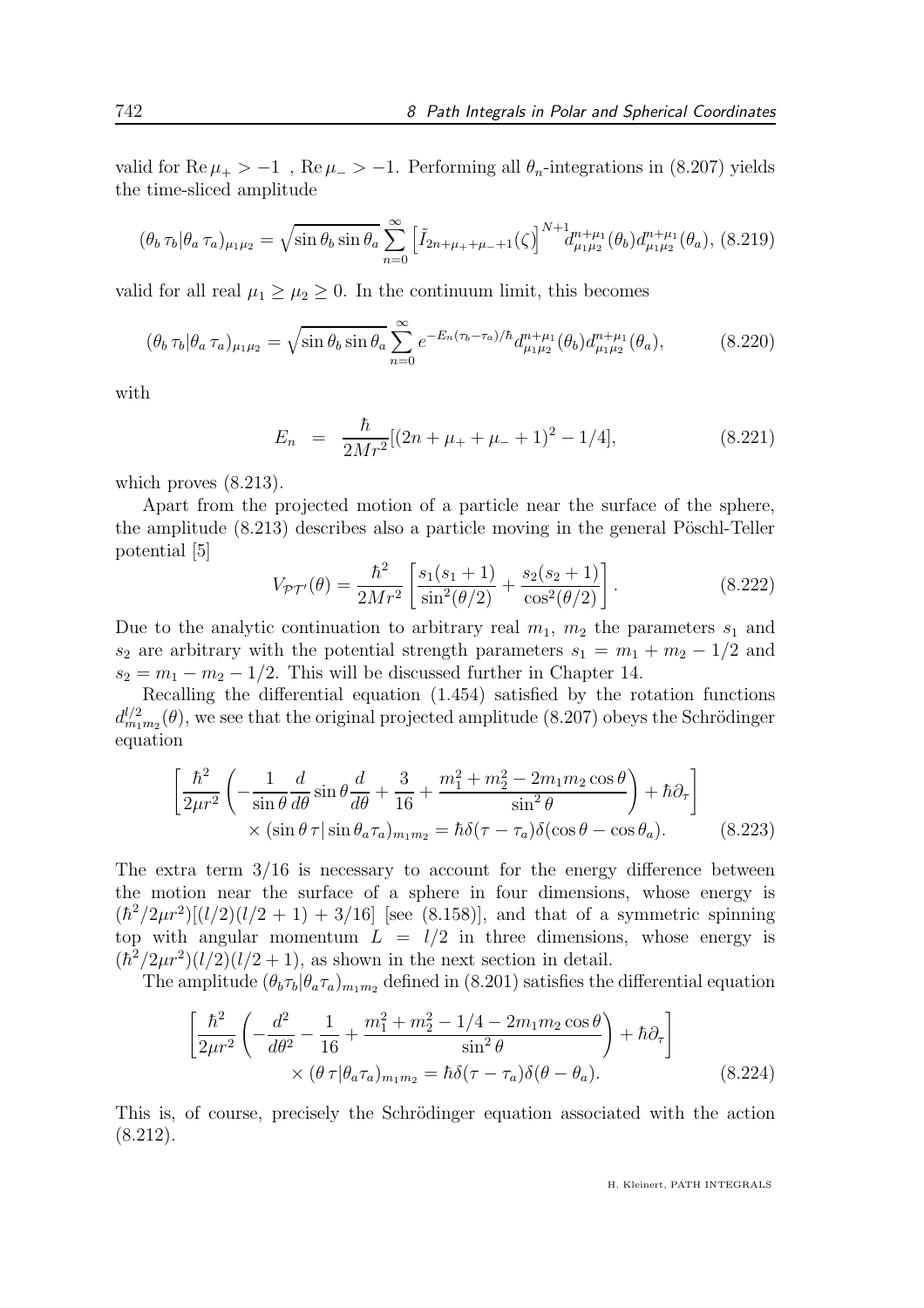valid for $\mathrm{Re}\,\mu_+ > -1$ , $\mathrm{Re}\,\mu_- > -1$. Performing all $\theta_n$-integrations in (8.207) yields the time-sliced amplitude

$$(\theta_b\,\tau_b|\theta_a\,\tau_a)_{\mu_1\mu_2} = \sqrt{\sin\theta_b\sin\theta_a}\sum_{n=0}^{\infty}\left[\tilde{I}_{2n+\mu_++\mu_-+1}(\zeta)\right]^{N+1} d^{n+\mu_1}_{\mu_1\mu_2}(\theta_b)d^{n+\mu_1}_{\mu_1\mu_2}(\theta_a), \quad (8.219)$$

valid for all real $\mu_1 \geq \mu_2 \geq 0$. In the continuum limit, this becomes

$$(\theta_b\,\tau_b|\theta_a\,\tau_a)_{\mu_1\mu_2} = \sqrt{\sin\theta_b\sin\theta_a}\sum_{n=0}^{\infty} e^{-E_n(\tau_b-\tau_a)/\hbar} d^{n+\mu_1}_{\mu_1\mu_2}(\theta_b)d^{n+\mu_1}_{\mu_1\mu_2}(\theta_a), \quad (8.220)$$

with

$$E_n \;=\; \frac{\hbar}{2Mr^2}[(2n+\mu_++\mu_-+1)^2-1/4], \quad (8.221)$$

which proves (8.213).

Apart from the projected motion of a particle near the surface of the sphere, the amplitude (8.213) describes also a particle moving in the general Pöschl-Teller potential [5]

$$V_{\mathcal{PT}'}(\theta) = \frac{\hbar^2}{2Mr^2}\left[\frac{s_1(s_1+1)}{\sin^2(\theta/2)} + \frac{s_2(s_2+1)}{\cos^2(\theta/2)}\right]. \quad (8.222)$$

Due to the analytic continuation to arbitrary real $m_1$, $m_2$ the parameters $s_1$ and $s_2$ are arbitrary with the potential strength parameters $s_1 = m_1 + m_2 - 1/2$ and $s_2 = m_1 - m_2 - 1/2$. This will be discussed further in Chapter 14.

Recalling the differential equation (1.454) satisfied by the rotation functions $d^{l/2}_{m_1m_2}(\theta)$, we see that the original projected amplitude (8.207) obeys the Schrödinger equation

$$\left[\frac{\hbar^2}{2\mu r^2}\left(-\frac{1}{\sin\theta}\frac{d}{d\theta}\sin\theta\frac{d}{d\theta} + \frac{3}{16} + \frac{m_1^2+m_2^2-2m_1m_2\cos\theta}{\sin^2\theta}\right) + \hbar\partial_\tau\right] \times(\sin\theta\,\tau|\sin\theta_a\tau_a)_{m_1m_2} = \hbar\delta(\tau-\tau_a)\delta(\cos\theta-\cos\theta_a). \quad (8.223)$$

The extra term $3/16$ is necessary to account for the energy difference between the motion near the surface of a sphere in four dimensions, whose energy is $(\hbar^2/2\mu r^2)[(l/2)(l/2+1)+3/16]$ [see (8.158)], and that of a symmetric spinning top with angular momentum $L = l/2$ in three dimensions, whose energy is $(\hbar^2/2\mu r^2)(l/2)(l/2+1)$, as shown in the next section in detail.

The amplitude $(\theta_b\tau_b|\theta_a\tau_a)_{m_1m_2}$ defined in (8.201) satisfies the differential equation

$$\left[\frac{\hbar^2}{2\mu r^2}\left(-\frac{d^2}{d\theta^2} - \frac{1}{16} + \frac{m_1^2+m_2^2-1/4-2m_1m_2\cos\theta}{\sin^2\theta}\right) + \hbar\partial_\tau\right] \times(\theta\,\tau|\theta_a\tau_a)_{m_1m_2} = \hbar\delta(\tau-\tau_a)\delta(\theta-\theta_a). \quad (8.224)$$

This is, of course, precisely the Schrödinger equation associated with the action (8.212).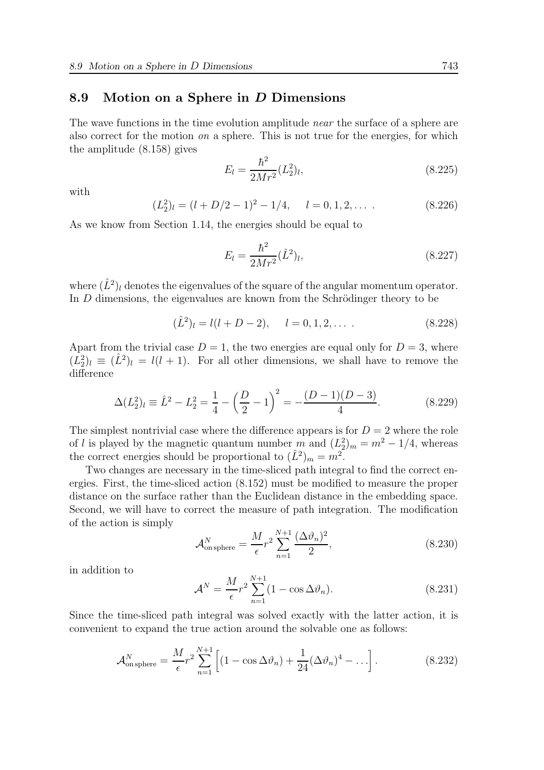## 8.9 Motion on a Sphere in $D$ Dimensions

The wave functions in the time evolution amplitude *near* the surface of a sphere are also correct for the motion *on* a sphere. This is not true for the energies, for which the amplitude (8.158) gives

$$E_l = \frac{\hbar^2}{2Mr^2}(L_2^2)_l, \tag{8.225}$$

with

$$(L_2^2)_l = (l + D/2 - 1)^2 - 1/4, \quad l = 0, 1, 2, \ldots\ . \tag{8.226}$$

As we know from Section 1.14, the energies should be equal to

$$E_l = \frac{\hbar^2}{2Mr^2}(\hat{L}^2)_l, \tag{8.227}$$

where $(\hat{L}^2)_l$ denotes the eigenvalues of the square of the angular momentum operator. In $D$ dimensions, the eigenvalues are known from the Schrödinger theory to be

$$(\hat{L}^2)_l = l(l + D - 2), \quad l = 0, 1, 2, \ldots\ . \tag{8.228}$$

Apart from the trivial case $D = 1$, the two energies are equal only for $D = 3$, where $(L_2^2)_l \equiv (\hat{L}^2)_l = l(l+1)$. For all other dimensions, we shall have to remove the difference

$$\Delta(L_2^2)_l \equiv \hat{L}^2 - L_2^2 = \frac{1}{4} - \left(\frac{D}{2} - 1\right)^2 = -\frac{(D-1)(D-3)}{4}. \tag{8.229}$$

The simplest nontrivial case where the difference appears is for $D = 2$ where the role of $l$ is played by the magnetic quantum number $m$ and $(L_2^2)_m = m^2 - 1/4$, whereas the correct energies should be proportional to $(\hat{L}^2)_m = m^2$.

Two changes are necessary in the time-sliced path integral to find the correct energies. First, the time-sliced action (8.152) must be modified to measure the proper distance on the surface rather than the Euclidean distance in the embedding space. Second, we will have to correct the measure of path integration. The modification of the action is simply

$$\mathcal{A}^N_{\text{on sphere}} = \frac{M}{\epsilon} r^2 \sum_{n=1}^{N+1} \frac{(\Delta\vartheta_n)^2}{2}, \tag{8.230}$$

in addition to

$$\mathcal{A}^N = \frac{M}{\epsilon} r^2 \sum_{n=1}^{N+1} (1 - \cos\Delta\vartheta_n). \tag{8.231}$$

Since the time-sliced path integral was solved exactly with the latter action, it is convenient to expand the true action around the solvable one as follows:

$$\mathcal{A}^N_{\text{on sphere}} = \frac{M}{\epsilon} r^2 \sum_{n=1}^{N+1} \left[ (1 - \cos\Delta\vartheta_n) + \frac{1}{24}(\Delta\vartheta_n)^4 - \ldots \right]. \tag{8.232}$$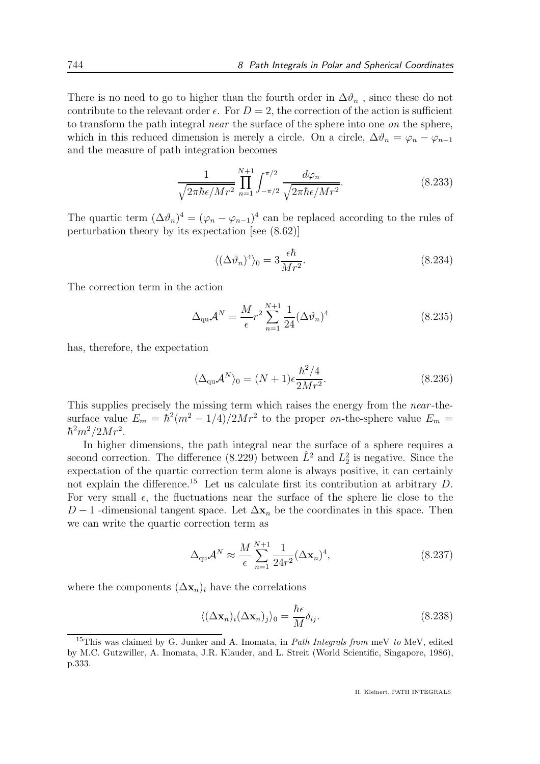There is no need to go to higher than the fourth order in $\Delta\vartheta_n$ , since these do not contribute to the relevant order $\epsilon$. For $D = 2$, the correction of the action is sufficient to transform the path integral *near* the surface of the sphere into one *on* the sphere, which in this reduced dimension is merely a circle. On a circle, $\Delta\vartheta_n = \varphi_n - \varphi_{n-1}$ and the measure of path integration becomes

$$\frac{1}{\sqrt{2\pi\hbar\epsilon/Mr^2}} \prod_{n=1}^{N+1} \int_{-\pi/2}^{\pi/2} \frac{d\varphi_n}{\sqrt{2\pi\hbar\epsilon/Mr^2}}. \tag{8.233}$$

The quartic term $(\Delta\vartheta_n)^4 = (\varphi_n - \varphi_{n-1})^4$ can be replaced according to the rules of perturbation theory by its expectation [see (8.62)]

$$\langle (\Delta\vartheta_n)^4 \rangle_0 = 3\frac{\epsilon\hbar}{Mr^2}. \tag{8.234}$$

The correction term in the action

$$\Delta_{\rm qu}\mathcal{A}^N = \frac{M}{\epsilon} r^2 \sum_{n=1}^{N+1} \frac{1}{24} (\Delta\vartheta_n)^4 \tag{8.235}$$

has, therefore, the expectation

$$\langle \Delta_{\rm qu}\mathcal{A}^N \rangle_0 = (N+1)\epsilon \frac{\hbar^2/4}{2Mr^2}. \tag{8.236}$$

This supplies precisely the missing term which raises the energy from the *near*-the-surface value $E_m = \hbar^2(m^2 - 1/4)/2Mr^2$ to the proper *on*-the-sphere value $E_m = \hbar^2 m^2/2Mr^2$.

In higher dimensions, the path integral near the surface of a sphere requires a second correction. The difference (8.229) between $\hat{L}^2$ and $L_2^2$ is negative. Since the expectation of the quartic correction term alone is always positive, it can certainly not explain the difference.[15] Let us calculate first its contribution at arbitrary $D$. For very small $\epsilon$, the fluctuations near the surface of the sphere lie close to the $D-1$ -dimensional tangent space. Let $\Delta\mathbf{x}_n$ be the coordinates in this space. Then we can write the quartic correction term as

$$\Delta_{\rm qu}\mathcal{A}^N \approx \frac{M}{\epsilon} \sum_{n=1}^{N+1} \frac{1}{24r^2} (\Delta\mathbf{x}_n)^4, \tag{8.237}$$

where the components $(\Delta\mathbf{x}_n)_i$ have the correlations

$$\langle (\Delta\mathbf{x}_n)_i (\Delta\mathbf{x}_n)_j \rangle_0 = \frac{\hbar\epsilon}{M}\delta_{ij}. \tag{8.238}$$

[15] This was claimed by G. Junker and A. Inomata, in *Path Integrals from* meV *to* MeV, edited by M.C. Gutzwiller, A. Inomata, J.R. Klauder, and L. Streit (World Scientific, Singapore, 1986), p.333.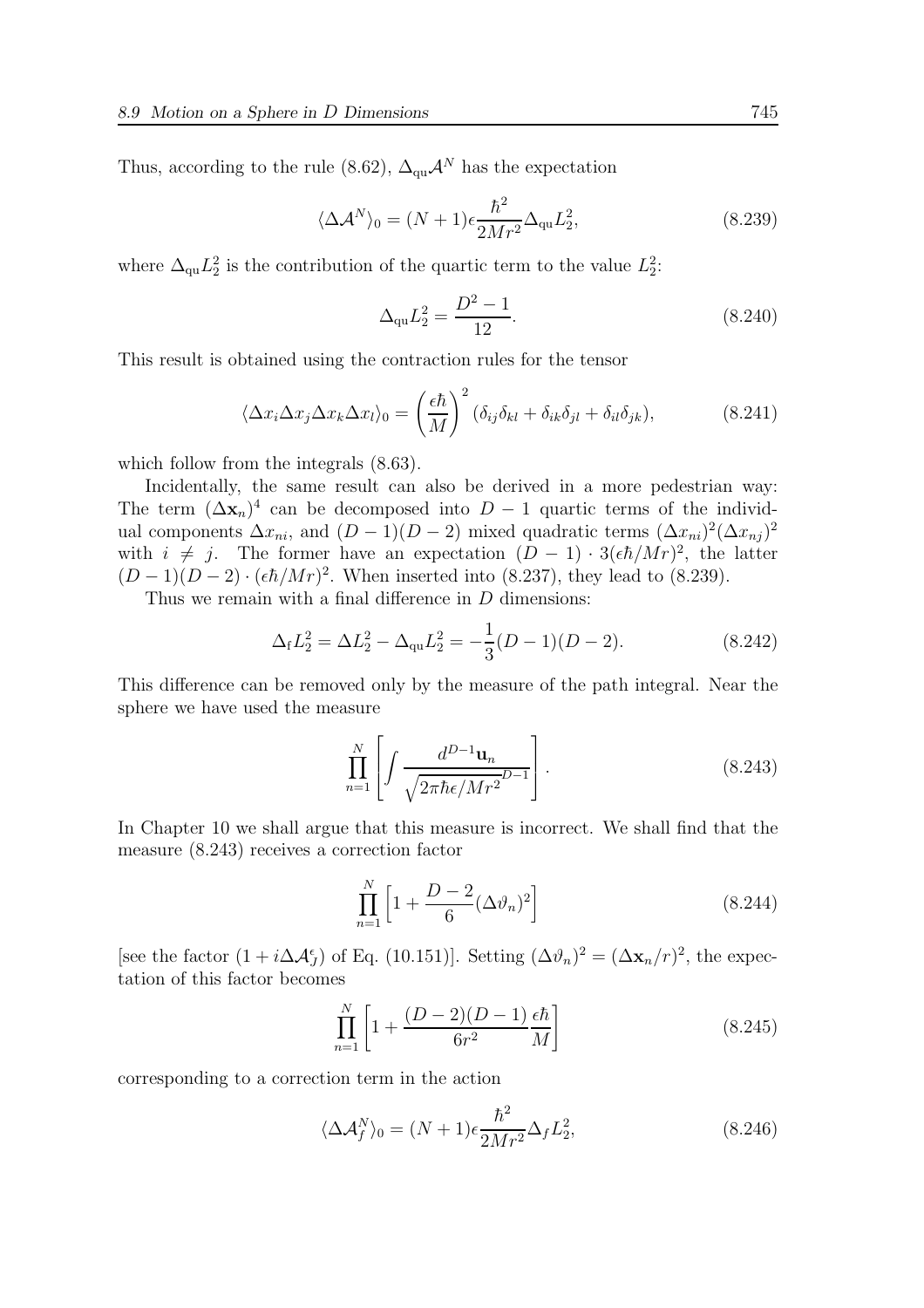Thus, according to the rule (8.62), $\Delta_{\rm qu}\mathcal{A}^N$ has the expectation

$$\langle \Delta \mathcal{A}^N \rangle_0 = (N+1)\epsilon \frac{\hbar^2}{2Mr^2} \Delta_{\rm qu} L_2^2, \tag{8.239}$$

where $\Delta_{\rm qu} L_2^2$ is the contribution of the quartic term to the value $L_2^2$:

$$\Delta_{\rm qu} L_2^2 = \frac{D^2-1}{12}. \tag{8.240}$$

This result is obtained using the contraction rules for the tensor

$$\langle \Delta x_i \Delta x_j \Delta x_k \Delta x_l \rangle_0 = \left(\frac{\epsilon\hbar}{M}\right)^2 (\delta_{ij}\delta_{kl} + \delta_{ik}\delta_{jl} + \delta_{il}\delta_{jk}), \tag{8.241}$$

which follow from the integrals (8.63).

Incidentally, the same result can also be derived in a more pedestrian way: The term $(\Delta \mathbf{x}_n)^4$ can be decomposed into $D-1$ quartic terms of the individual components $\Delta x_{ni}$, and $(D-1)(D-2)$ mixed quadratic terms $(\Delta x_{ni})^2(\Delta x_{nj})^2$ with $i \neq j$. The former have an expectation $(D-1)\cdot 3(\epsilon\hbar/Mr)^2$, the latter $(D-1)(D-2)\cdot(\epsilon\hbar/Mr)^2$. When inserted into (8.237), they lead to (8.239).

Thus we remain with a final difference in $D$ dimensions:

$$\Delta_{\rm f} L_2^2 = \Delta L_2^2 - \Delta_{\rm qu} L_2^2 = -\frac{1}{3}(D-1)(D-2). \tag{8.242}$$

This difference can be removed only by the measure of the path integral. Near the sphere we have used the measure

$$\prod_{n=1}^{N} \left[ \int \frac{d^{D-1}\mathbf{u}_n}{\sqrt{2\pi\hbar\epsilon/Mr^2}^{D-1}} \right]. \tag{8.243}$$

In Chapter 10 we shall argue that this measure is incorrect. We shall find that the measure (8.243) receives a correction factor

$$\prod_{n=1}^{N} \left[ 1 + \frac{D-2}{6}(\Delta\vartheta_n)^2 \right] \tag{8.244}$$

[see the factor $(1 + i\Delta\mathcal{A}_J^\epsilon)$ of Eq. (10.151)]. Setting $(\Delta\vartheta_n)^2 = (\Delta\mathbf{x}_n/r)^2$, the expectation of this factor becomes

$$\prod_{n=1}^{N} \left[ 1 + \frac{(D-2)(D-1)}{6r^2}\frac{\epsilon\hbar}{M} \right] \tag{8.245}$$

corresponding to a correction term in the action

$$\langle \Delta \mathcal{A}_f^N \rangle_0 = (N+1)\epsilon \frac{\hbar^2}{2Mr^2} \Delta_f L_2^2, \tag{8.246}$$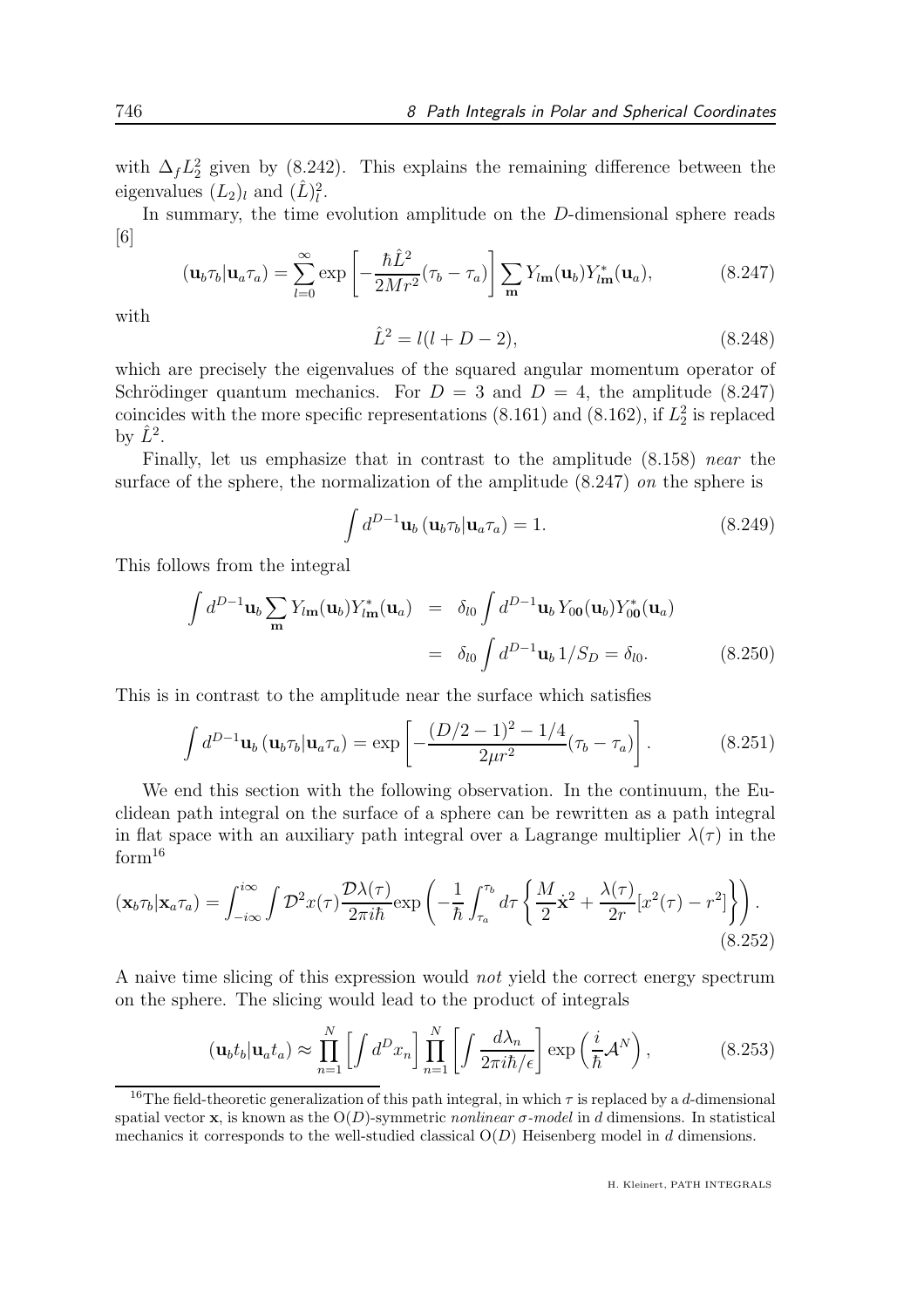with $\Delta_f L_2^2$ given by (8.242). This explains the remaining difference between the eigenvalues $(L_2)_l$ and $(\hat{L})_l^2$.

In summary, the time evolution amplitude on the $D$-dimensional sphere reads [6]

$$(\mathbf{u}_b\tau_b|\mathbf{u}_a\tau_a) = \sum_{l=0}^{\infty} \exp\left[-\frac{\hbar\hat{L}^2}{2Mr^2}(\tau_b-\tau_a)\right]\sum_{\mathbf{m}} Y_{l\mathbf{m}}(\mathbf{u}_b)Y_{l\mathbf{m}}^*(\mathbf{u}_a), \tag{8.247}$$

with

$$\hat{L}^2 = l(l+D-2), \tag{8.248}$$

which are precisely the eigenvalues of the squared angular momentum operator of Schrödinger quantum mechanics. For $D=3$ and $D=4$, the amplitude (8.247) coincides with the more specific representations (8.161) and (8.162), if $L_2^2$ is replaced by $\hat{L}^2$.

Finally, let us emphasize that in contrast to the amplitude (8.158) *near* the surface of the sphere, the normalization of the amplitude (8.247) *on* the sphere is

$$\int d^{D-1}\mathbf{u}_b\,(\mathbf{u}_b\tau_b|\mathbf{u}_a\tau_a) = 1. \tag{8.249}$$

This follows from the integral

$$\begin{aligned}\int d^{D-1}\mathbf{u}_b \sum_{\mathbf{m}} Y_{l\mathbf{m}}(\mathbf{u}_b)Y_{l\mathbf{m}}^*(\mathbf{u}_a) &= \delta_{l0}\int d^{D-1}\mathbf{u}_b\, Y_{0\mathbf{0}}(\mathbf{u}_b)Y_{0\mathbf{0}}^*(\mathbf{u}_a)\\ &= \delta_{l0}\int d^{D-1}\mathbf{u}_b\, 1/S_D = \delta_{l0}.\end{aligned} \tag{8.250}$$

This is in contrast to the amplitude near the surface which satisfies

$$\int d^{D-1}\mathbf{u}_b\,(\mathbf{u}_b\tau_b|\mathbf{u}_a\tau_a) = \exp\left[-\frac{(D/2-1)^2-1/4}{2\mu r^2}(\tau_b-\tau_a)\right]. \tag{8.251}$$

We end this section with the following observation. In the continuum, the Euclidean path integral on the surface of a sphere can be rewritten as a path integral in flat space with an auxiliary path integral over a Lagrange multiplier $\lambda(\tau)$ in the form[16]

$$(\mathbf{x}_b\tau_b|\mathbf{x}_a\tau_a) = \int_{-i\infty}^{i\infty}\int \mathcal{D}^2x(\tau)\frac{\mathcal{D}\lambda(\tau)}{2\pi i\hbar}\exp\left(-\frac{1}{\hbar}\int_{\tau_a}^{\tau_b}d\tau\left\{\frac{M}{2}\dot{\mathbf{x}}^2+\frac{\lambda(\tau)}{2r}[x^2(\tau)-r^2]\right\}\right). \tag{8.252}$$

A naive time slicing of this expression would *not* yield the correct energy spectrum on the sphere. The slicing would lead to the product of integrals

$$(\mathbf{u}_bt_b|\mathbf{u}_at_a) \approx \prod_{n=1}^{N}\left[\int d^Dx_n\right]\prod_{n=1}^{N}\left[\int\frac{d\lambda_n}{2\pi i\hbar/\epsilon}\right]\exp\left(\frac{i}{\hbar}\mathcal{A}^N\right), \tag{8.253}$$

[16] The field-theoretic generalization of this path integral, in which $\tau$ is replaced by a $d$-dimensional spatial vector $\mathbf{x}$, is known as the O($D$)-symmetric *nonlinear $\sigma$-model* in $d$ dimensions. In statistical mechanics it corresponds to the well-studied classical O($D$) Heisenberg model in $d$ dimensions.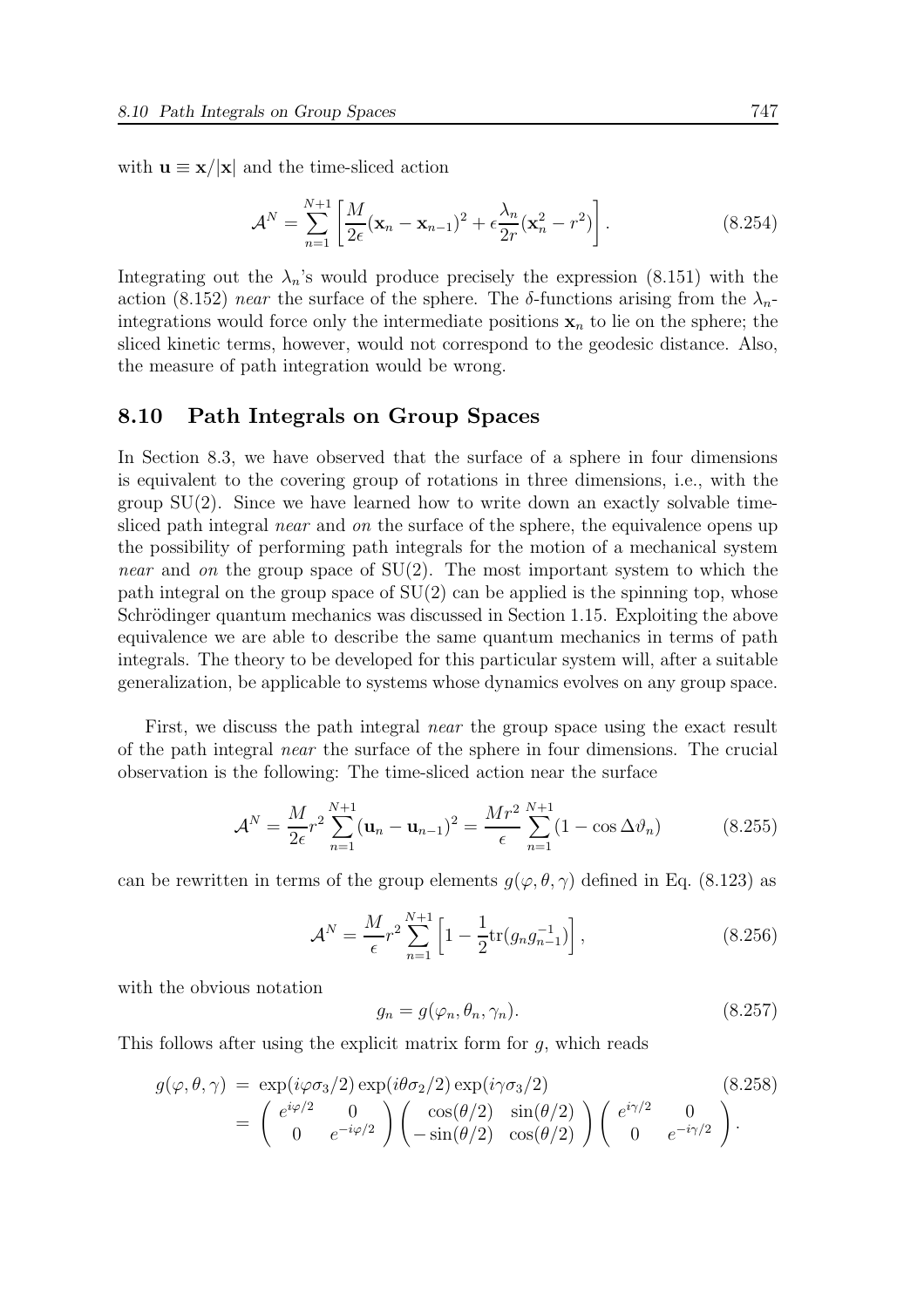with $\mathbf{u} \equiv \mathbf{x}/|\mathbf{x}|$ and the time-sliced action

$$\mathcal{A}^N = \sum_{n=1}^{N+1} \left[ \frac{M}{2\epsilon}(\mathbf{x}_n - \mathbf{x}_{n-1})^2 + \epsilon \frac{\lambda_n}{2r}(\mathbf{x}_n^2 - r^2) \right]. \tag{8.254}$$

Integrating out the $\lambda_n$'s would produce precisely the expression (8.151) with the action (8.152) *near* the surface of the sphere. The $\delta$-functions arising from the $\lambda_n$-integrations would force only the intermediate positions $\mathbf{x}_n$ to lie on the sphere; the sliced kinetic terms, however, would not correspond to the geodesic distance. Also, the measure of path integration would be wrong.

## 8.10 Path Integrals on Group Spaces

In Section 8.3, we have observed that the surface of a sphere in four dimensions is equivalent to the covering group of rotations in three dimensions, i.e., with the group SU(2). Since we have learned how to write down an exactly solvable time-sliced path integral *near* and *on* the surface of the sphere, the equivalence opens up the possibility of performing path integrals for the motion of a mechanical system *near* and *on* the group space of SU(2). The most important system to which the path integral on the group space of SU(2) can be applied is the spinning top, whose Schrödinger quantum mechanics was discussed in Section 1.15. Exploiting the above equivalence we are able to describe the same quantum mechanics in terms of path integrals. The theory to be developed for this particular system will, after a suitable generalization, be applicable to systems whose dynamics evolves on any group space.

First, we discuss the path integral *near* the group space using the exact result of the path integral *near* the surface of the sphere in four dimensions. The crucial observation is the following: The time-sliced action near the surface

$$\mathcal{A}^N = \frac{M}{2\epsilon} r^2 \sum_{n=1}^{N+1} (\mathbf{u}_n - \mathbf{u}_{n-1})^2 = \frac{Mr^2}{\epsilon} \sum_{n=1}^{N+1} (1 - \cos \Delta\vartheta_n) \tag{8.255}$$

can be rewritten in terms of the group elements $g(\varphi, \theta, \gamma)$ defined in Eq. (8.123) as

$$\mathcal{A}^N = \frac{M}{\epsilon} r^2 \sum_{n=1}^{N+1} \left[ 1 - \frac{1}{2} \mathrm{tr}(g_n g_{n-1}^{-1}) \right], \tag{8.256}$$

with the obvious notation

$$g_n = g(\varphi_n, \theta_n, \gamma_n). \tag{8.257}$$

This follows after using the explicit matrix form for $g$, which reads

$$\begin{aligned} g(\varphi, \theta, \gamma) &= \exp(i\varphi\sigma_3/2) \exp(i\theta\sigma_2/2) \exp(i\gamma\sigma_3/2) \\ &= \begin{pmatrix} e^{i\varphi/2} & 0 \\ 0 & e^{-i\varphi/2} \end{pmatrix} \begin{pmatrix} \cos(\theta/2) & \sin(\theta/2) \\ -\sin(\theta/2) & \cos(\theta/2) \end{pmatrix} \begin{pmatrix} e^{i\gamma/2} & 0 \\ 0 & e^{-i\gamma/2} \end{pmatrix}. \end{aligned} \tag{8.258}$$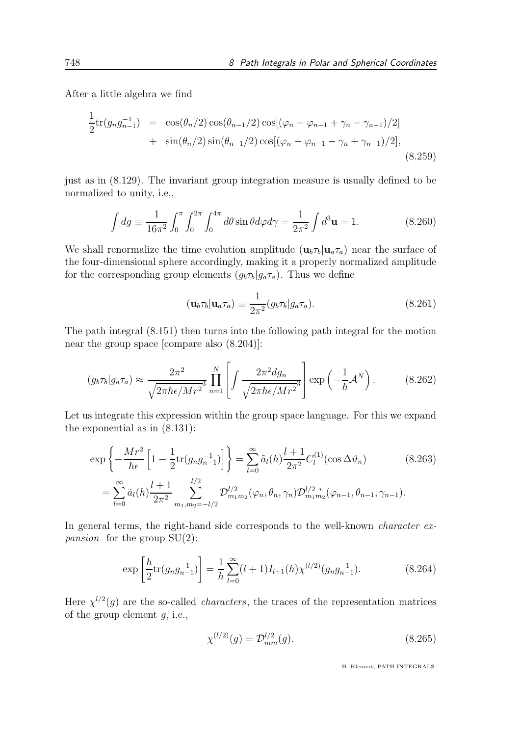After a little algebra we find

$$
\begin{aligned}
\frac{1}{2}\mathrm{tr}(g_n g_{n-1}^{-1}) &= \cos(\theta_n/2)\cos(\theta_{n-1}/2)\cos[(\varphi_n-\varphi_{n-1}+\gamma_n-\gamma_{n-1})/2] \\
&+ \sin(\theta_n/2)\sin(\theta_{n-1}/2)\cos[(\varphi_n-\varphi_{n-1}-\gamma_n+\gamma_{n-1})/2],
\end{aligned}
\tag{8.259}
$$

just as in (8.129). The invariant group integration measure is usually defined to be normalized to unity, i.e.,

$$
\int dg \equiv \frac{1}{16\pi^2}\int_0^\pi\int_0^{2\pi}\int_0^{4\pi} d\theta\sin\theta d\varphi d\gamma = \frac{1}{2\pi^2}\int d^3\mathbf{u} = 1. \tag{8.260}
$$

We shall renormalize the time evolution amplitude $(\mathbf{u}_b\tau_b|\mathbf{u}_a\tau_a)$ near the surface of the four-dimensional sphere accordingly, making it a properly normalized amplitude for the corresponding group elements $(g_b\tau_b|g_a\tau_a)$. Thus we define

$$
(\mathbf{u}_b\tau_b|\mathbf{u}_a\tau_a) \equiv \frac{1}{2\pi^2}(g_b\tau_b|g_a\tau_a). \tag{8.261}
$$

The path integral (8.151) then turns into the following path integral for the motion near the group space [compare also (8.204)]:

$$
(g_b\tau_b|g_a\tau_a) \approx \frac{2\pi^2}{\sqrt{2\pi\hbar\epsilon/Mr^2}^3}\prod_{n=1}^{N}\left[\int\frac{2\pi^2 dg_n}{\sqrt{2\pi\hbar\epsilon/Mr^2}^3}\right]\exp\left(-\frac{1}{\hbar}\mathcal{A}^N\right). \tag{8.262}
$$

Let us integrate this expression within the group space language. For this we expand the exponential as in (8.131):

$$
\begin{aligned}
\exp\left\{-\frac{Mr^2}{\hbar\epsilon}\left[1-\frac{1}{2}\mathrm{tr}(g_n g_{n-1}^{-1})\right]\right\} &= \sum_{l=0}^{\infty}\tilde{a}_l(h)\frac{l+1}{2\pi^2}C_l^{(1)}(\cos\Delta\vartheta_n) \\
&= \sum_{l=0}^{\infty}\tilde{a}_l(h)\frac{l+1}{2\pi^2}\sum_{m_1,m_2=-l/2}^{l/2}\mathcal{D}^{l/2}_{m_1m_2}(\varphi_n,\theta_n,\gamma_n)\mathcal{D}^{l/2\,*}_{m_1m_2}(\varphi_{n-1},\theta_{n-1},\gamma_{n-1}).
\end{aligned}
\tag{8.263}
$$

In general terms, the right-hand side corresponds to the well-known *character expansion* for the group SU(2):

$$
\exp\left[\frac{h}{2}\mathrm{tr}(g_n g_{n-1}^{-1})\right] = \frac{1}{h}\sum_{l=0}^{\infty}(l+1)I_{l+1}(h)\chi^{(l/2)}(g_n g_{n-1}^{-1}). \tag{8.264}
$$

Here $\chi^{l/2}(g)$ are the so-called *characters*, the traces of the representation matrices of the group element $g$, i.e.,

$$
\chi^{(l/2)}(g) = \mathcal{D}^{l/2}_{mm}(g). \tag{8.265}
$$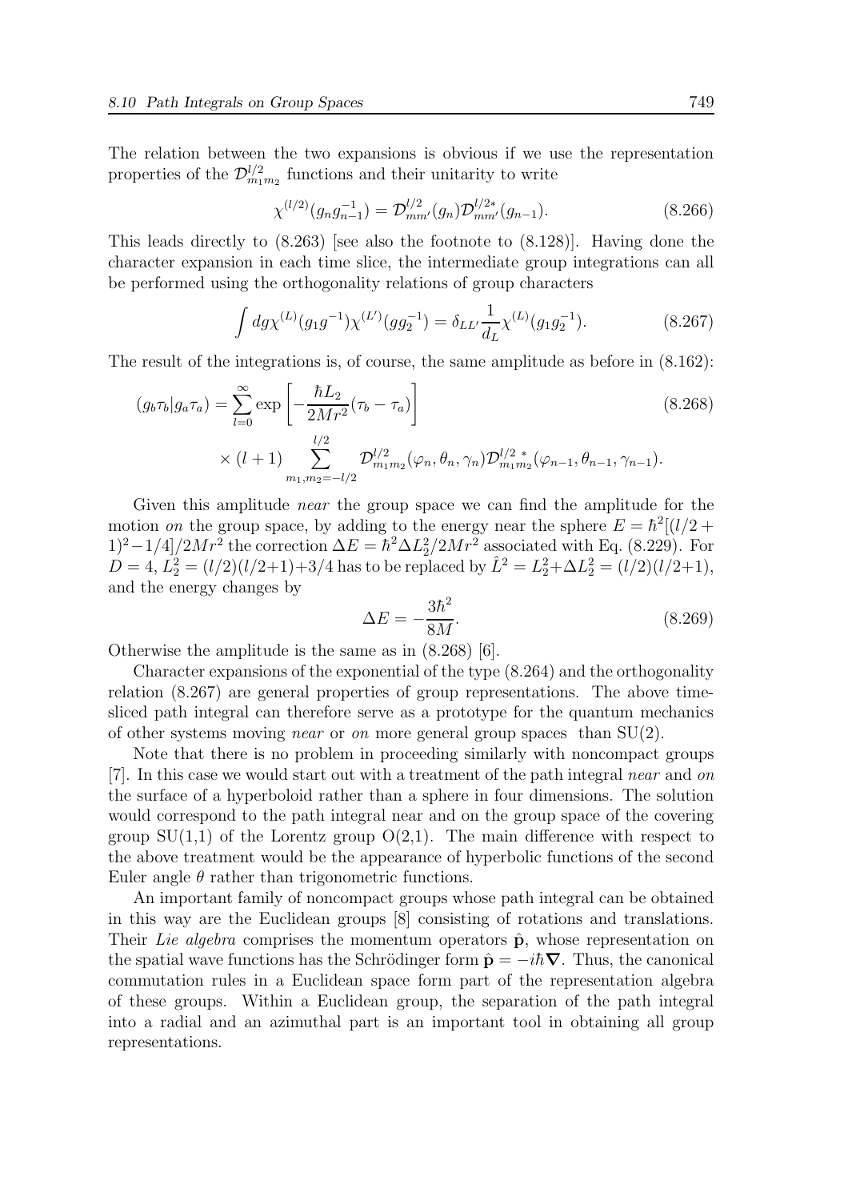The relation between the two expansions is obvious if we use the representation properties of the $\mathcal{D}^{l/2}_{m_1 m_2}$ functions and their unitarity to write

$$\chi^{(l/2)}(g_n g_{n-1}^{-1}) = \mathcal{D}^{l/2}_{mm'}(g_n)\mathcal{D}^{l/2*}_{mm'}(g_{n-1}). \tag{8.266}$$

This leads directly to (8.263) [see also the footnote to (8.128)]. Having done the character expansion in each time slice, the intermediate group integrations can all be performed using the orthogonality relations of group characters

$$\int dg \chi^{(L)}(g_1 g^{-1})\chi^{(L')}(g g_2^{-1}) = \delta_{LL'}\frac{1}{d_L}\chi^{(L)}(g_1 g_2^{-1}). \tag{8.267}$$

The result of the integrations is, of course, the same amplitude as before in (8.162):

$$(g_b \tau_b | g_a \tau_a) = \sum_{l=0}^{\infty} \exp\left[-\frac{\hbar L_2}{2Mr^2}(\tau_b - \tau_a)\right] \tag{8.268}$$
$$\times (l+1) \sum_{m_1, m_2=-l/2}^{l/2} \mathcal{D}^{l/2}_{m_1 m_2}(\varphi_n, \theta_n, \gamma_n)\mathcal{D}^{l/2\,*}_{m_1 m_2}(\varphi_{n-1}, \theta_{n-1}, \gamma_{n-1}).$$

Given this amplitude *near* the group space we can find the amplitude for the motion *on* the group space, by adding to the energy near the sphere $E = \hbar^2[(l/2+1)^2 - 1/4]/2Mr^2$ the correction $\Delta E = \hbar^2 \Delta L_2^2/2Mr^2$ associated with Eq. (8.229). For $D=4$, $L_2^2 = (l/2)(l/2+1)+3/4$ has to be replaced by $\hat{L}^2 = L_2^2 + \Delta L_2^2 = (l/2)(l/2+1)$, and the energy changes by

$$\Delta E = -\frac{3\hbar^2}{8M}. \tag{8.269}$$

Otherwise the amplitude is the same as in (8.268) [6].

Character expansions of the exponential of the type (8.264) and the orthogonality relation (8.267) are general properties of group representations. The above time-sliced path integral can therefore serve as a prototype for the quantum mechanics of other systems moving *near* or *on* more general group spaces than SU(2).

Note that there is no problem in proceeding similarly with noncompact groups [7]. In this case we would start out with a treatment of the path integral *near* and *on* the surface of a hyperboloid rather than a sphere in four dimensions. The solution would correspond to the path integral near and on the group space of the covering group SU(1,1) of the Lorentz group O(2,1). The main difference with respect to the above treatment would be the appearance of hyperbolic functions of the second Euler angle $\theta$ rather than trigonometric functions.

An important family of noncompact groups whose path integral can be obtained in this way are the Euclidean groups [8] consisting of rotations and translations. Their *Lie algebra* comprises the momentum operators $\hat{\mathbf{p}}$, whose representation on the spatial wave functions has the Schrödinger form $\hat{\mathbf{p}} = -i\hbar\boldsymbol{\nabla}$. Thus, the canonical commutation rules in a Euclidean space form part of the representation algebra of these groups. Within a Euclidean group, the separation of the path integral into a radial and an azimuthal part is an important tool in obtaining all group representations.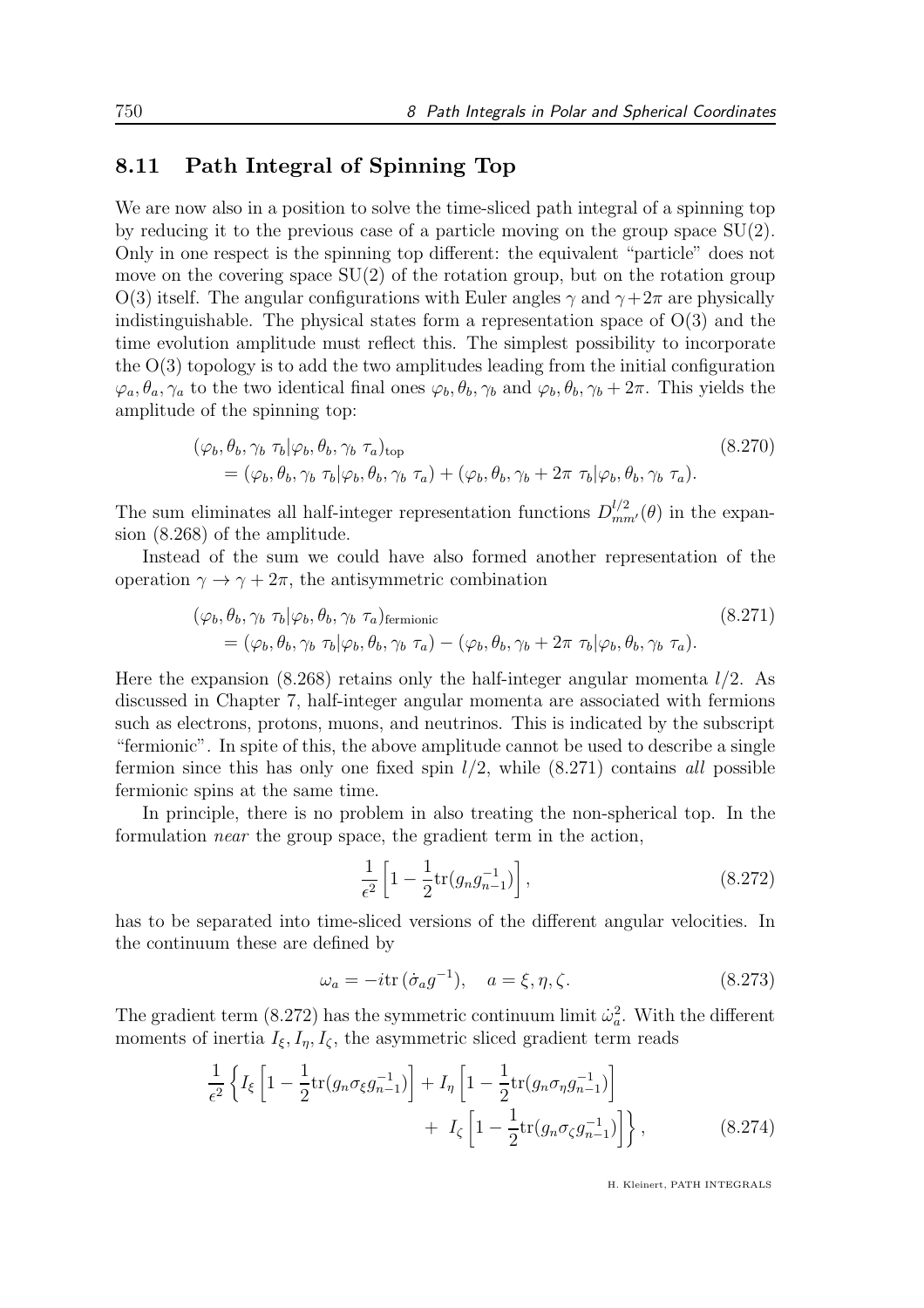## 8.11 Path Integral of Spinning Top

We are now also in a position to solve the time-sliced path integral of a spinning top by reducing it to the previous case of a particle moving on the group space SU(2). Only in one respect is the spinning top different: the equivalent "particle" does not move on the covering space SU(2) of the rotation group, but on the rotation group O(3) itself. The angular configurations with Euler angles $\gamma$ and $\gamma+2\pi$ are physically indistinguishable. The physical states form a representation space of O(3) and the time evolution amplitude must reflect this. The simplest possibility to incorporate the O(3) topology is to add the two amplitudes leading from the initial configuration $\varphi_a, \theta_a, \gamma_a$ to the two identical final ones $\varphi_b, \theta_b, \gamma_b$ and $\varphi_b, \theta_b, \gamma_b + 2\pi$. This yields the amplitude of the spinning top:

$$
\begin{aligned}
&(\varphi_b, \theta_b, \gamma_b\ \tau_b|\varphi_b, \theta_b, \gamma_b\ \tau_a)_{\rm top} \\
&\quad = (\varphi_b, \theta_b, \gamma_b\ \tau_b|\varphi_b, \theta_b, \gamma_b\ \tau_a) + (\varphi_b, \theta_b, \gamma_b + 2\pi\ \tau_b|\varphi_b, \theta_b, \gamma_b\ \tau_a).
\end{aligned}
\tag{8.270}
$$

The sum eliminates all half-integer representation functions $D^{l/2}_{mm'}(\theta)$ in the expansion (8.268) of the amplitude.

Instead of the sum we could have also formed another representation of the operation $\gamma \to \gamma + 2\pi$, the antisymmetric combination

$$
\begin{aligned}
&(\varphi_b, \theta_b, \gamma_b\ \tau_b|\varphi_b, \theta_b, \gamma_b\ \tau_a)_{\rm fermionic} \\
&\quad = (\varphi_b, \theta_b, \gamma_b\ \tau_b|\varphi_b, \theta_b, \gamma_b\ \tau_a) - (\varphi_b, \theta_b, \gamma_b + 2\pi\ \tau_b|\varphi_b, \theta_b, \gamma_b\ \tau_a).
\end{aligned}
\tag{8.271}
$$

Here the expansion (8.268) retains only the half-integer angular momenta $l/2$. As discussed in Chapter 7, half-integer angular momenta are associated with fermions such as electrons, protons, muons, and neutrinos. This is indicated by the subscript "fermionic". In spite of this, the above amplitude cannot be used to describe a single fermion since this has only one fixed spin $l/2$, while (8.271) contains *all* possible fermionic spins at the same time.

In principle, there is no problem in also treating the non-spherical top. In the formulation *near* the group space, the gradient term in the action,

$$
\frac{1}{\epsilon^2}\left[1 - \frac{1}{2}{\rm tr}(g_n g_{n-1}^{-1})\right],
\tag{8.272}
$$

has to be separated into time-sliced versions of the different angular velocities. In the continuum these are defined by

$$
\omega_a = -i{\rm tr}\,(\dot{\sigma}_a g^{-1}), \quad a = \xi, \eta, \zeta.
\tag{8.273}
$$

The gradient term (8.272) has the symmetric continuum limit $\dot{\omega}_a^2$. With the different moments of inertia $I_\xi, I_\eta, I_\zeta$, the asymmetric sliced gradient term reads

$$
\begin{aligned}
\frac{1}{\epsilon^2}\left\{ I_\xi \left[1 - \frac{1}{2}{\rm tr}(g_n \sigma_\xi g_{n-1}^{-1})\right] + I_\eta \left[1 - \frac{1}{2}{\rm tr}(g_n \sigma_\eta g_{n-1}^{-1})\right] \right.\\
\left. +\ I_\zeta \left[1 - \frac{1}{2}{\rm tr}(g_n \sigma_\zeta g_{n-1}^{-1})\right]\right\},
\end{aligned}
\tag{8.274}
$$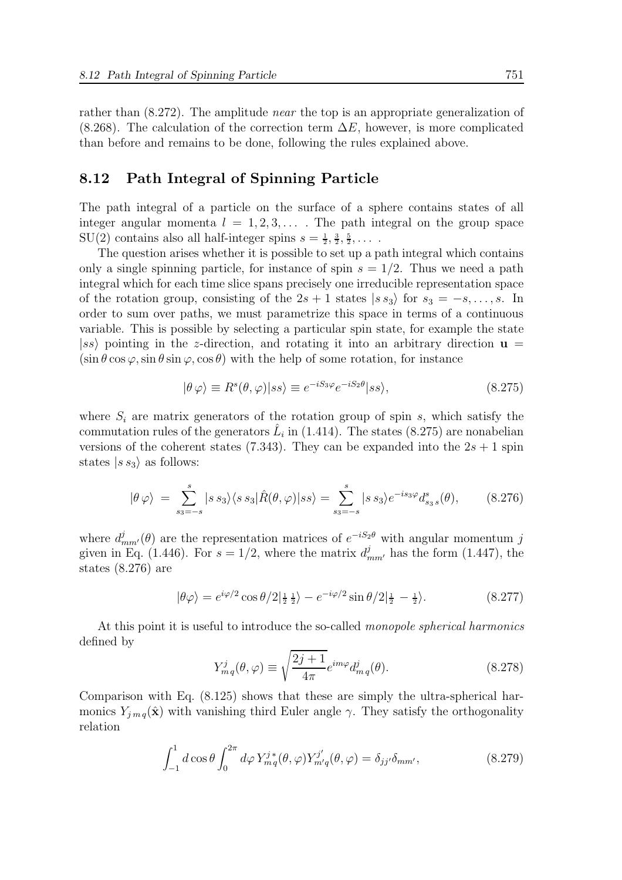rather than (8.272). The amplitude *near* the top is an appropriate generalization of (8.268). The calculation of the correction term $\Delta E$, however, is more complicated than before and remains to be done, following the rules explained above.

## 8.12 Path Integral of Spinning Particle

The path integral of a particle on the surface of a sphere contains states of all integer angular momenta $l = 1, 2, 3, \ldots$ . The path integral on the group space SU(2) contains also all half-integer spins $s = \frac{1}{2}, \frac{3}{2}, \frac{5}{2}, \ldots$ .

The question arises whether it is possible to set up a path integral which contains only a single spinning particle, for instance of spin $s = 1/2$. Thus we need a path integral which for each time slice spans precisely one irreducible representation space of the rotation group, consisting of the $2s+1$ states $|s\, s_3\rangle$ for $s_3 = -s, \ldots, s$. In order to sum over paths, we must parametrize this space in terms of a continuous variable. This is possible by selecting a particular spin state, for example the state $|ss\rangle$ pointing in the $z$-direction, and rotating it into an arbitrary direction $\mathbf{u} = (\sin\theta\cos\varphi, \sin\theta\sin\varphi, \cos\theta)$ with the help of some rotation, for instance

$$|\theta\,\varphi\rangle \equiv R^s(\theta,\varphi)|ss\rangle \equiv e^{-iS_3\varphi}e^{-iS_2\theta}|ss\rangle, \tag{8.275}$$

where $S_i$ are matrix generators of the rotation group of spin $s$, which satisfy the commutation rules of the generators $\hat{L}_i$ in (1.414). The states (8.275) are nonabelian versions of the coherent states (7.343). They can be expanded into the $2s+1$ spin states $|s\, s_3\rangle$ as follows:

$$|\theta\,\varphi\rangle \;=\; \sum_{s_3=-s}^{s} |s\, s_3\rangle\langle s\, s_3|\hat{R}(\theta,\varphi)|ss\rangle = \sum_{s_3=-s}^{s} |s\, s_3\rangle e^{-is_3\varphi} d^s_{s_3\, s}(\theta), \tag{8.276}$$

where $d^j_{mm'}(\theta)$ are the representation matrices of $e^{-iS_2\theta}$ with angular momentum $j$ given in Eq. (1.446). For $s = 1/2$, where the matrix $d^j_{mm'}$ has the form (1.447), the states (8.276) are

$$|\theta\varphi\rangle = e^{i\varphi/2}\cos\theta/2|\tfrac{1}{2}\,\tfrac{1}{2}\rangle - e^{-i\varphi/2}\sin\theta/2|\tfrac{1}{2}\,-\tfrac{1}{2}\rangle. \tag{8.277}$$

At this point it is useful to introduce the so-called *monopole spherical harmonics* defined by

$$Y^j_{m\,q}(\theta,\varphi) \equiv \sqrt{\frac{2j+1}{4\pi}}e^{im\varphi}d^j_{m\,q}(\theta). \tag{8.278}$$

Comparison with Eq. (8.125) shows that these are simply the ultra-spherical harmonics $Y_{j\,m\,q}(\hat{\mathbf{x}})$ with vanishing third Euler angle $\gamma$. They satisfy the orthogonality relation

$$\int_{-1}^{1} d\cos\theta \int_0^{2\pi} d\varphi\, Y^{j\,*}_{m\,q}(\theta,\varphi)Y^{j'}_{m'q}(\theta,\varphi) = \delta_{jj'}\delta_{mm'}, \tag{8.279}$$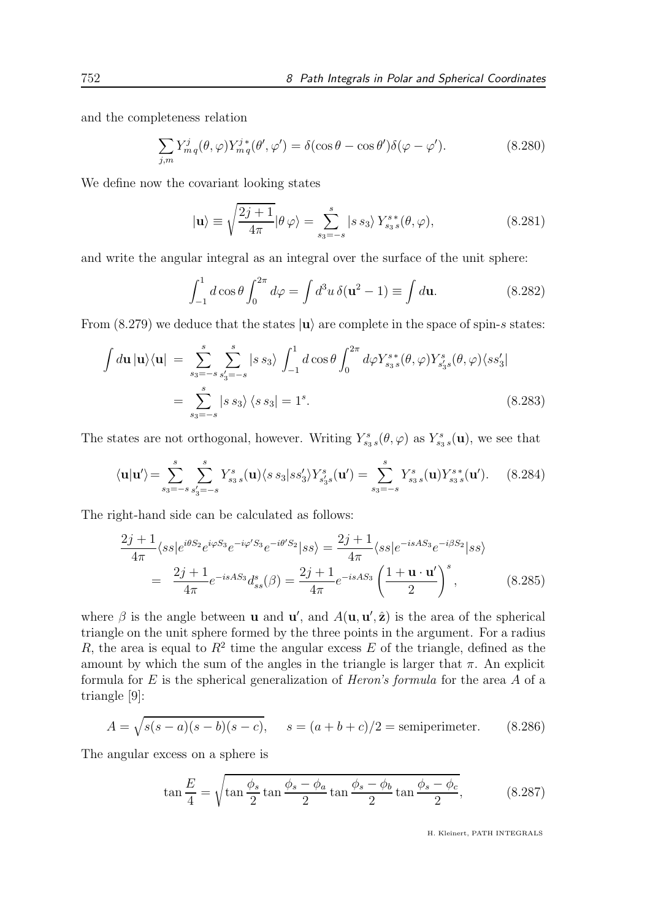and the completeness relation

$$\sum_{j,m} Y^j_{m\,q}(\theta,\varphi)Y^{j\,*}_{m\,q}(\theta',\varphi') = \delta(\cos\theta - \cos\theta')\delta(\varphi - \varphi'). \tag{8.280}$$

We define now the covariant looking states

$$|\mathbf{u}\rangle \equiv \sqrt{\frac{2j+1}{4\pi}}|\theta\,\varphi\rangle = \sum_{s_3=-s}^{s} |s\,s_3\rangle\, Y^{s\,*}_{s_3\,s}(\theta,\varphi), \tag{8.281}$$

and write the angular integral as an integral over the surface of the unit sphere:

$$\int_{-1}^{1} d\cos\theta \int_0^{2\pi} d\varphi = \int d^3u\,\delta(\mathbf{u}^2 - 1) \equiv \int d\mathbf{u}. \tag{8.282}$$

From (8.279) we deduce that the states $|\mathbf{u}\rangle$ are complete in the space of spin-$s$ states:

$$\begin{aligned}
\int d\mathbf{u}\,|\mathbf{u}\rangle\langle\mathbf{u}| &= \sum_{s_3=-s}^{s}\sum_{s_3'=-s}^{s} |s\,s_3\rangle \int_{-1}^{1} d\cos\theta \int_0^{2\pi} d\varphi Y^{s\,*}_{s_3\,s}(\theta,\varphi) Y^{s}_{s_3's}(\theta,\varphi)\langle s s_3'| \\
&= \sum_{s_3=-s}^{s} |s\,s_3\rangle\,\langle s\,s_3| = 1^s.
\end{aligned} \tag{8.283}$$

The states are not orthogonal, however. Writing $Y^s_{s_3\,s}(\theta,\varphi)$ as $Y^s_{s_3\,s}(\mathbf{u})$, we see that

$$\langle\mathbf{u}|\mathbf{u}'\rangle = \sum_{s_3=-s}^{s}\sum_{s_3'=-s}^{s} Y^s_{s_3\,s}(\mathbf{u})\langle s\,s_3|s s_3'\rangle Y^s_{s_3's}(\mathbf{u}') = \sum_{s_3=-s}^{s} Y^s_{s_3\,s}(\mathbf{u}) Y^{s\,*}_{s_3\,s}(\mathbf{u}'). \tag{8.284}$$

The right-hand side can be calculated as follows:

$$\begin{aligned}
\frac{2j+1}{4\pi}\langle ss|e^{i\theta S_2}e^{i\varphi S_3}e^{-i\varphi' S_3}e^{-i\theta' S_2}|ss\rangle &= \frac{2j+1}{4\pi}\langle ss|e^{-isAS_3}e^{-i\beta S_2}|ss\rangle \\
&= \frac{2j+1}{4\pi}e^{-isAS_3}d^s_{ss}(\beta) = \frac{2j+1}{4\pi}e^{-isAS_3}\left(\frac{1+\mathbf{u}\cdot\mathbf{u}'}{2}\right)^s,
\end{aligned} \tag{8.285}$$

where $\beta$ is the angle between $\mathbf{u}$ and $\mathbf{u}'$, and $A(\mathbf{u},\mathbf{u}',\hat{\mathbf{z}})$ is the area of the spherical triangle on the unit sphere formed by the three points in the argument. For a radius $R$, the area is equal to $R^2$ time the angular excess $E$ of the triangle, defined as the amount by which the sum of the angles in the triangle is larger that $\pi$. An explicit formula for $E$ is the spherical generalization of *Heron's formula* for the area $A$ of a triangle [9]:

$$A = \sqrt{s(s-a)(s-b)(s-c)}, \qquad s = (a+b+c)/2 = \text{semiperimeter}. \tag{8.286}$$

The angular excess on a sphere is

$$\tan\frac{E}{4} = \sqrt{\tan\frac{\phi_s}{2}\tan\frac{\phi_s-\phi_a}{2}\tan\frac{\phi_s-\phi_b}{2}\tan\frac{\phi_s-\phi_c}{2}}, \tag{8.287}$$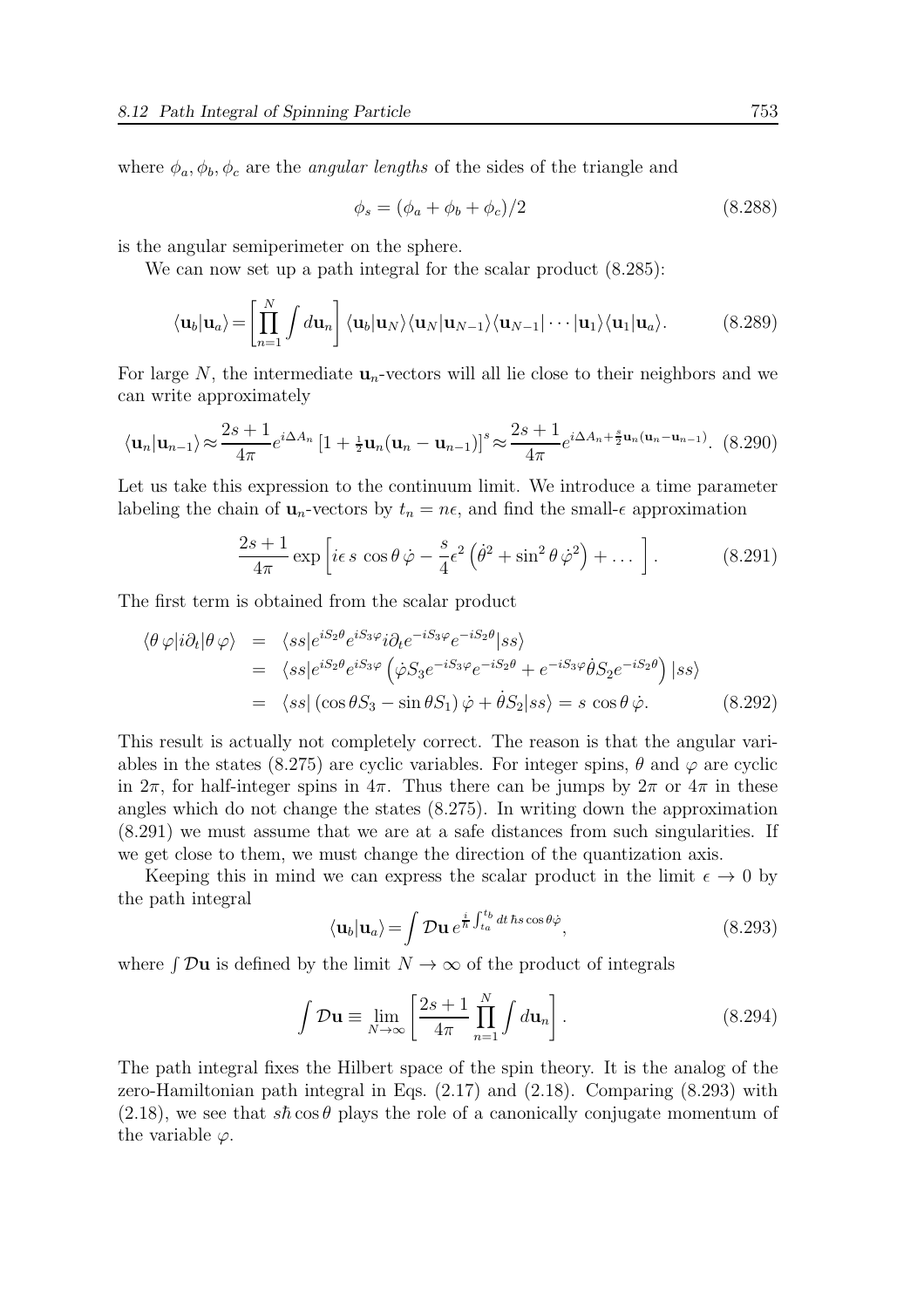where $\phi_a, \phi_b, \phi_c$ are the *angular lengths* of the sides of the triangle and

$$\phi_s = (\phi_a + \phi_b + \phi_c)/2 \tag{8.288}$$

is the angular semiperimeter on the sphere.

We can now set up a path integral for the scalar product (8.285):

$$\langle \mathbf{u}_b | \mathbf{u}_a \rangle = \left[ \prod_{n=1}^{N} \int d\mathbf{u}_n \right] \langle \mathbf{u}_b | \mathbf{u}_N \rangle \langle \mathbf{u}_N | \mathbf{u}_{N-1} \rangle \langle \mathbf{u}_{N-1} | \cdots | \mathbf{u}_1 \rangle \langle \mathbf{u}_1 | \mathbf{u}_a \rangle. \tag{8.289}$$

For large $N$, the intermediate $\mathbf{u}_n$-vectors will all lie close to their neighbors and we can write approximately

$$\langle \mathbf{u}_n | \mathbf{u}_{n-1} \rangle \approx \frac{2s+1}{4\pi} e^{i\Delta A_n} \left[ 1 + \tfrac{1}{2} \mathbf{u}_n (\mathbf{u}_n - \mathbf{u}_{n-1}) \right]^s \approx \frac{2s+1}{4\pi} e^{i\Delta A_n + \frac{s}{2} \mathbf{u}_n (\mathbf{u}_n - \mathbf{u}_{n-1})}. \tag{8.290}$$

Let us take this expression to the continuum limit. We introduce a time parameter labeling the chain of $\mathbf{u}_n$-vectors by $t_n = n\epsilon$, and find the small-$\epsilon$ approximation

$$\frac{2s+1}{4\pi} \exp\left[ i\epsilon\, s\, \cos\theta\, \dot{\varphi} - \frac{s}{4} \epsilon^2 \left( \dot{\theta}^2 + \sin^2\theta\, \dot{\varphi}^2 \right) + \ldots \right]. \tag{8.291}$$

The first term is obtained from the scalar product

$$\begin{aligned}
\langle \theta\, \varphi | i\partial_t | \theta\, \varphi \rangle &= \langle ss | e^{iS_2\theta} e^{iS_3\varphi} i\partial_t e^{-iS_3\varphi} e^{-iS_2\theta} | ss \rangle \\
&= \langle ss | e^{iS_2\theta} e^{iS_3\varphi} \left( \dot{\varphi} S_3 e^{-iS_3\varphi} e^{-iS_2\theta} + e^{-iS_3\varphi} \dot{\theta} S_2 e^{-iS_2\theta} \right) | ss \rangle \\
&= \langle ss | \left( \cos\theta S_3 - \sin\theta S_1 \right) \dot{\varphi} + \dot{\theta} S_2 | ss \rangle = s\, \cos\theta\, \dot{\varphi}.
\end{aligned} \tag{8.292}$$

This result is actually not completely correct. The reason is that the angular variables in the states (8.275) are cyclic variables. For integer spins, $\theta$ and $\varphi$ are cyclic in $2\pi$, for half-integer spins in $4\pi$. Thus there can be jumps by $2\pi$ or $4\pi$ in these angles which do not change the states (8.275). In writing down the approximation (8.291) we must assume that we are at a safe distances from such singularities. If we get close to them, we must change the direction of the quantization axis.

Keeping this in mind we can express the scalar product in the limit $\epsilon \to 0$ by the path integral

$$\langle \mathbf{u}_b | \mathbf{u}_a \rangle = \int \mathcal{D}\mathbf{u}\, e^{\frac{i}{\hbar} \int_{t_a}^{t_b} dt\, \hbar s \cos\theta \dot{\varphi}}, \tag{8.293}$$

where $\int \mathcal{D}\mathbf{u}$ is defined by the limit $N \to \infty$ of the product of integrals

$$\int \mathcal{D}\mathbf{u} \equiv \lim_{N\to\infty} \left[ \frac{2s+1}{4\pi} \prod_{n=1}^{N} \int d\mathbf{u}_n \right]. \tag{8.294}$$

The path integral fixes the Hilbert space of the spin theory. It is the analog of the zero-Hamiltonian path integral in Eqs. (2.17) and (2.18). Comparing (8.293) with (2.18), we see that $s\hbar\cos\theta$ plays the role of a canonically conjugate momentum of the variable $\varphi$.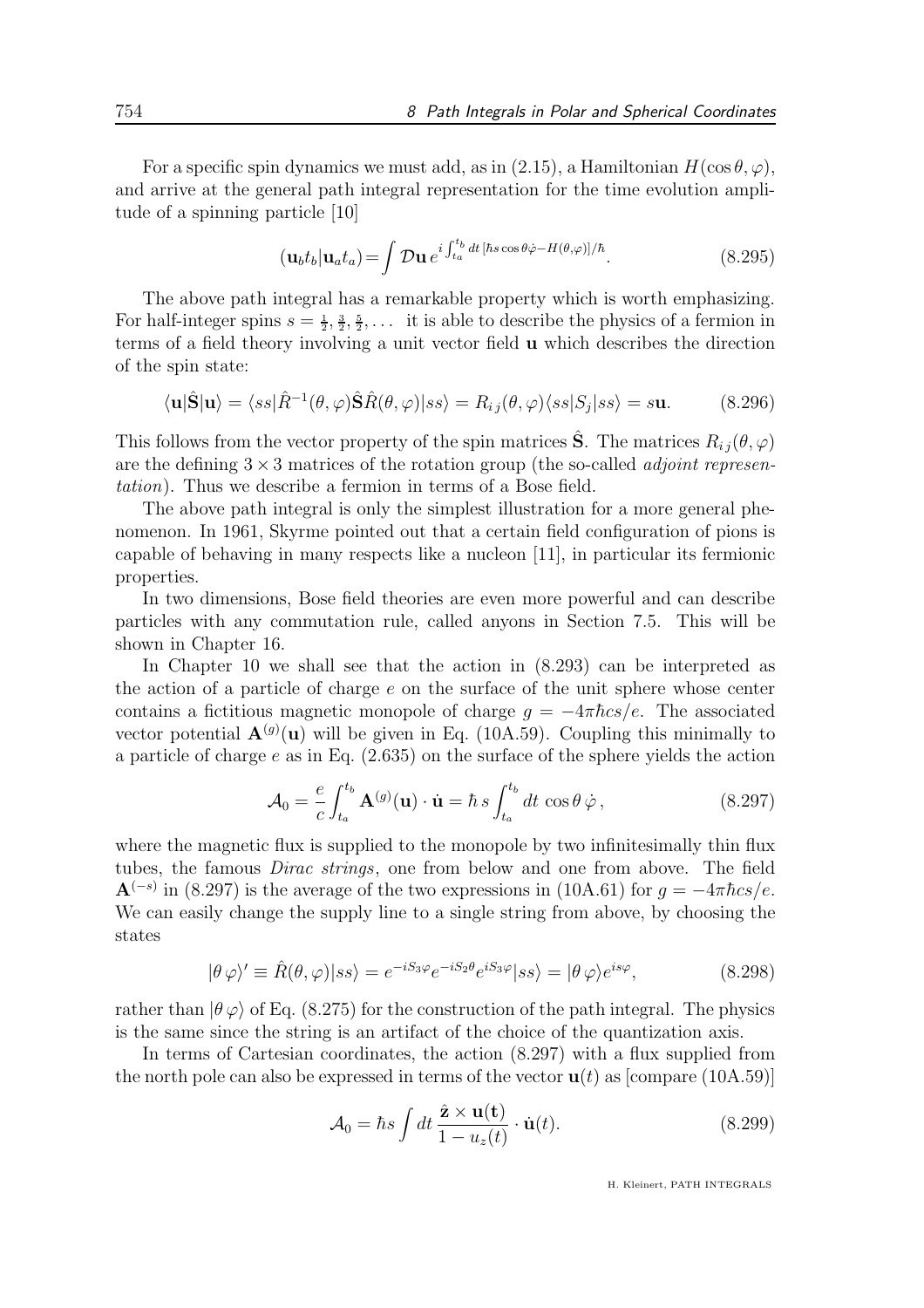For a specific spin dynamics we must add, as in (2.15), a Hamiltonian $H(\cos\theta, \varphi)$, and arrive at the general path integral representation for the time evolution amplitude of a spinning particle [10]

$$(\mathbf{u}_b t_b|\mathbf{u}_a t_a) = \int \mathcal{D}\mathbf{u}\, e^{i\int_{t_a}^{t_b} dt\, [\hbar s \cos\theta\dot\varphi - H(\theta,\varphi)]/\hbar}. \tag{8.295}$$

The above path integral has a remarkable property which is worth emphasizing. For half-integer spins $s = \frac{1}{2}, \frac{3}{2}, \frac{5}{2}, \dots$ it is able to describe the physics of a fermion in terms of a field theory involving a unit vector field $\mathbf{u}$ which describes the direction of the spin state:

$$\langle \mathbf{u}|\hat{\mathbf{S}}|\mathbf{u}\rangle = \langle ss|\hat{R}^{-1}(\theta,\varphi)\hat{\mathbf{S}}\hat{R}(\theta,\varphi)|ss\rangle = R_{ij}(\theta,\varphi)\langle ss|S_j|ss\rangle = s\mathbf{u}. \tag{8.296}$$

This follows from the vector property of the spin matrices $\hat{\mathbf{S}}$. The matrices $R_{ij}(\theta,\varphi)$ are the defining $3\times 3$ matrices of the rotation group (the so-called *adjoint representation*). Thus we describe a fermion in terms of a Bose field.

The above path integral is only the simplest illustration for a more general phenomenon. In 1961, Skyrme pointed out that a certain field configuration of pions is capable of behaving in many respects like a nucleon [11], in particular its fermionic properties.

In two dimensions, Bose field theories are even more powerful and can describe particles with any commutation rule, called anyons in Section 7.5. This will be shown in Chapter 16.

In Chapter 10 we shall see that the action in (8.293) can be interpreted as the action of a particle of charge $e$ on the surface of the unit sphere whose center contains a fictitious magnetic monopole of charge $g = -4\pi\hbar cs/e$. The associated vector potential $\mathbf{A}^{(g)}(\mathbf{u})$ will be given in Eq. (10A.59). Coupling this minimally to a particle of charge $e$ as in Eq. (2.635) on the surface of the sphere yields the action

$$\mathcal{A}_0 = \frac{e}{c}\int_{t_a}^{t_b} \mathbf{A}^{(g)}(\mathbf{u})\cdot\dot{\mathbf{u}} = \hbar\, s\int_{t_a}^{t_b} dt\, \cos\theta\,\dot\varphi\,, \tag{8.297}$$

where the magnetic flux is supplied to the monopole by two infinitesimally thin flux tubes, the famous *Dirac strings*, one from below and one from above. The field $\mathbf{A}^{(-s)}$ in (8.297) is the average of the two expressions in (10A.61) for $g = -4\pi\hbar cs/e$. We can easily change the supply line to a single string from above, by choosing the states

$$|\theta\,\varphi\rangle' \equiv \hat{R}(\theta,\varphi)|ss\rangle = e^{-iS_3\varphi}e^{-iS_2\theta}e^{iS_3\varphi}|ss\rangle = |\theta\,\varphi\rangle e^{is\varphi}, \tag{8.298}$$

rather than $|\theta\,\varphi\rangle$ of Eq. (8.275) for the construction of the path integral. The physics is the same since the string is an artifact of the choice of the quantization axis.

In terms of Cartesian coordinates, the action (8.297) with a flux supplied from the north pole can also be expressed in terms of the vector $\mathbf{u}(t)$ as [compare (10A.59)]

$$\mathcal{A}_0 = \hbar s\int dt\, \frac{\hat{\mathbf{z}}\times\mathbf{u}(\mathbf{t})}{1-u_z(t)}\cdot\dot{\mathbf{u}}(t). \tag{8.299}$$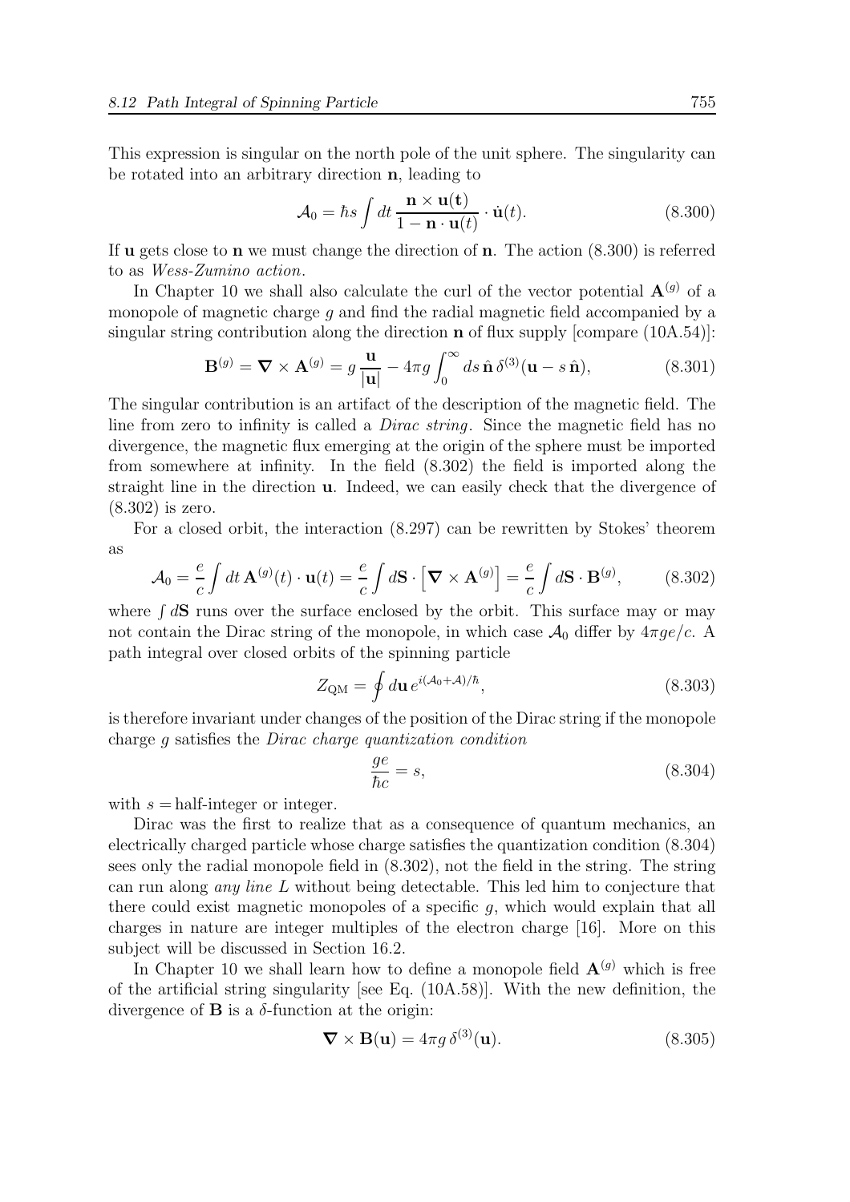This expression is singular on the north pole of the unit sphere. The singularity can be rotated into an arbitrary direction $\mathbf{n}$, leading to

$$\mathcal{A}_0 = \hbar s \int dt \, \frac{\mathbf{n} \times \mathbf{u}(\mathbf{t})}{1 - \mathbf{n} \cdot \mathbf{u}(t)} \cdot \dot{\mathbf{u}}(t). \tag{8.300}$$

If $\mathbf{u}$ gets close to $\mathbf{n}$ we must change the direction of $\mathbf{n}$. The action (8.300) is referred to as *Wess-Zumino action*.

In Chapter 10 we shall also calculate the curl of the vector potential $\mathbf{A}^{(g)}$ of a monopole of magnetic charge $g$ and find the radial magnetic field accompanied by a singular string contribution along the direction $\mathbf{n}$ of flux supply [compare (10A.54)]:

$$\mathbf{B}^{(g)} = \boldsymbol{\nabla} \times \mathbf{A}^{(g)} = g \, \frac{\mathbf{u}}{|\mathbf{u}|} - 4\pi g \int_0^\infty ds \, \hat{\mathbf{n}} \, \delta^{(3)}(\mathbf{u} - s \, \hat{\mathbf{n}}), \tag{8.301}$$

The singular contribution is an artifact of the description of the magnetic field. The line from zero to infinity is called a *Dirac string*. Since the magnetic field has no divergence, the magnetic flux emerging at the origin of the sphere must be imported from somewhere at infinity. In the field (8.302) the field is imported along the straight line in the direction $\mathbf{u}$. Indeed, we can easily check that the divergence of (8.302) is zero.

For a closed orbit, the interaction (8.297) can be rewritten by Stokes' theorem as

$$\mathcal{A}_0 = \frac{e}{c} \int dt \, \mathbf{A}^{(g)}(t) \cdot \mathbf{u}(t) = \frac{e}{c} \int d\mathbf{S} \cdot \left[ \boldsymbol{\nabla} \times \mathbf{A}^{(g)} \right] = \frac{e}{c} \int d\mathbf{S} \cdot \mathbf{B}^{(g)}, \tag{8.302}$$

where $\int d\mathbf{S}$ runs over the surface enclosed by the orbit. This surface may or may not contain the Dirac string of the monopole, in which case $\mathcal{A}_0$ differ by $4\pi g e/c$. A path integral over closed orbits of the spinning particle

$$Z_{\rm QM} = \oint d\mathbf{u} \, e^{i(\mathcal{A}_0 + \mathcal{A})/\hbar}, \tag{8.303}$$

is therefore invariant under changes of the position of the Dirac string if the monopole charge $g$ satisfies the *Dirac charge quantization condition*

$$\frac{ge}{\hbar c} = s, \tag{8.304}$$

with $s =$ half-integer or integer.

Dirac was the first to realize that as a consequence of quantum mechanics, an electrically charged particle whose charge satisfies the quantization condition (8.304) sees only the radial monopole field in (8.302), not the field in the string. The string can run along *any line L* without being detectable. This led him to conjecture that there could exist magnetic monopoles of a specific $g$, which would explain that all charges in nature are integer multiples of the electron charge [16]. More on this subject will be discussed in Section 16.2.

In Chapter 10 we shall learn how to define a monopole field $\mathbf{A}^{(g)}$ which is free of the artificial string singularity [see Eq. (10A.58)]. With the new definition, the divergence of $\mathbf{B}$ is a $\delta$-function at the origin:

$$\boldsymbol{\nabla} \times \mathbf{B}(\mathbf{u}) = 4\pi g \, \delta^{(3)}(\mathbf{u}). \tag{8.305}$$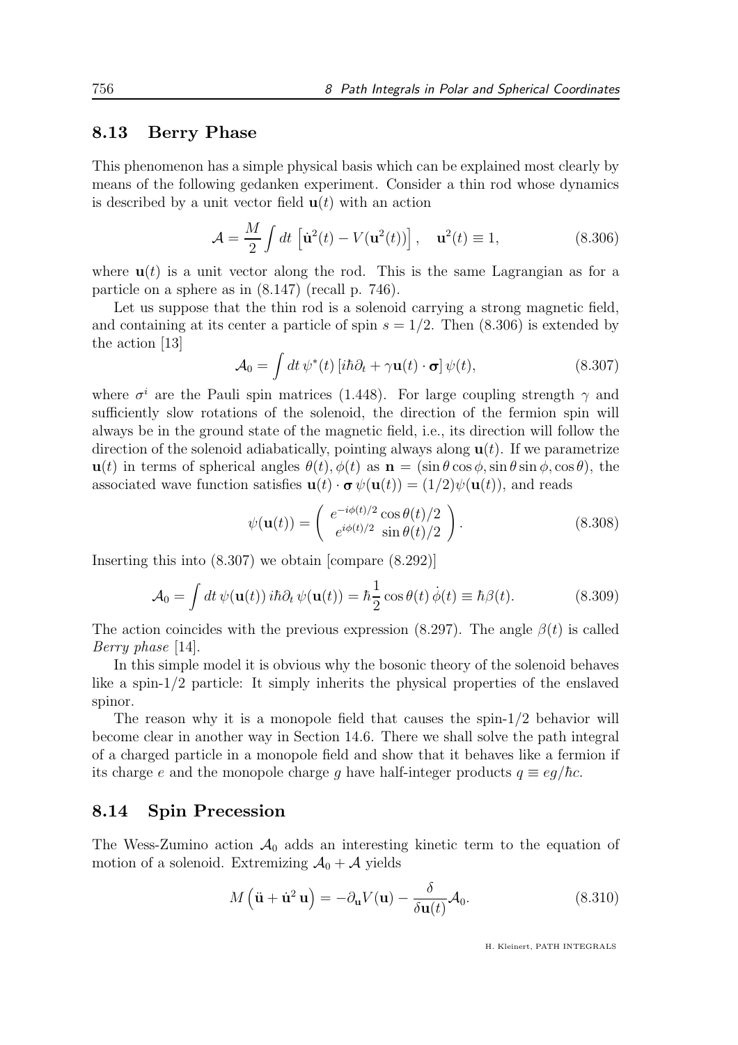## 8.13 Berry Phase

This phenomenon has a simple physical basis which can be explained most clearly by means of the following gedanken experiment. Consider a thin rod whose dynamics is described by a unit vector field $\mathbf{u}(t)$ with an action

$$\mathcal{A} = \frac{M}{2}\int dt\, \left[\dot{\mathbf{u}}^2(t) - V(\mathbf{u}^2(t))\right], \quad \mathbf{u}^2(t) \equiv 1, \tag{8.306}$$

where $\mathbf{u}(t)$ is a unit vector along the rod. This is the same Lagrangian as for a particle on a sphere as in (8.147) (recall p. 746).

Let us suppose that the thin rod is a solenoid carrying a strong magnetic field, and containing at its center a particle of spin $s = 1/2$. Then (8.306) is extended by the action [13]

$$\mathcal{A}_0 = \int dt\, \psi^*(t)\left[i\hbar\partial_t + \gamma\mathbf{u}(t)\cdot\boldsymbol{\sigma}\right]\psi(t), \tag{8.307}$$

where $\sigma^i$ are the Pauli spin matrices (1.448). For large coupling strength $\gamma$ and sufficiently slow rotations of the solenoid, the direction of the fermion spin will always be in the ground state of the magnetic field, i.e., its direction will follow the direction of the solenoid adiabatically, pointing always along $\mathbf{u}(t)$. If we parametrize $\mathbf{u}(t)$ in terms of spherical angles $\theta(t), \phi(t)$ as $\mathbf{n} = (\sin\theta\cos\phi, \sin\theta\sin\phi, \cos\theta)$, the associated wave function satisfies $\mathbf{u}(t)\cdot\boldsymbol{\sigma}\,\psi(\mathbf{u}(t)) = (1/2)\psi(\mathbf{u}(t))$, and reads

$$\psi(\mathbf{u}(t)) = \begin{pmatrix} e^{-i\phi(t)/2}\cos\theta(t)/2 \\ e^{i\phi(t)/2}\,\sin\theta(t)/2 \end{pmatrix}. \tag{8.308}$$

Inserting this into (8.307) we obtain [compare (8.292)]

$$\mathcal{A}_0 = \int dt\, \psi(\mathbf{u}(t))\, i\hbar\partial_t\, \psi(\mathbf{u}(t)) = \hbar\frac{1}{2}\cos\theta(t)\,\dot{\phi}(t) \equiv \hbar\beta(t). \tag{8.309}$$

The action coincides with the previous expression (8.297). The angle $\beta(t)$ is called *Berry phase* [14].

In this simple model it is obvious why the bosonic theory of the solenoid behaves like a spin-1/2 particle: It simply inherits the physical properties of the enslaved spinor.

The reason why it is a monopole field that causes the spin-1/2 behavior will become clear in another way in Section 14.6. There we shall solve the path integral of a charged particle in a monopole field and show that it behaves like a fermion if its charge $e$ and the monopole charge $g$ have half-integer products $q \equiv eg/\hbar c$.

## 8.14 Spin Precession

The Wess-Zumino action $\mathcal{A}_0$ adds an interesting kinetic term to the equation of motion of a solenoid. Extremizing $\mathcal{A}_0 + \mathcal{A}$ yields

$$M\left(\ddot{\mathbf{u}} + \dot{\mathbf{u}}^2\,\mathbf{u}\right) = -\partial_{\mathbf{u}}V(\mathbf{u}) - \frac{\delta}{\delta\mathbf{u}(t)}\mathcal{A}_0. \tag{8.310}$$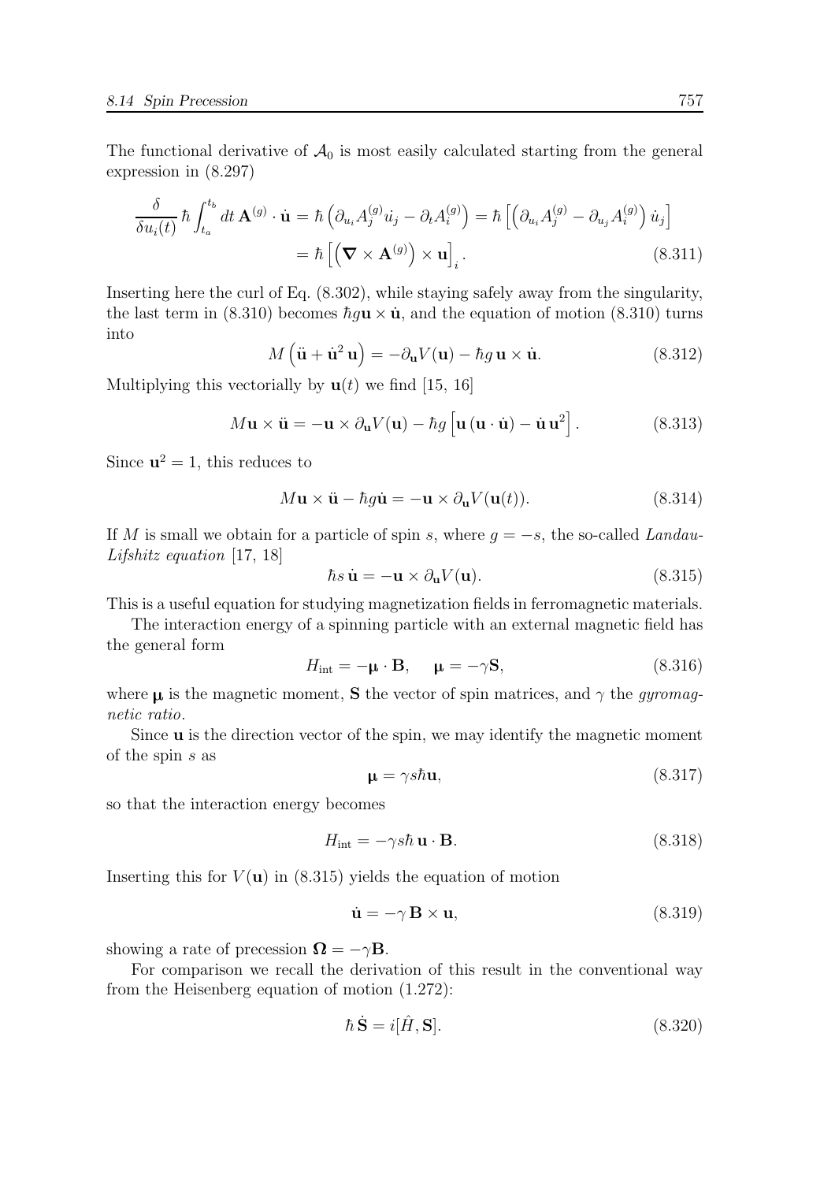The functional derivative of $\mathcal{A}_0$ is most easily calculated starting from the general expression in (8.297)

$$\frac{\delta}{\delta u_i(t)}\hbar\int_{t_a}^{t_b} dt\,\mathbf{A}^{(g)}\cdot\dot{\mathbf{u}} = \hbar\left(\partial_{u_i}A_j^{(g)}\dot{u}_j - \partial_t A_i^{(g)}\right) = \hbar\left[\left(\partial_{u_i}A_j^{(g)} - \partial_{u_j}A_i^{(g)}\right)\dot{u}_j\right]$$
$$= \hbar\left[\left(\boldsymbol{\nabla}\times\mathbf{A}^{(g)}\right)\times\mathbf{u}\right]_i. \tag{8.311}$$

Inserting here the curl of Eq. (8.302), while staying safely away from the singularity, the last term in (8.310) becomes $\hbar g\mathbf{u}\times\dot{\mathbf{u}}$, and the equation of motion (8.310) turns into

$$M\left(\ddot{\mathbf{u}} + \dot{\mathbf{u}}^2\,\mathbf{u}\right) = -\partial_{\mathbf{u}}V(\mathbf{u}) - \hbar g\,\mathbf{u}\times\dot{\mathbf{u}}. \tag{8.312}$$

Multiplying this vectorially by $\mathbf{u}(t)$ we find [15, 16]

$$M\mathbf{u}\times\ddot{\mathbf{u}} = -\mathbf{u}\times\partial_{\mathbf{u}}V(\mathbf{u}) - \hbar g\left[\mathbf{u}\left(\mathbf{u}\cdot\dot{\mathbf{u}}\right) - \dot{\mathbf{u}}\,\mathbf{u}^2\right]. \tag{8.313}$$

Since $\mathbf{u}^2 = 1$, this reduces to

$$M\mathbf{u}\times\ddot{\mathbf{u}} - \hbar g\dot{\mathbf{u}} = -\mathbf{u}\times\partial_{\mathbf{u}}V(\mathbf{u}(t)). \tag{8.314}$$

If $M$ is small we obtain for a particle of spin $s$, where $g = -s$, the so-called *Landau-Lifshitz equation* [17, 18]

$$\hbar s\,\dot{\mathbf{u}} = -\mathbf{u}\times\partial_{\mathbf{u}}V(\mathbf{u}). \tag{8.315}$$

This is a useful equation for studying magnetization fields in ferromagnetic materials.

The interaction energy of a spinning particle with an external magnetic field has the general form

$$H_{\rm int} = -\boldsymbol{\mu}\cdot\mathbf{B}, \quad \boldsymbol{\mu} = -\gamma\mathbf{S}, \tag{8.316}$$

where $\boldsymbol{\mu}$ is the magnetic moment, $\mathbf{S}$ the vector of spin matrices, and $\gamma$ the *gyromagnetic ratio*.

Since $\mathbf{u}$ is the direction vector of the spin, we may identify the magnetic moment of the spin $s$ as

$$\boldsymbol{\mu} = \gamma s\hbar\mathbf{u}, \tag{8.317}$$

so that the interaction energy becomes

$$H_{\rm int} = -\gamma s\hbar\,\mathbf{u}\cdot\mathbf{B}. \tag{8.318}$$

Inserting this for $V(\mathbf{u})$ in (8.315) yields the equation of motion

$$\dot{\mathbf{u}} = -\gamma\,\mathbf{B}\times\mathbf{u}, \tag{8.319}$$

showing a rate of precession $\boldsymbol{\Omega} = -\gamma\mathbf{B}$.

For comparison we recall the derivation of this result in the conventional way from the Heisenberg equation of motion (1.272):

$$\hbar\,\dot{\mathbf{S}} = i[\hat{H},\mathbf{S}]. \tag{8.320}$$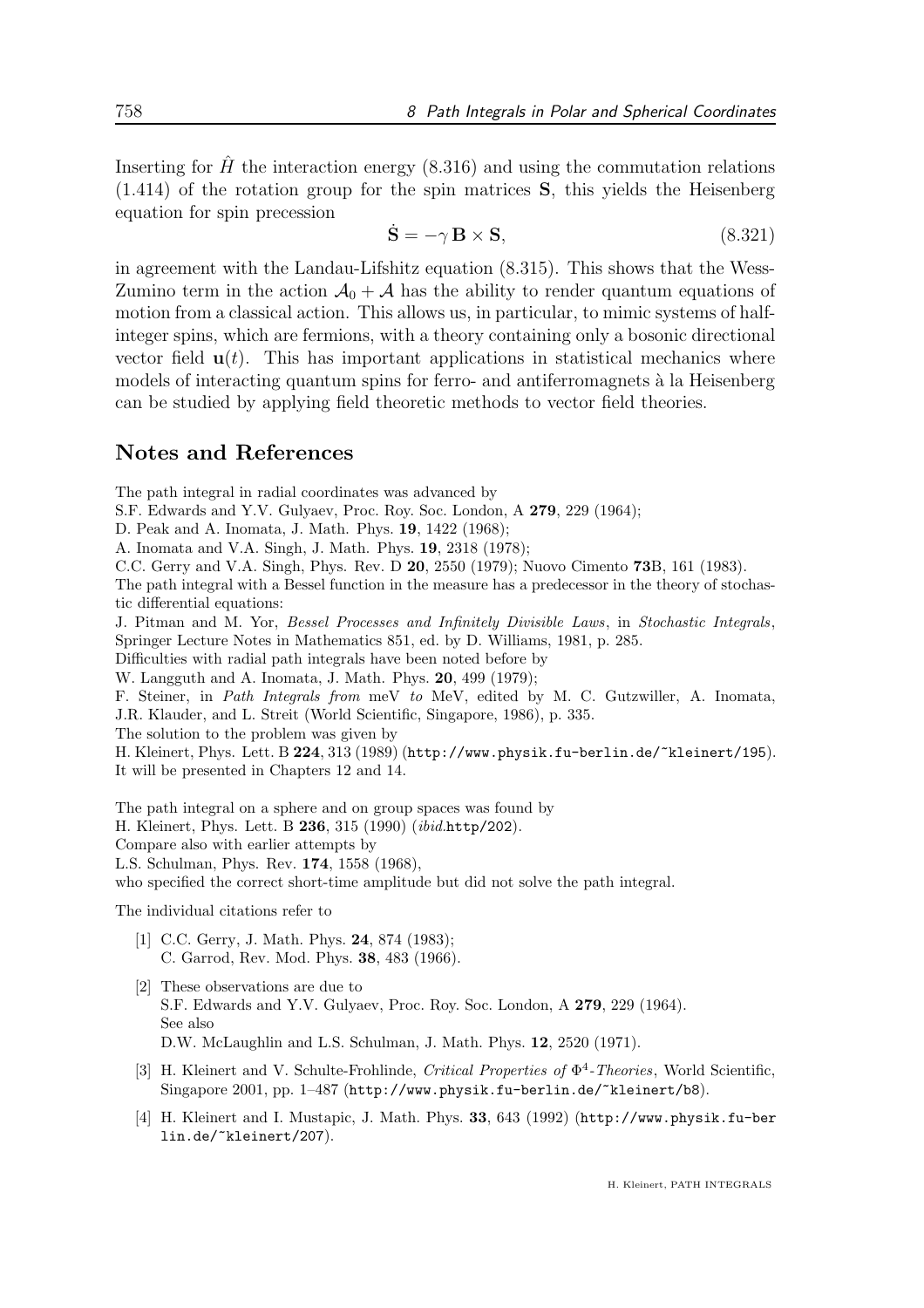Inserting for $\hat{H}$ the interaction energy (8.316) and using the commutation relations (1.414) of the rotation group for the spin matrices $\mathbf{S}$, this yields the Heisenberg equation for spin precession

$$\dot{\mathbf{S}} = -\gamma \, \mathbf{B} \times \mathbf{S}, \tag{8.321}$$

in agreement with the Landau-Lifshitz equation (8.315). This shows that the Wess-Zumino term in the action $\mathcal{A}_0 + \mathcal{A}$ has the ability to render quantum equations of motion from a classical action. This allows us, in particular, to mimic systems of half-integer spins, which are fermions, with a theory containing only a bosonic directional vector field $\mathbf{u}(t)$. This has important applications in statistical mechanics where models of interacting quantum spins for ferro- and antiferromagnets à la Heisenberg can be studied by applying field theoretic methods to vector field theories.

## Notes and References

The path integral in radial coordinates was advanced by
S.F. Edwards and Y.V. Gulyaev, Proc. Roy. Soc. London, A **279**, 229 (1964);
D. Peak and A. Inomata, J. Math. Phys. **19**, 1422 (1968);
A. Inomata and V.A. Singh, J. Math. Phys. **19**, 2318 (1978);
C.C. Gerry and V.A. Singh, Phys. Rev. D **20**, 2550 (1979); Nuovo Cimento **73**B, 161 (1983).
The path integral with a Bessel function in the measure has a predecessor in the theory of stochastic differential equations:
J. Pitman and M. Yor, *Bessel Processes and Infinitely Divisible Laws*, in *Stochastic Integrals*, Springer Lecture Notes in Mathematics 851, ed. by D. Williams, 1981, p. 285.
Difficulties with radial path integrals have been noted before by
W. Langguth and A. Inomata, J. Math. Phys. **20**, 499 (1979);
F. Steiner, in *Path Integrals from* meV *to* MeV, edited by M. C. Gutzwiller, A. Inomata, J.R. Klauder, and L. Streit (World Scientific, Singapore, 1986), p. 335.
The solution to the problem was given by
H. Kleinert, Phys. Lett. B **224**, 313 (1989) (`http://www.physik.fu-berlin.de/~kleinert/195`).
It will be presented in Chapters 12 and 14.

The path integral on a sphere and on group spaces was found by
H. Kleinert, Phys. Lett. B **236**, 315 (1990) (*ibid.*`http/202`).
Compare also with earlier attempts by
L.S. Schulman, Phys. Rev. **174**, 1558 (1968),
who specified the correct short-time amplitude but did not solve the path integral.

The individual citations refer to

[1] C.C. Gerry, J. Math. Phys. **24**, 874 (1983);
C. Garrod, Rev. Mod. Phys. **38**, 483 (1966).

[2] These observations are due to
S.F. Edwards and Y.V. Gulyaev, Proc. Roy. Soc. London, A **279**, 229 (1964).
See also
D.W. McLaughlin and L.S. Schulman, J. Math. Phys. **12**, 2520 (1971).

[3] H. Kleinert and V. Schulte-Frohlinde, *Critical Properties of $\Phi^4$-Theories*, World Scientific, Singapore 2001, pp. 1–487 (`http://www.physik.fu-berlin.de/~kleinert/b8`).

[4] H. Kleinert and I. Mustapic, J. Math. Phys. **33**, 643 (1992) (`http://www.physik.fu-berlin.de/~kleinert/207`).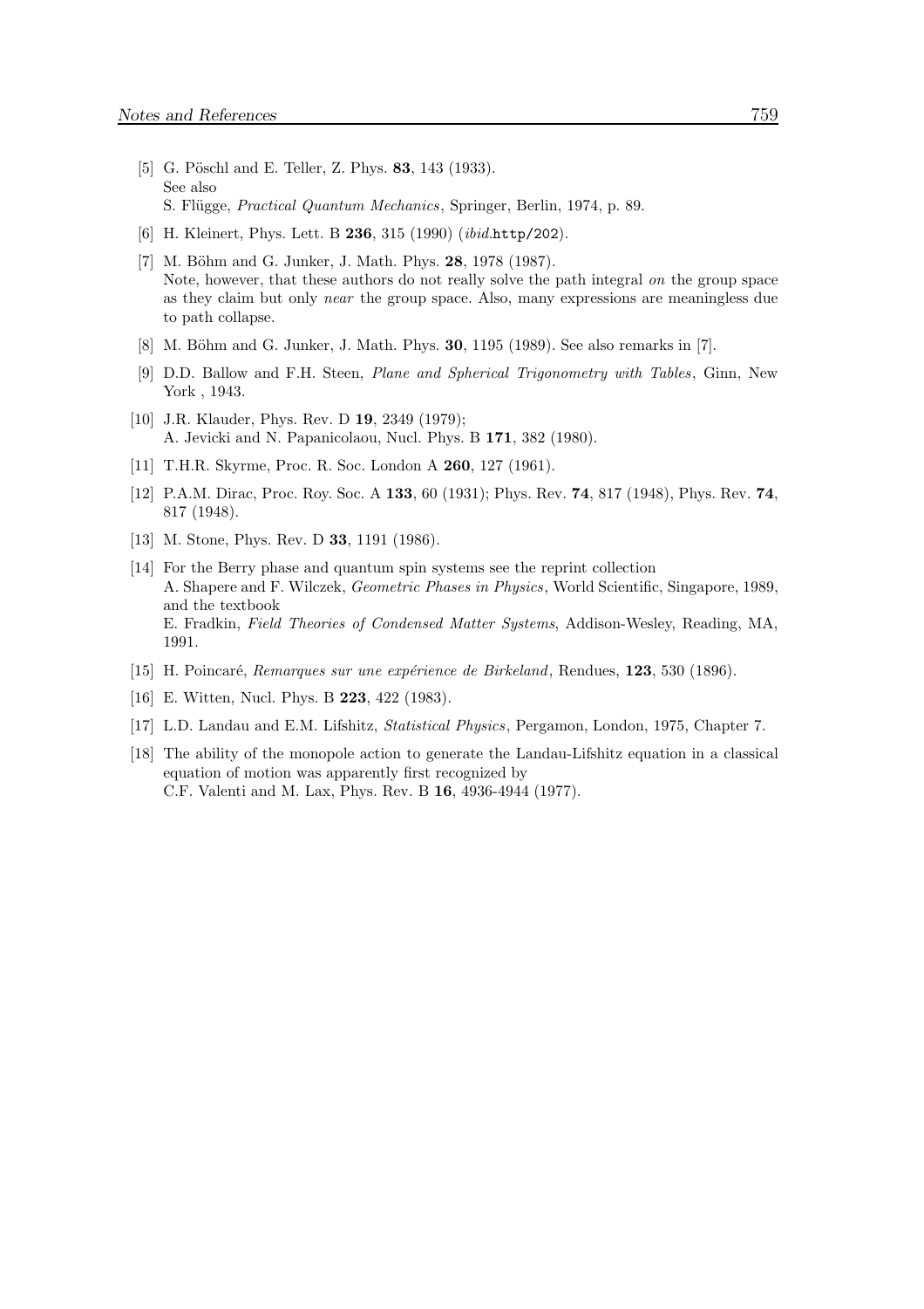[5] G. Pöschl and E. Teller, Z. Phys. **83**, 143 (1933).
See also
S. Flügge, *Practical Quantum Mechanics*, Springer, Berlin, 1974, p. 89.

[6] H. Kleinert, Phys. Lett. B **236**, 315 (1990) (*ibid.*`http/202`).

[7] M. Böhm and G. Junker, J. Math. Phys. **28**, 1978 (1987).
Note, however, that these authors do not really solve the path integral *on* the group space as they claim but only *near* the group space. Also, many expressions are meaningless due to path collapse.

[8] M. Böhm and G. Junker, J. Math. Phys. **30**, 1195 (1989). See also remarks in [7].

[9] D.D. Ballow and F.H. Steen, *Plane and Spherical Trigonometry with Tables*, Ginn, New York , 1943.

[10] J.R. Klauder, Phys. Rev. D **19**, 2349 (1979);
A. Jevicki and N. Papanicolaou, Nucl. Phys. B **171**, 382 (1980).

[11] T.H.R. Skyrme, Proc. R. Soc. London A **260**, 127 (1961).

[12] P.A.M. Dirac, Proc. Roy. Soc. A **133**, 60 (1931); Phys. Rev. **74**, 817 (1948), Phys. Rev. **74**, 817 (1948).

[13] M. Stone, Phys. Rev. D **33**, 1191 (1986).

[14] For the Berry phase and quantum spin systems see the reprint collection
A. Shapere and F. Wilczek, *Geometric Phases in Physics*, World Scientific, Singapore, 1989, and the textbook
E. Fradkin, *Field Theories of Condensed Matter Systems*, Addison-Wesley, Reading, MA, 1991.

[15] H. Poincaré, *Remarques sur une expérience de Birkeland*, Rendues, **123**, 530 (1896).

[16] E. Witten, Nucl. Phys. B **223**, 422 (1983).

[17] L.D. Landau and E.M. Lifshitz, *Statistical Physics*, Pergamon, London, 1975, Chapter 7.

[18] The ability of the monopole action to generate the Landau-Lifshitz equation in a classical equation of motion was apparently first recognized by
C.F. Valenti and M. Lax, Phys. Rev. B **16**, 4936-4944 (1977).